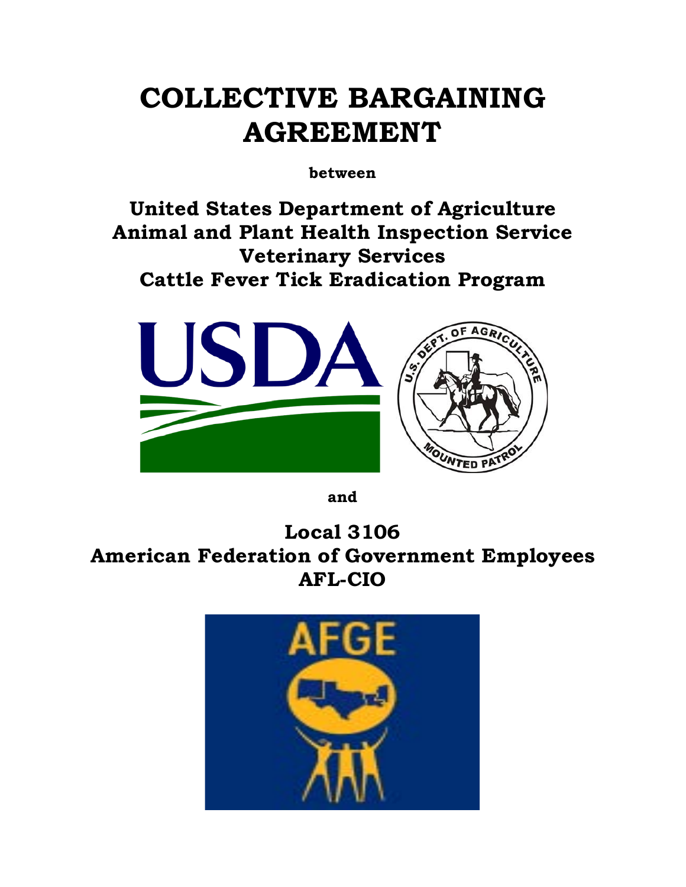# COLLECTIVE BARGAINING AGREEMENT

**between**

**United States Department of Agriculture**
**Animal and Plant Health Inspection Service**
**Veterinary Services**
**Cattle Fever Tick Eradication Program**

**and**

**Local 3106**
**American Federation of Government Employees**
**AFL-CIO**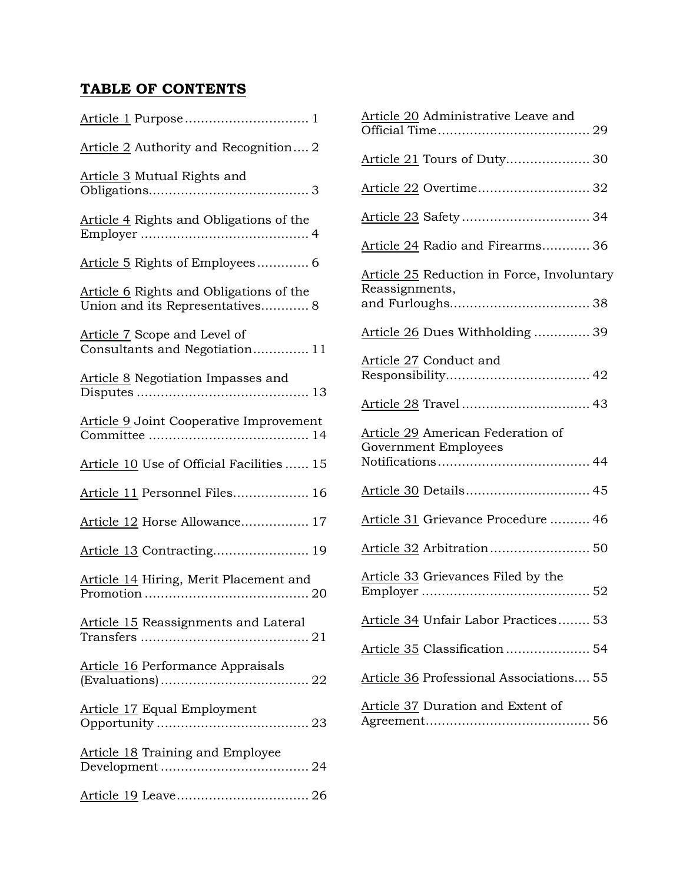**TABLE OF CONTENTS**

Article 1 Purpose ............................... 1

Article 2 Authority and Recognition .... 2

Article 3 Mutual Rights and Obligations ....................................... 3

Article 4 Rights and Obligations of the Employer .......................................... 4

Article 5 Rights of Employees ............ 6

Article 6 Rights and Obligations of the Union and its Representatives ............ 8

Article 7 Scope and Level of Consultants and Negotiation ............. 11

Article 8 Negotiation Impasses and Disputes ........................................... 13

Article 9 Joint Cooperative Improvement Committee ........................................ 14

Article 10 Use of Official Facilities ...... 15

Article 11 Personnel Files.................. 16

Article 12 Horse Allowance................ 17

Article 13 Contracting........................ 19

Article 14 Hiring, Merit Placement and Promotion ......................................... 20

Article 15 Reassignments and Lateral Transfers .......................................... 21

Article 16 Performance Appraisals (Evaluations) .................................... 22

Article 17 Equal Employment Opportunity ...................................... 23

Article 18 Training and Employee Development ..................................... 24

Article 19 Leave................................ 26

Article 20 Administrative Leave and Official Time ...................................... 29

Article 21 Tours of Duty..................... 30

Article 22 Overtime........................... 32

Article 23 Safety ................................ 34

Article 24 Radio and Firearms............ 36

Article 25 Reduction in Force, Involuntary Reassignments, and Furloughs.................................. 38

Article 26 Dues Withholding .............. 39

Article 27 Conduct and Responsibility.................................... 42

Article 28 Travel ............................... 43

Article 29 American Federation of Government Employees Notifications ..................................... 44

Article 30 Details ............................... 45

Article 31 Grievance Procedure .......... 46

Article 32 Arbitration ......................... 50

Article 33 Grievances Filed by the Employer .......................................... 52

Article 34 Unfair Labor Practices ........ 53

Article 35 Classification ..................... 54

Article 36 Professional Associations.... 55

Article 37 Duration and Extent of Agreement........................................ 56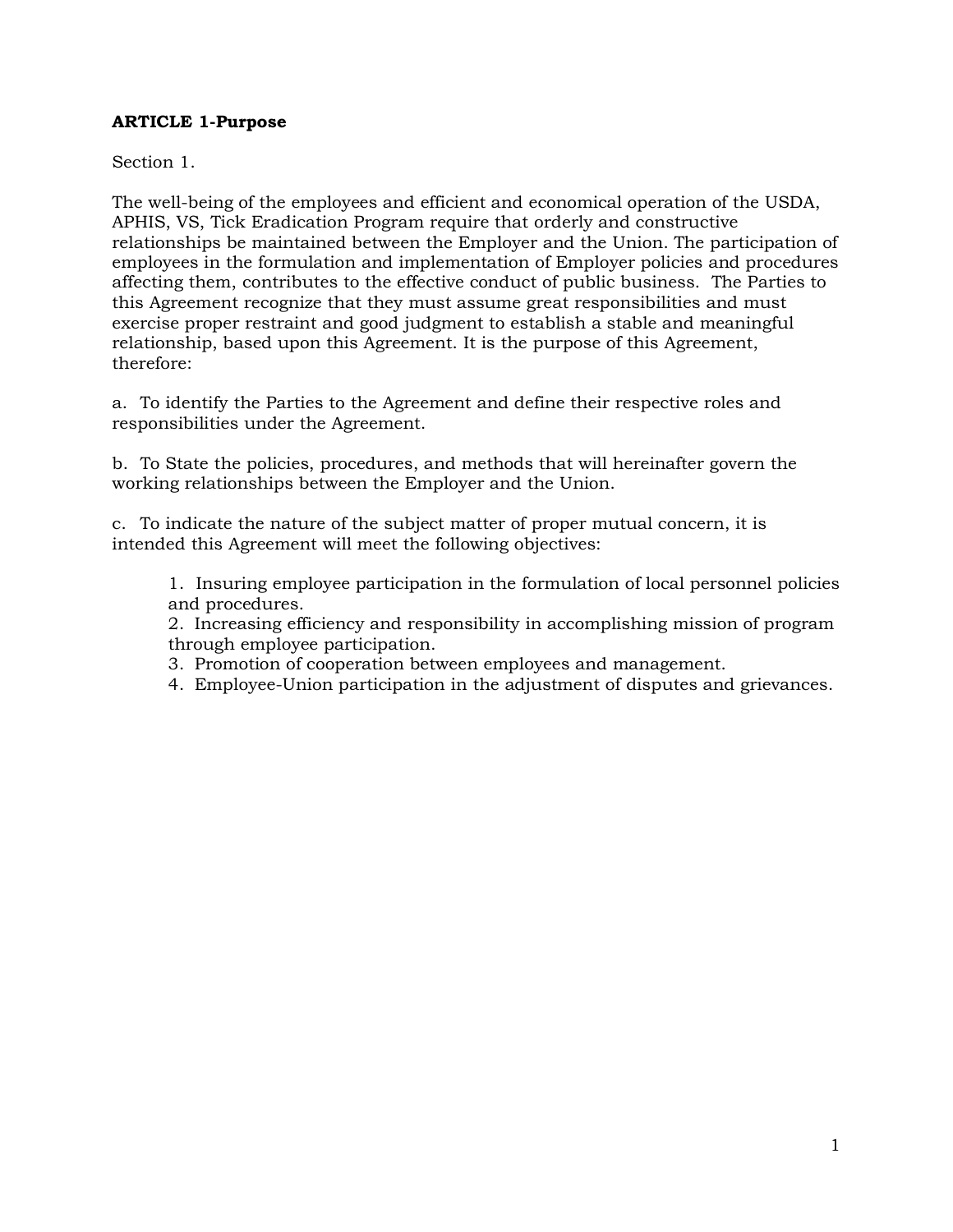## ARTICLE 1-Purpose

Section 1.

The well-being of the employees and efficient and economical operation of the USDA, APHIS, VS, Tick Eradication Program require that orderly and constructive relationships be maintained between the Employer and the Union. The participation of employees in the formulation and implementation of Employer policies and procedures affecting them, contributes to the effective conduct of public business. The Parties to this Agreement recognize that they must assume great responsibilities and must exercise proper restraint and good judgment to establish a stable and meaningful relationship, based upon this Agreement. It is the purpose of this Agreement, therefore:

a. To identify the Parties to the Agreement and define their respective roles and responsibilities under the Agreement.

b. To State the policies, procedures, and methods that will hereinafter govern the working relationships between the Employer and the Union.

c. To indicate the nature of the subject matter of proper mutual concern, it is intended this Agreement will meet the following objectives:

> 1. Insuring employee participation in the formulation of local personnel policies and procedures.
> 2. Increasing efficiency and responsibility in accomplishing mission of program through employee participation.
> 3. Promotion of cooperation between employees and management.
> 4. Employee-Union participation in the adjustment of disputes and grievances.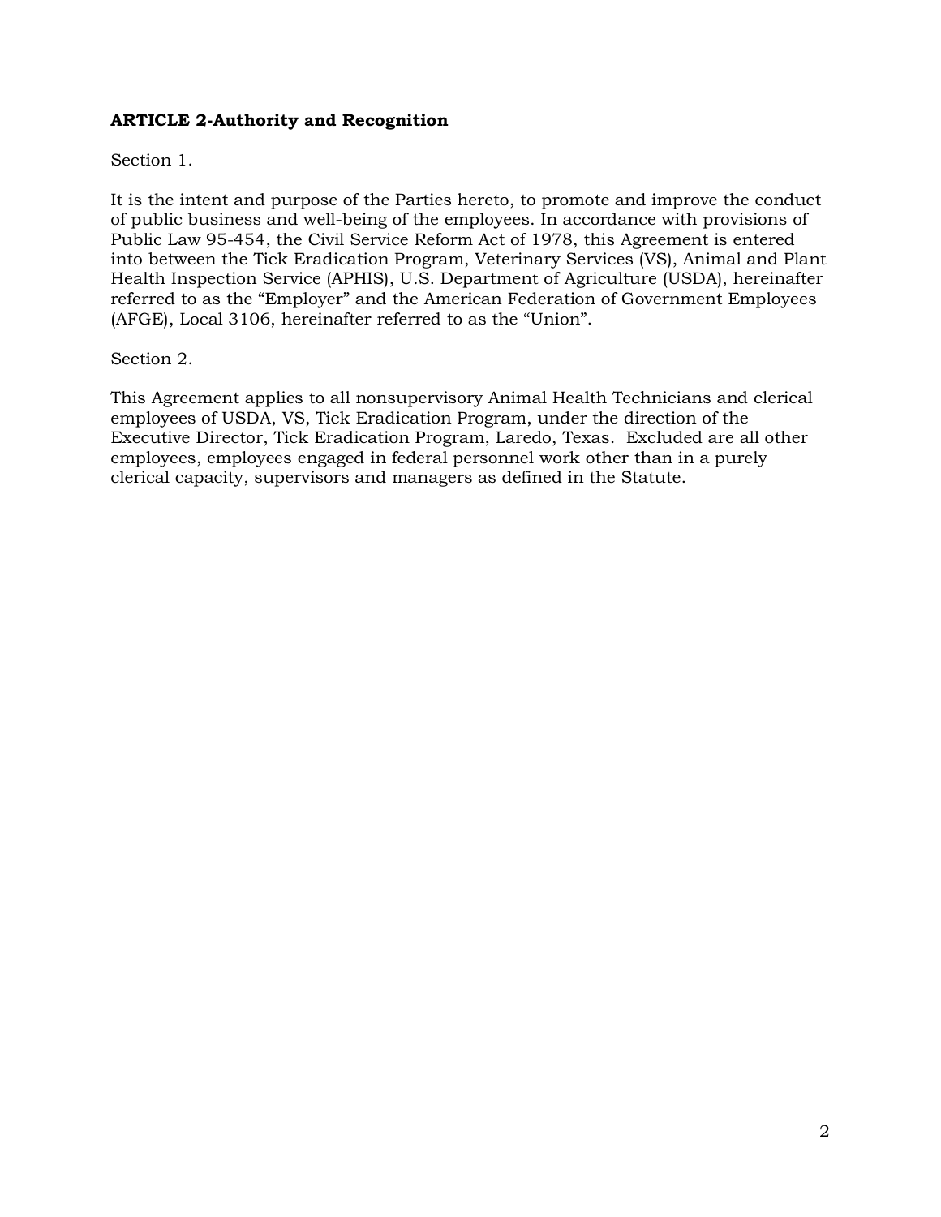**ARTICLE 2-Authority and Recognition**

Section 1.

It is the intent and purpose of the Parties hereto, to promote and improve the conduct of public business and well-being of the employees. In accordance with provisions of Public Law 95-454, the Civil Service Reform Act of 1978, this Agreement is entered into between the Tick Eradication Program, Veterinary Services (VS), Animal and Plant Health Inspection Service (APHIS), U.S. Department of Agriculture (USDA), hereinafter referred to as the "Employer" and the American Federation of Government Employees (AFGE), Local 3106, hereinafter referred to as the "Union".

Section 2.

This Agreement applies to all nonsupervisory Animal Health Technicians and clerical employees of USDA, VS, Tick Eradication Program, under the direction of the Executive Director, Tick Eradication Program, Laredo, Texas. Excluded are all other employees, employees engaged in federal personnel work other than in a purely clerical capacity, supervisors and managers as defined in the Statute.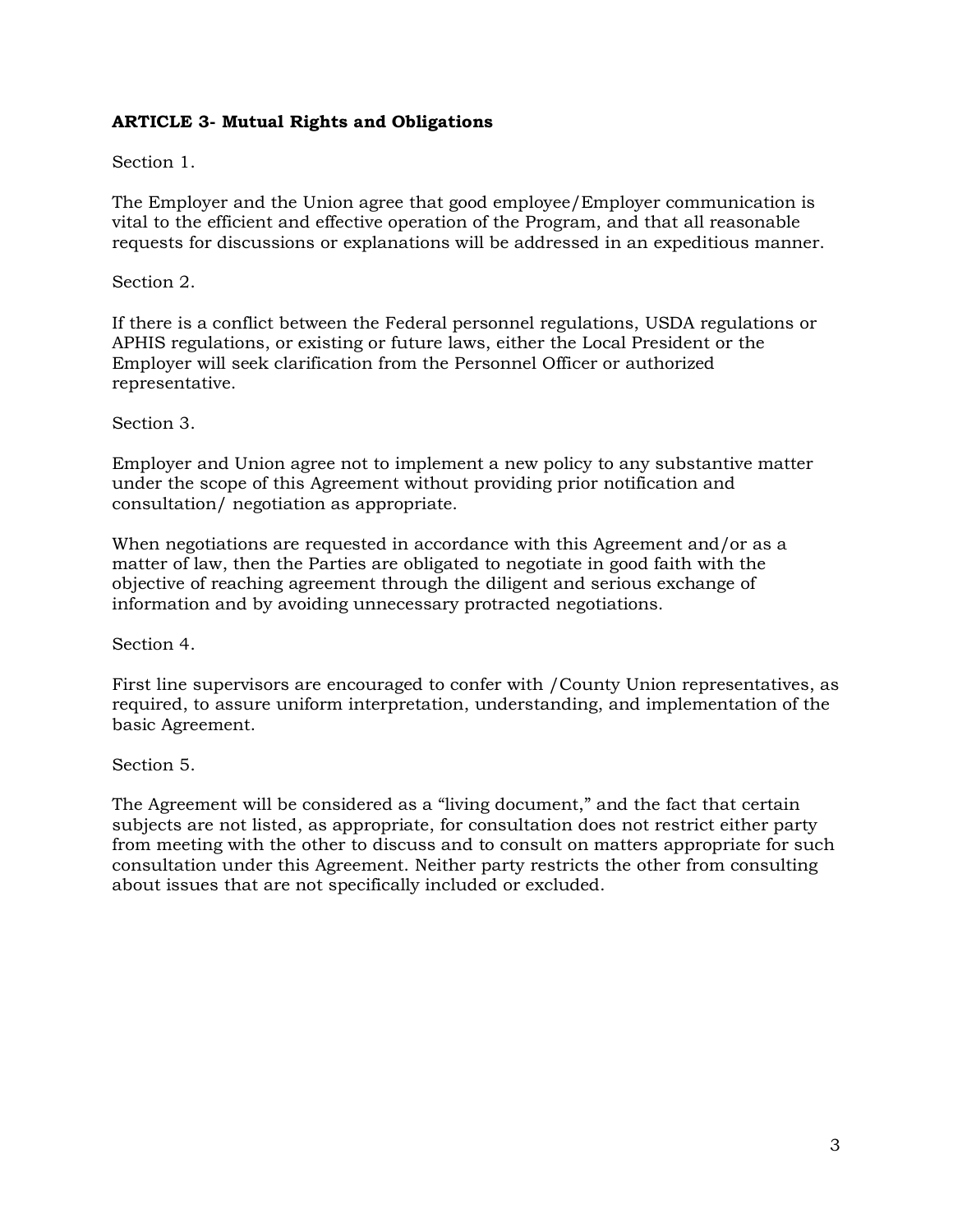**ARTICLE 3- Mutual Rights and Obligations**

Section 1.

The Employer and the Union agree that good employee/Employer communication is vital to the efficient and effective operation of the Program, and that all reasonable requests for discussions or explanations will be addressed in an expeditious manner.

Section 2.

If there is a conflict between the Federal personnel regulations, USDA regulations or APHIS regulations, or existing or future laws, either the Local President or the Employer will seek clarification from the Personnel Officer or authorized representative.

Section 3.

Employer and Union agree not to implement a new policy to any substantive matter under the scope of this Agreement without providing prior notification and consultation/ negotiation as appropriate.

When negotiations are requested in accordance with this Agreement and/or as a matter of law, then the Parties are obligated to negotiate in good faith with the objective of reaching agreement through the diligent and serious exchange of information and by avoiding unnecessary protracted negotiations.

Section 4.

First line supervisors are encouraged to confer with /County Union representatives, as required, to assure uniform interpretation, understanding, and implementation of the basic Agreement.

Section 5.

The Agreement will be considered as a "living document," and the fact that certain subjects are not listed, as appropriate, for consultation does not restrict either party from meeting with the other to discuss and to consult on matters appropriate for such consultation under this Agreement. Neither party restricts the other from consulting about issues that are not specifically included or excluded.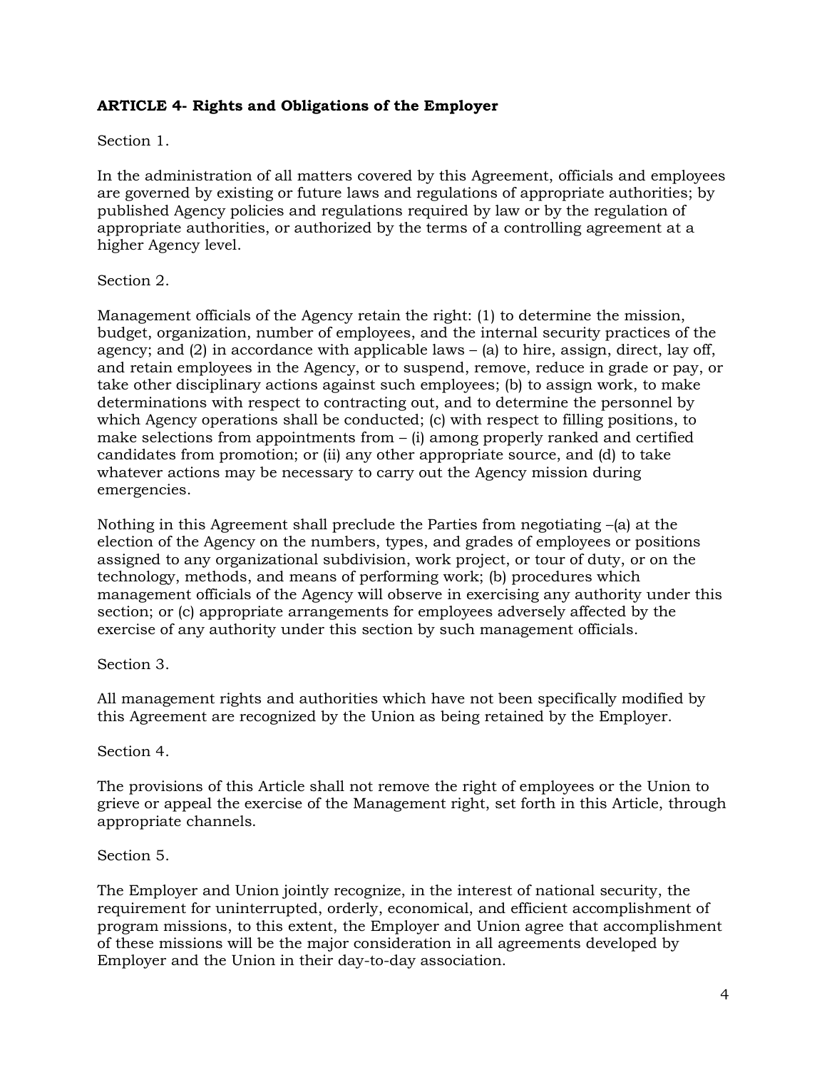**ARTICLE 4- Rights and Obligations of the Employer**

Section 1.

In the administration of all matters covered by this Agreement, officials and employees are governed by existing or future laws and regulations of appropriate authorities; by published Agency policies and regulations required by law or by the regulation of appropriate authorities, or authorized by the terms of a controlling agreement at a higher Agency level.

Section 2.

Management officials of the Agency retain the right: (1) to determine the mission, budget, organization, number of employees, and the internal security practices of the agency; and (2) in accordance with applicable laws – (a) to hire, assign, direct, lay off, and retain employees in the Agency, or to suspend, remove, reduce in grade or pay, or take other disciplinary actions against such employees; (b) to assign work, to make determinations with respect to contracting out, and to determine the personnel by which Agency operations shall be conducted; (c) with respect to filling positions, to make selections from appointments from – (i) among properly ranked and certified candidates from promotion; or (ii) any other appropriate source, and (d) to take whatever actions may be necessary to carry out the Agency mission during emergencies.

Nothing in this Agreement shall preclude the Parties from negotiating –(a) at the election of the Agency on the numbers, types, and grades of employees or positions assigned to any organizational subdivision, work project, or tour of duty, or on the technology, methods, and means of performing work; (b) procedures which management officials of the Agency will observe in exercising any authority under this section; or (c) appropriate arrangements for employees adversely affected by the exercise of any authority under this section by such management officials.

Section 3.

All management rights and authorities which have not been specifically modified by this Agreement are recognized by the Union as being retained by the Employer.

Section 4.

The provisions of this Article shall not remove the right of employees or the Union to grieve or appeal the exercise of the Management right, set forth in this Article, through appropriate channels.

Section 5.

The Employer and Union jointly recognize, in the interest of national security, the requirement for uninterrupted, orderly, economical, and efficient accomplishment of program missions, to this extent, the Employer and Union agree that accomplishment of these missions will be the major consideration in all agreements developed by Employer and the Union in their day-to-day association.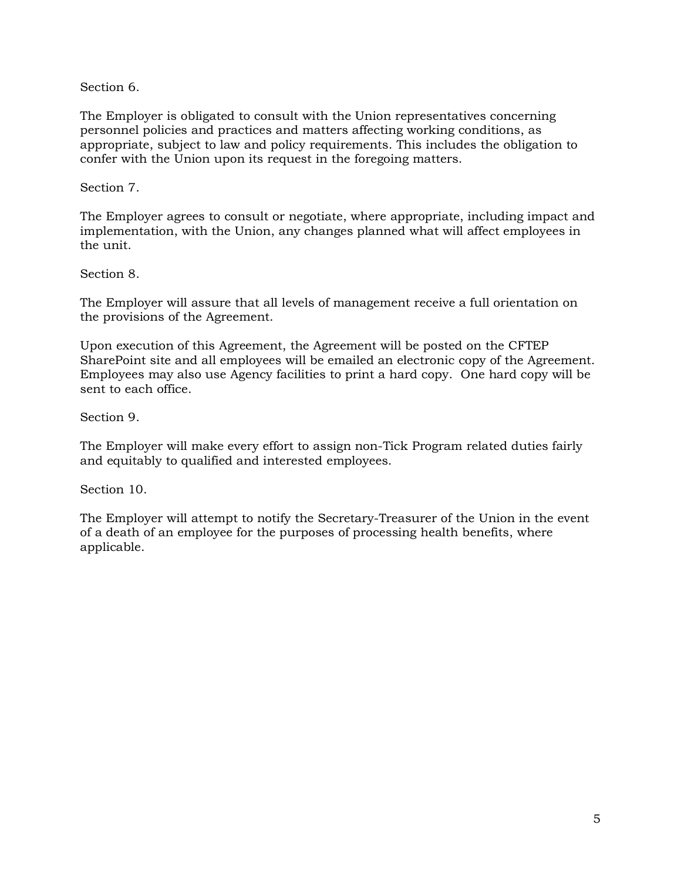Section 6.

The Employer is obligated to consult with the Union representatives concerning personnel policies and practices and matters affecting working conditions, as appropriate, subject to law and policy requirements. This includes the obligation to confer with the Union upon its request in the foregoing matters.

Section 7.

The Employer agrees to consult or negotiate, where appropriate, including impact and implementation, with the Union, any changes planned what will affect employees in the unit.

Section 8.

The Employer will assure that all levels of management receive a full orientation on the provisions of the Agreement.

Upon execution of this Agreement, the Agreement will be posted on the CFTEP SharePoint site and all employees will be emailed an electronic copy of the Agreement. Employees may also use Agency facilities to print a hard copy. One hard copy will be sent to each office.

Section 9.

The Employer will make every effort to assign non-Tick Program related duties fairly and equitably to qualified and interested employees.

Section 10.

The Employer will attempt to notify the Secretary-Treasurer of the Union in the event of a death of an employee for the purposes of processing health benefits, where applicable.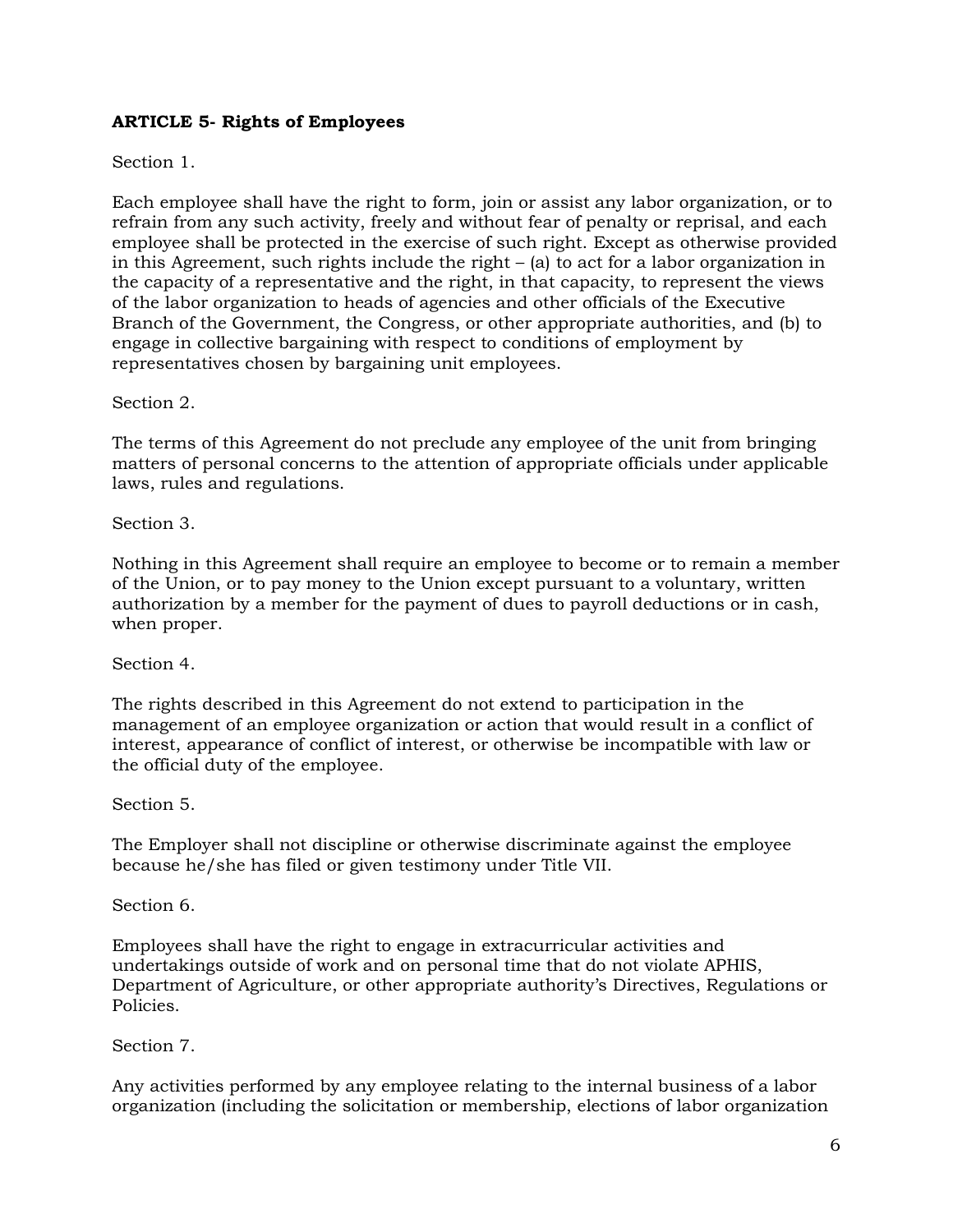**ARTICLE 5- Rights of Employees**

Section 1.

Each employee shall have the right to form, join or assist any labor organization, or to refrain from any such activity, freely and without fear of penalty or reprisal, and each employee shall be protected in the exercise of such right. Except as otherwise provided in this Agreement, such rights include the right – (a) to act for a labor organization in the capacity of a representative and the right, in that capacity, to represent the views of the labor organization to heads of agencies and other officials of the Executive Branch of the Government, the Congress, or other appropriate authorities, and (b) to engage in collective bargaining with respect to conditions of employment by representatives chosen by bargaining unit employees.

Section 2.

The terms of this Agreement do not preclude any employee of the unit from bringing matters of personal concerns to the attention of appropriate officials under applicable laws, rules and regulations.

Section 3.

Nothing in this Agreement shall require an employee to become or to remain a member of the Union, or to pay money to the Union except pursuant to a voluntary, written authorization by a member for the payment of dues to payroll deductions or in cash, when proper.

Section 4.

The rights described in this Agreement do not extend to participation in the management of an employee organization or action that would result in a conflict of interest, appearance of conflict of interest, or otherwise be incompatible with law or the official duty of the employee.

Section 5.

The Employer shall not discipline or otherwise discriminate against the employee because he/she has filed or given testimony under Title VII.

Section 6.

Employees shall have the right to engage in extracurricular activities and undertakings outside of work and on personal time that do not violate APHIS, Department of Agriculture, or other appropriate authority's Directives, Regulations or Policies.

Section 7.

Any activities performed by any employee relating to the internal business of a labor organization (including the solicitation or membership, elections of labor organization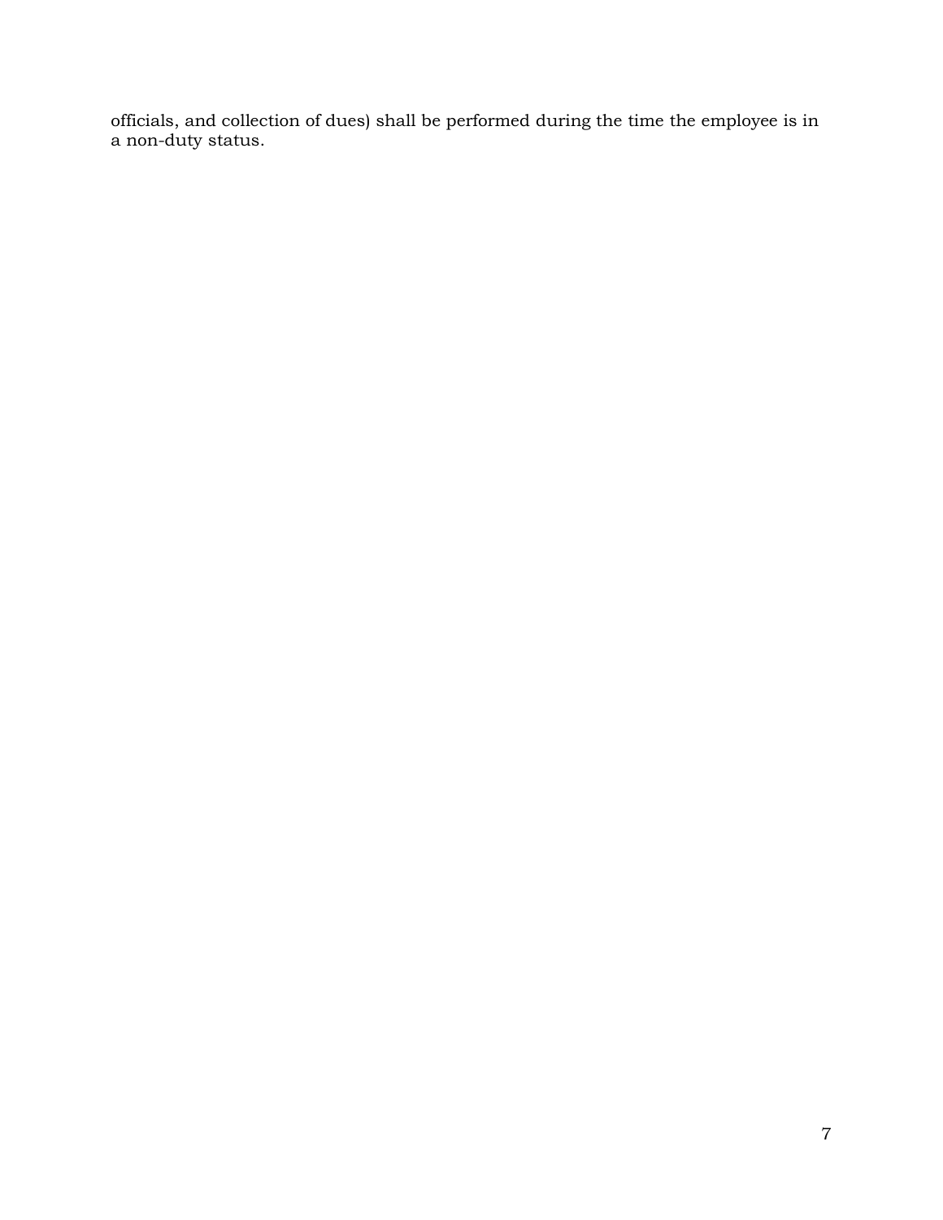officials, and collection of dues) shall be performed during the time the employee is in a non-duty status.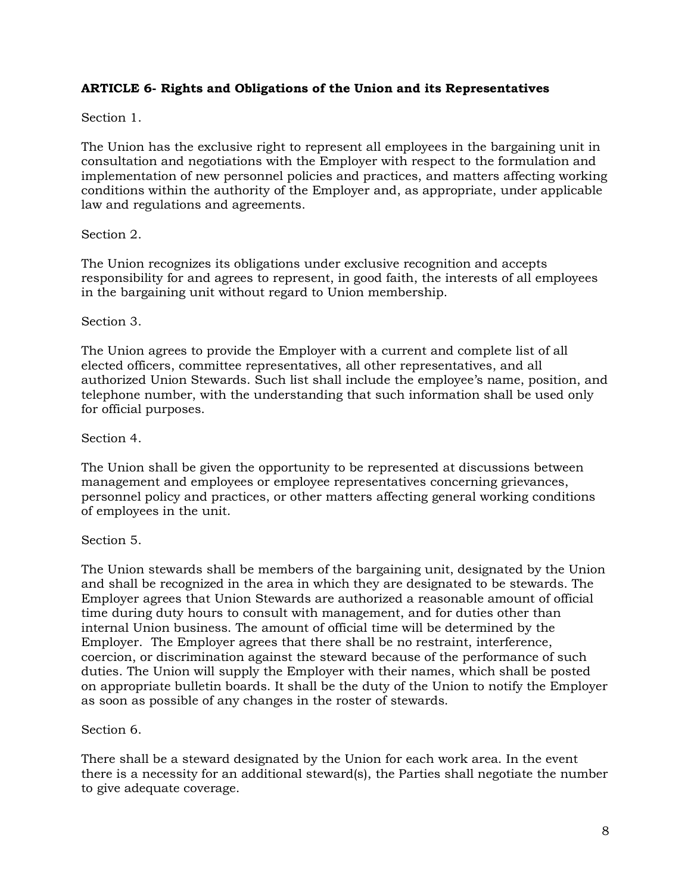**ARTICLE 6- Rights and Obligations of the Union and its Representatives**

Section 1.

The Union has the exclusive right to represent all employees in the bargaining unit in consultation and negotiations with the Employer with respect to the formulation and implementation of new personnel policies and practices, and matters affecting working conditions within the authority of the Employer and, as appropriate, under applicable law and regulations and agreements.

Section 2.

The Union recognizes its obligations under exclusive recognition and accepts responsibility for and agrees to represent, in good faith, the interests of all employees in the bargaining unit without regard to Union membership.

Section 3.

The Union agrees to provide the Employer with a current and complete list of all elected officers, committee representatives, all other representatives, and all authorized Union Stewards. Such list shall include the employee's name, position, and telephone number, with the understanding that such information shall be used only for official purposes.

Section 4.

The Union shall be given the opportunity to be represented at discussions between management and employees or employee representatives concerning grievances, personnel policy and practices, or other matters affecting general working conditions of employees in the unit.

Section 5.

The Union stewards shall be members of the bargaining unit, designated by the Union and shall be recognized in the area in which they are designated to be stewards. The Employer agrees that Union Stewards are authorized a reasonable amount of official time during duty hours to consult with management, and for duties other than internal Union business. The amount of official time will be determined by the Employer. The Employer agrees that there shall be no restraint, interference, coercion, or discrimination against the steward because of the performance of such duties. The Union will supply the Employer with their names, which shall be posted on appropriate bulletin boards. It shall be the duty of the Union to notify the Employer as soon as possible of any changes in the roster of stewards.

Section 6.

There shall be a steward designated by the Union for each work area. In the event there is a necessity for an additional steward(s), the Parties shall negotiate the number to give adequate coverage.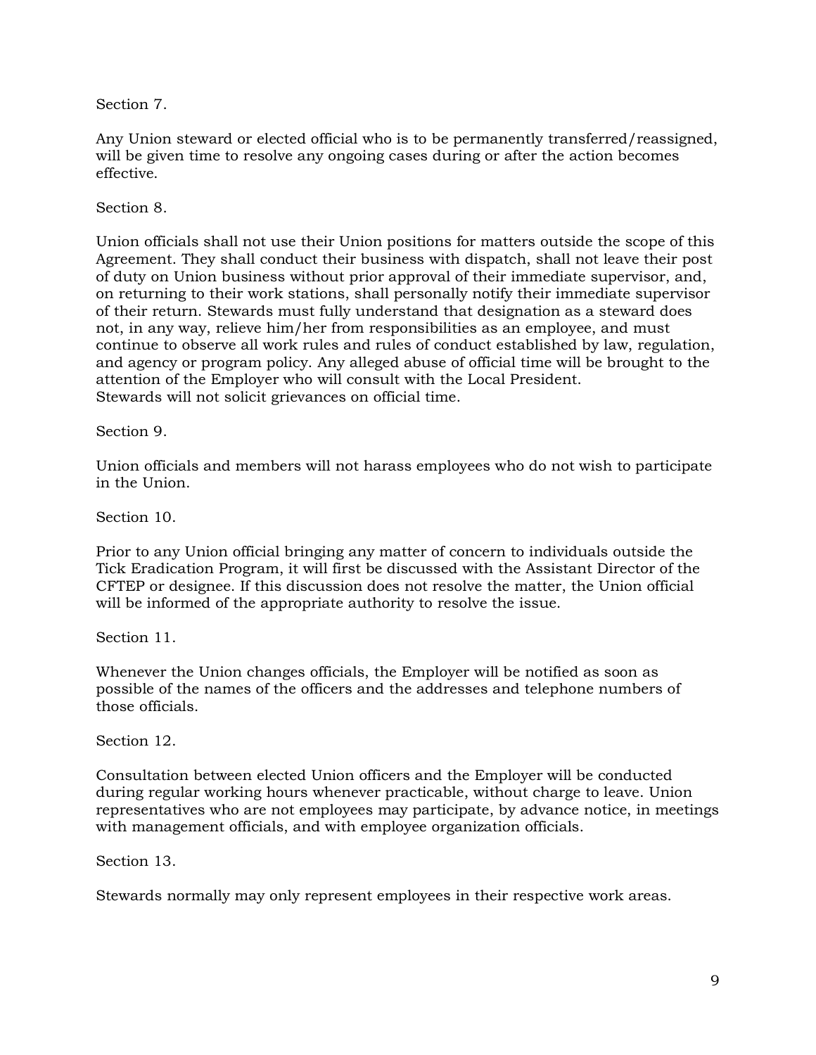Section 7.

Any Union steward or elected official who is to be permanently transferred/reassigned, will be given time to resolve any ongoing cases during or after the action becomes effective.

Section 8.

Union officials shall not use their Union positions for matters outside the scope of this Agreement. They shall conduct their business with dispatch, shall not leave their post of duty on Union business without prior approval of their immediate supervisor, and, on returning to their work stations, shall personally notify their immediate supervisor of their return. Stewards must fully understand that designation as a steward does not, in any way, relieve him/her from responsibilities as an employee, and must continue to observe all work rules and rules of conduct established by law, regulation, and agency or program policy. Any alleged abuse of official time will be brought to the attention of the Employer who will consult with the Local President.
Stewards will not solicit grievances on official time.

Section 9.

Union officials and members will not harass employees who do not wish to participate in the Union.

Section 10.

Prior to any Union official bringing any matter of concern to individuals outside the Tick Eradication Program, it will first be discussed with the Assistant Director of the CFTEP or designee. If this discussion does not resolve the matter, the Union official will be informed of the appropriate authority to resolve the issue.

Section 11.

Whenever the Union changes officials, the Employer will be notified as soon as possible of the names of the officers and the addresses and telephone numbers of those officials.

Section 12.

Consultation between elected Union officers and the Employer will be conducted during regular working hours whenever practicable, without charge to leave. Union representatives who are not employees may participate, by advance notice, in meetings with management officials, and with employee organization officials.

Section 13.

Stewards normally may only represent employees in their respective work areas.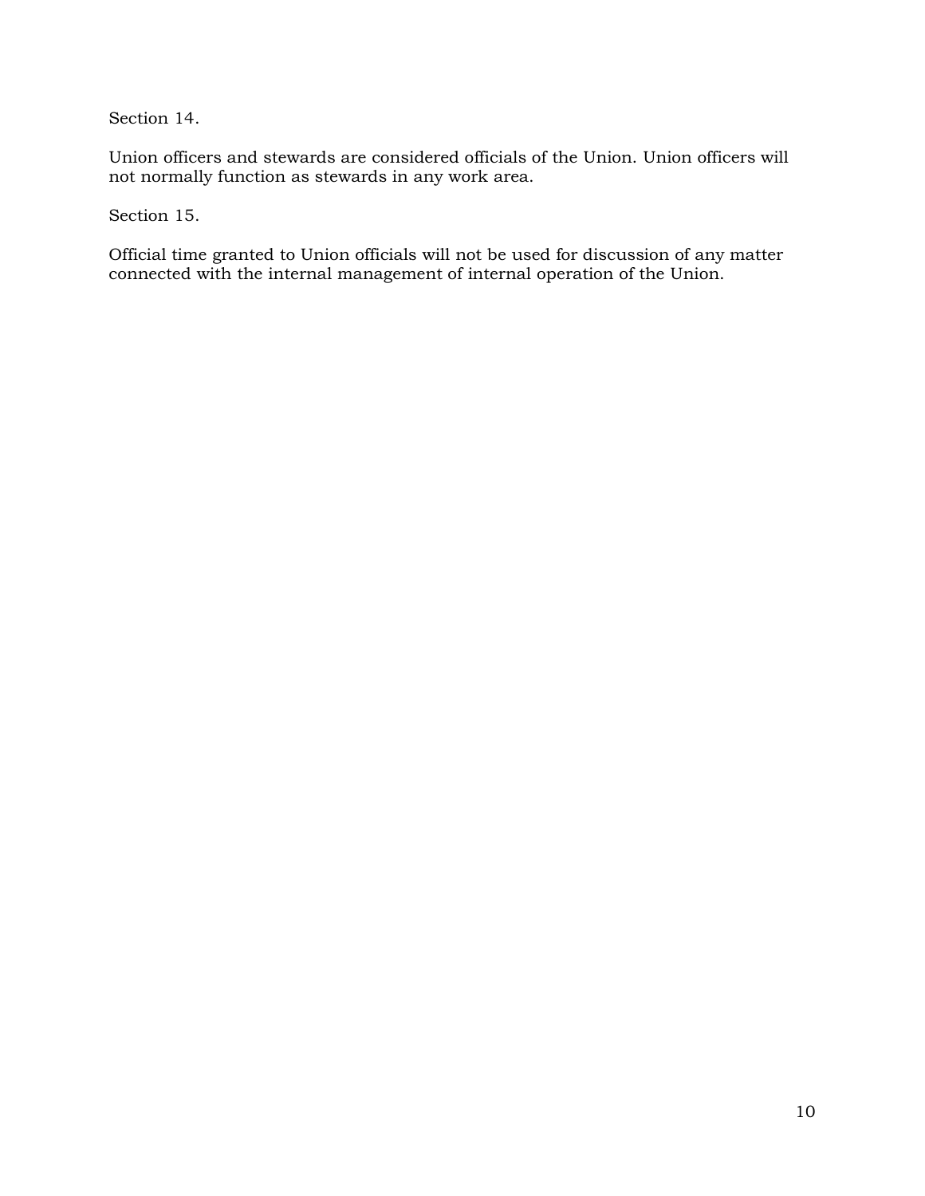Section 14.

Union officers and stewards are considered officials of the Union. Union officers will not normally function as stewards in any work area.

Section 15.

Official time granted to Union officials will not be used for discussion of any matter connected with the internal management of internal operation of the Union.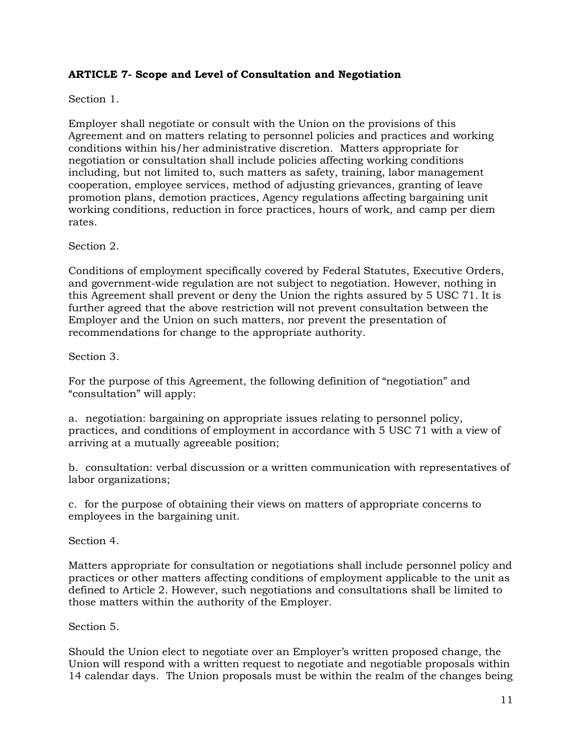**ARTICLE 7- Scope and Level of Consultation and Negotiation**

Section 1.

Employer shall negotiate or consult with the Union on the provisions of this Agreement and on matters relating to personnel policies and practices and working conditions within his/her administrative discretion. Matters appropriate for negotiation or consultation shall include policies affecting working conditions including, but not limited to, such matters as safety, training, labor management cooperation, employee services, method of adjusting grievances, granting of leave promotion plans, demotion practices, Agency regulations affecting bargaining unit working conditions, reduction in force practices, hours of work, and camp per diem rates.

Section 2.

Conditions of employment specifically covered by Federal Statutes, Executive Orders, and government-wide regulation are not subject to negotiation. However, nothing in this Agreement shall prevent or deny the Union the rights assured by 5 USC 71. It is further agreed that the above restriction will not prevent consultation between the Employer and the Union on such matters, nor prevent the presentation of recommendations for change to the appropriate authority.

Section 3.

For the purpose of this Agreement, the following definition of "negotiation" and "consultation" will apply:

a. negotiation: bargaining on appropriate issues relating to personnel policy, practices, and conditions of employment in accordance with 5 USC 71 with a view of arriving at a mutually agreeable position;

b. consultation: verbal discussion or a written communication with representatives of labor organizations;

c. for the purpose of obtaining their views on matters of appropriate concerns to employees in the bargaining unit.

Section 4.

Matters appropriate for consultation or negotiations shall include personnel policy and practices or other matters affecting conditions of employment applicable to the unit as defined to Article 2. However, such negotiations and consultations shall be limited to those matters within the authority of the Employer.

Section 5.

Should the Union elect to negotiate over an Employer's written proposed change, the Union will respond with a written request to negotiate and negotiable proposals within 14 calendar days. The Union proposals must be within the realm of the changes being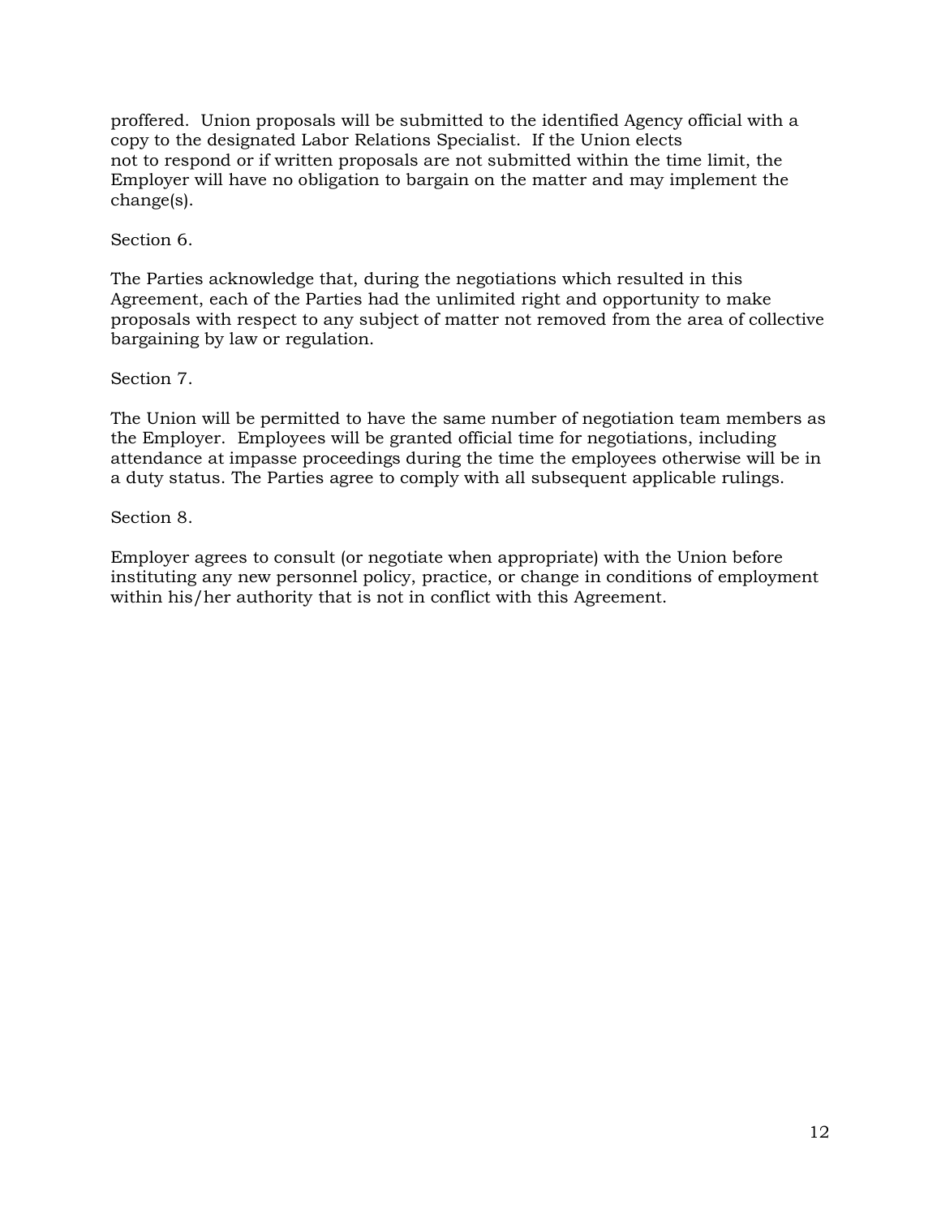proffered. Union proposals will be submitted to the identified Agency official with a copy to the designated Labor Relations Specialist. If the Union elects not to respond or if written proposals are not submitted within the time limit, the Employer will have no obligation to bargain on the matter and may implement the change(s).

Section 6.

The Parties acknowledge that, during the negotiations which resulted in this Agreement, each of the Parties had the unlimited right and opportunity to make proposals with respect to any subject of matter not removed from the area of collective bargaining by law or regulation.

Section 7.

The Union will be permitted to have the same number of negotiation team members as the Employer. Employees will be granted official time for negotiations, including attendance at impasse proceedings during the time the employees otherwise will be in a duty status. The Parties agree to comply with all subsequent applicable rulings.

Section 8.

Employer agrees to consult (or negotiate when appropriate) with the Union before instituting any new personnel policy, practice, or change in conditions of employment within his/her authority that is not in conflict with this Agreement.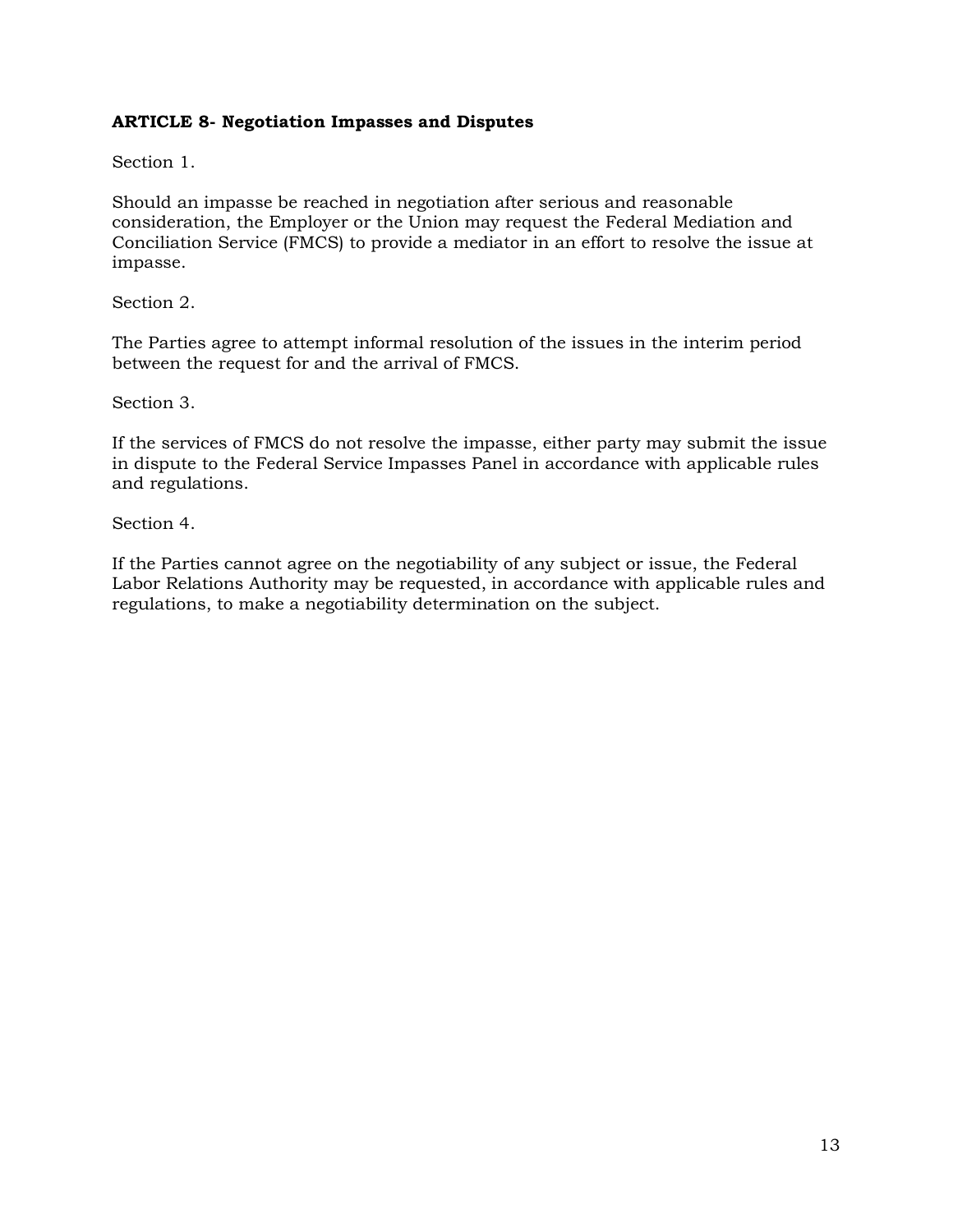**ARTICLE 8- Negotiation Impasses and Disputes**

Section 1.

Should an impasse be reached in negotiation after serious and reasonable consideration, the Employer or the Union may request the Federal Mediation and Conciliation Service (FMCS) to provide a mediator in an effort to resolve the issue at impasse.

Section 2.

The Parties agree to attempt informal resolution of the issues in the interim period between the request for and the arrival of FMCS.

Section 3.

If the services of FMCS do not resolve the impasse, either party may submit the issue in dispute to the Federal Service Impasses Panel in accordance with applicable rules and regulations.

Section 4.

If the Parties cannot agree on the negotiability of any subject or issue, the Federal Labor Relations Authority may be requested, in accordance with applicable rules and regulations, to make a negotiability determination on the subject.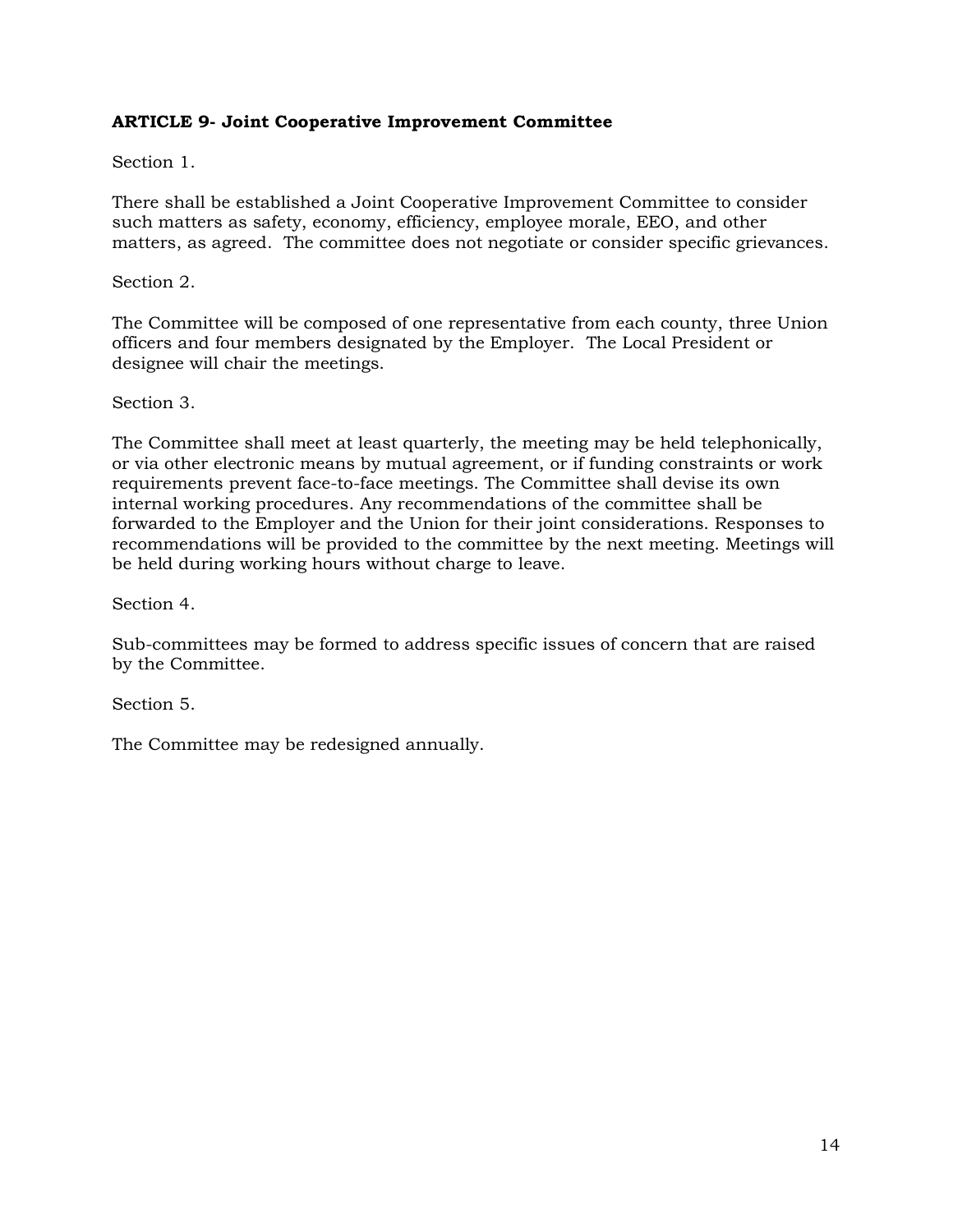**ARTICLE 9- Joint Cooperative Improvement Committee**

Section 1.

There shall be established a Joint Cooperative Improvement Committee to consider such matters as safety, economy, efficiency, employee morale, EEO, and other matters, as agreed. The committee does not negotiate or consider specific grievances.

Section 2.

The Committee will be composed of one representative from each county, three Union officers and four members designated by the Employer. The Local President or designee will chair the meetings.

Section 3.

The Committee shall meet at least quarterly, the meeting may be held telephonically, or via other electronic means by mutual agreement, or if funding constraints or work requirements prevent face-to-face meetings. The Committee shall devise its own internal working procedures. Any recommendations of the committee shall be forwarded to the Employer and the Union for their joint considerations. Responses to recommendations will be provided to the committee by the next meeting. Meetings will be held during working hours without charge to leave.

Section 4.

Sub-committees may be formed to address specific issues of concern that are raised by the Committee.

Section 5.

The Committee may be redesigned annually.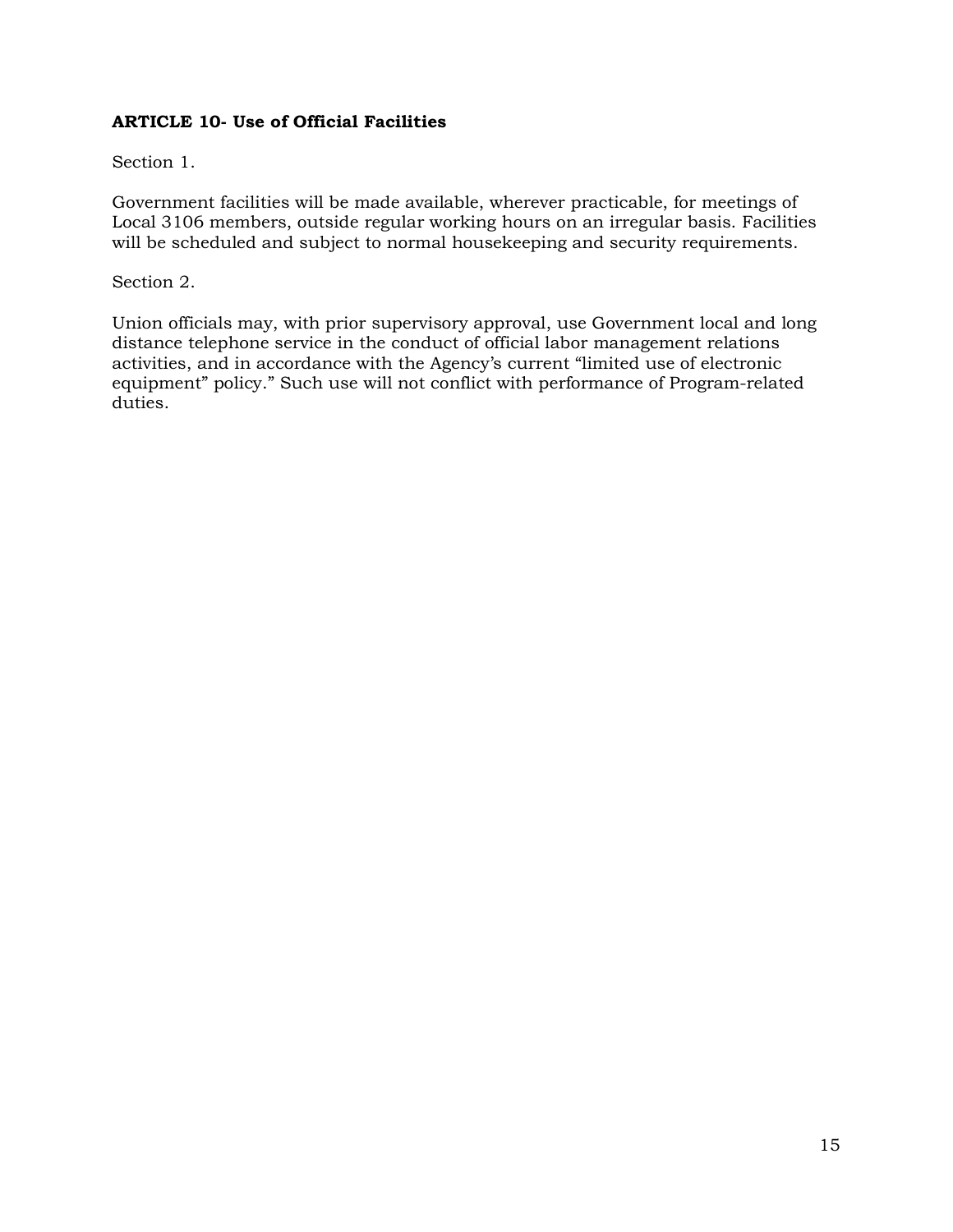**ARTICLE 10- Use of Official Facilities**

Section 1.

Government facilities will be made available, wherever practicable, for meetings of Local 3106 members, outside regular working hours on an irregular basis. Facilities will be scheduled and subject to normal housekeeping and security requirements.

Section 2.

Union officials may, with prior supervisory approval, use Government local and long distance telephone service in the conduct of official labor management relations activities, and in accordance with the Agency's current "limited use of electronic equipment" policy." Such use will not conflict with performance of Program-related duties.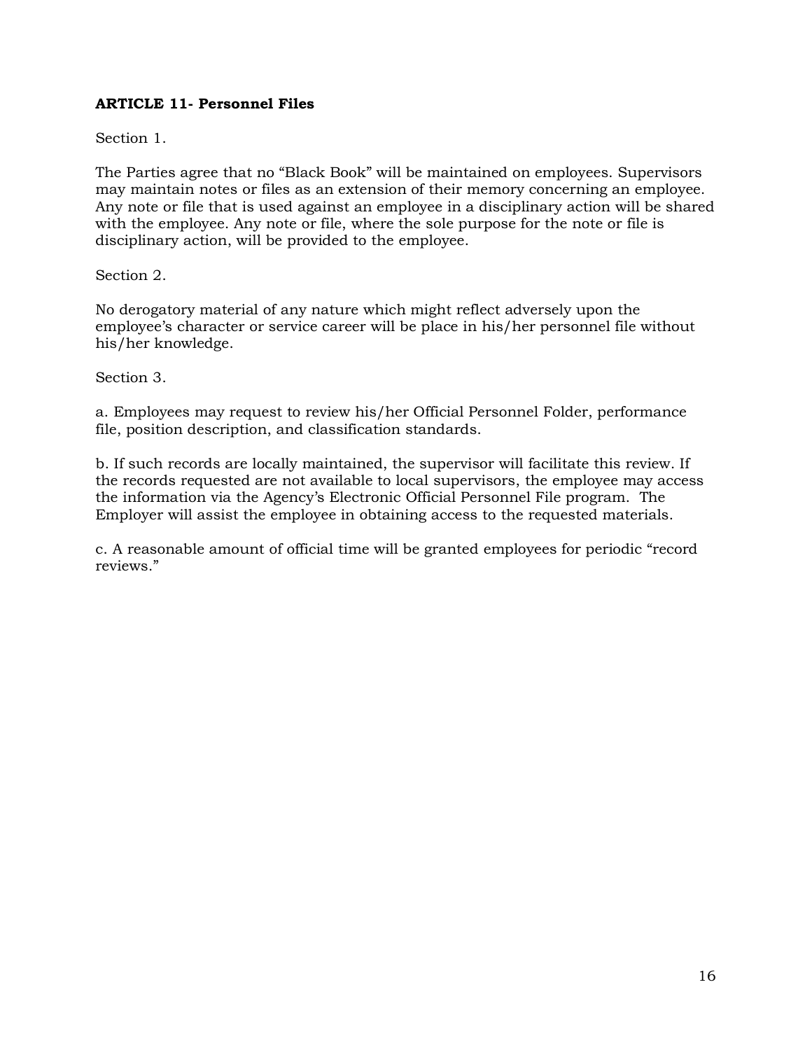**ARTICLE 11- Personnel Files**

Section 1.

The Parties agree that no "Black Book" will be maintained on employees. Supervisors may maintain notes or files as an extension of their memory concerning an employee. Any note or file that is used against an employee in a disciplinary action will be shared with the employee. Any note or file, where the sole purpose for the note or file is disciplinary action, will be provided to the employee.

Section 2.

No derogatory material of any nature which might reflect adversely upon the employee's character or service career will be place in his/her personnel file without his/her knowledge.

Section 3.

a. Employees may request to review his/her Official Personnel Folder, performance file, position description, and classification standards.

b. If such records are locally maintained, the supervisor will facilitate this review. If the records requested are not available to local supervisors, the employee may access the information via the Agency's Electronic Official Personnel File program. The Employer will assist the employee in obtaining access to the requested materials.

c. A reasonable amount of official time will be granted employees for periodic "record reviews."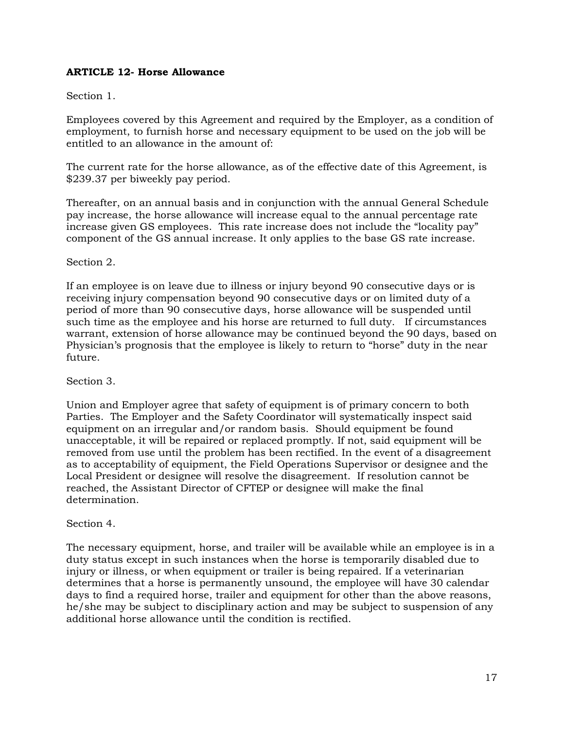**ARTICLE 12- Horse Allowance**

Section 1.

Employees covered by this Agreement and required by the Employer, as a condition of employment, to furnish horse and necessary equipment to be used on the job will be entitled to an allowance in the amount of:

The current rate for the horse allowance, as of the effective date of this Agreement, is $239.37 per biweekly pay period.

Thereafter, on an annual basis and in conjunction with the annual General Schedule pay increase, the horse allowance will increase equal to the annual percentage rate increase given GS employees. This rate increase does not include the "locality pay" component of the GS annual increase. It only applies to the base GS rate increase.

Section 2.

If an employee is on leave due to illness or injury beyond 90 consecutive days or is receiving injury compensation beyond 90 consecutive days or on limited duty of a period of more than 90 consecutive days, horse allowance will be suspended until such time as the employee and his horse are returned to full duty. If circumstances warrant, extension of horse allowance may be continued beyond the 90 days, based on Physician's prognosis that the employee is likely to return to "horse" duty in the near future.

Section 3.

Union and Employer agree that safety of equipment is of primary concern to both Parties. The Employer and the Safety Coordinator will systematically inspect said equipment on an irregular and/or random basis. Should equipment be found unacceptable, it will be repaired or replaced promptly. If not, said equipment will be removed from use until the problem has been rectified. In the event of a disagreement as to acceptability of equipment, the Field Operations Supervisor or designee and the Local President or designee will resolve the disagreement. If resolution cannot be reached, the Assistant Director of CFTEP or designee will make the final determination.

Section 4.

The necessary equipment, horse, and trailer will be available while an employee is in a duty status except in such instances when the horse is temporarily disabled due to injury or illness, or when equipment or trailer is being repaired. If a veterinarian determines that a horse is permanently unsound, the employee will have 30 calendar days to find a required horse, trailer and equipment for other than the above reasons, he/she may be subject to disciplinary action and may be subject to suspension of any additional horse allowance until the condition is rectified.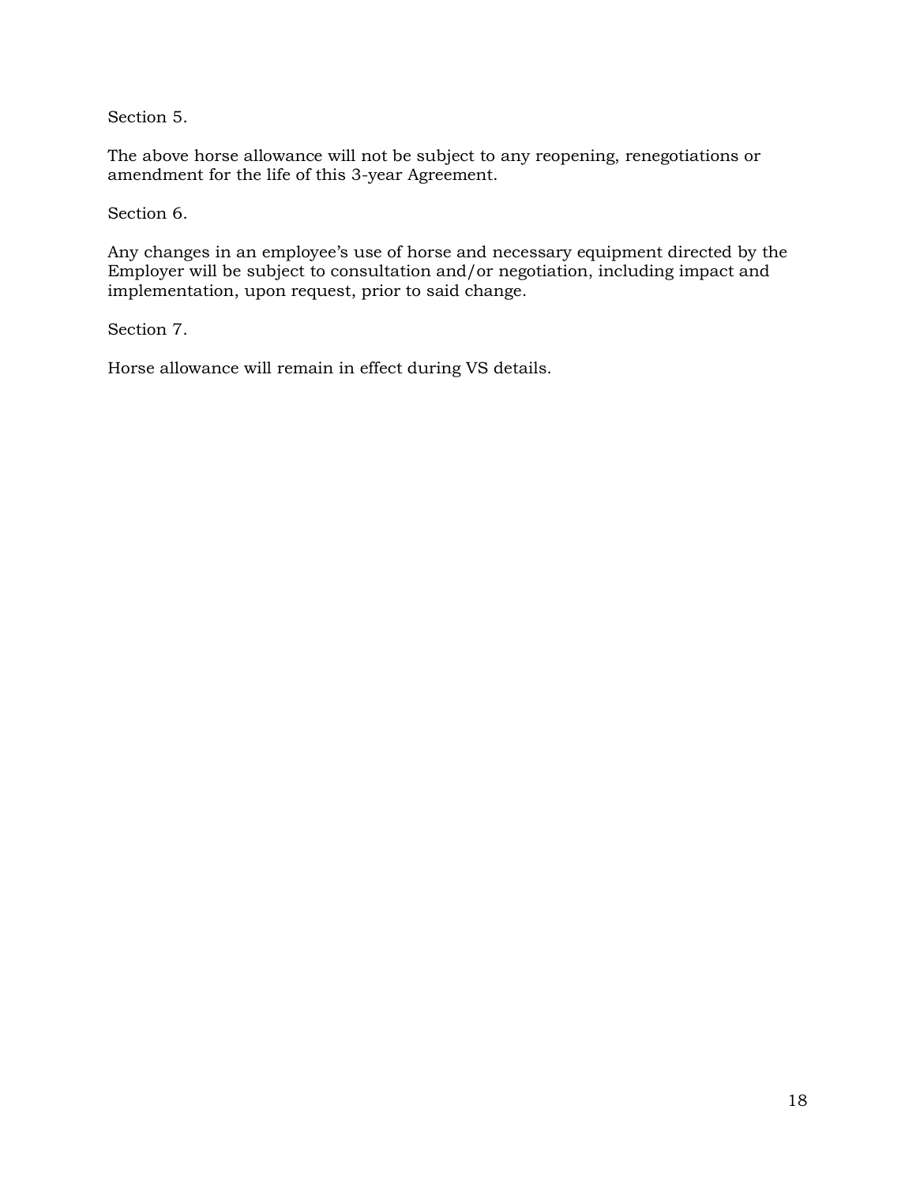Section 5.

The above horse allowance will not be subject to any reopening, renegotiations or amendment for the life of this 3-year Agreement.

Section 6.

Any changes in an employee's use of horse and necessary equipment directed by the Employer will be subject to consultation and/or negotiation, including impact and implementation, upon request, prior to said change.

Section 7.

Horse allowance will remain in effect during VS details.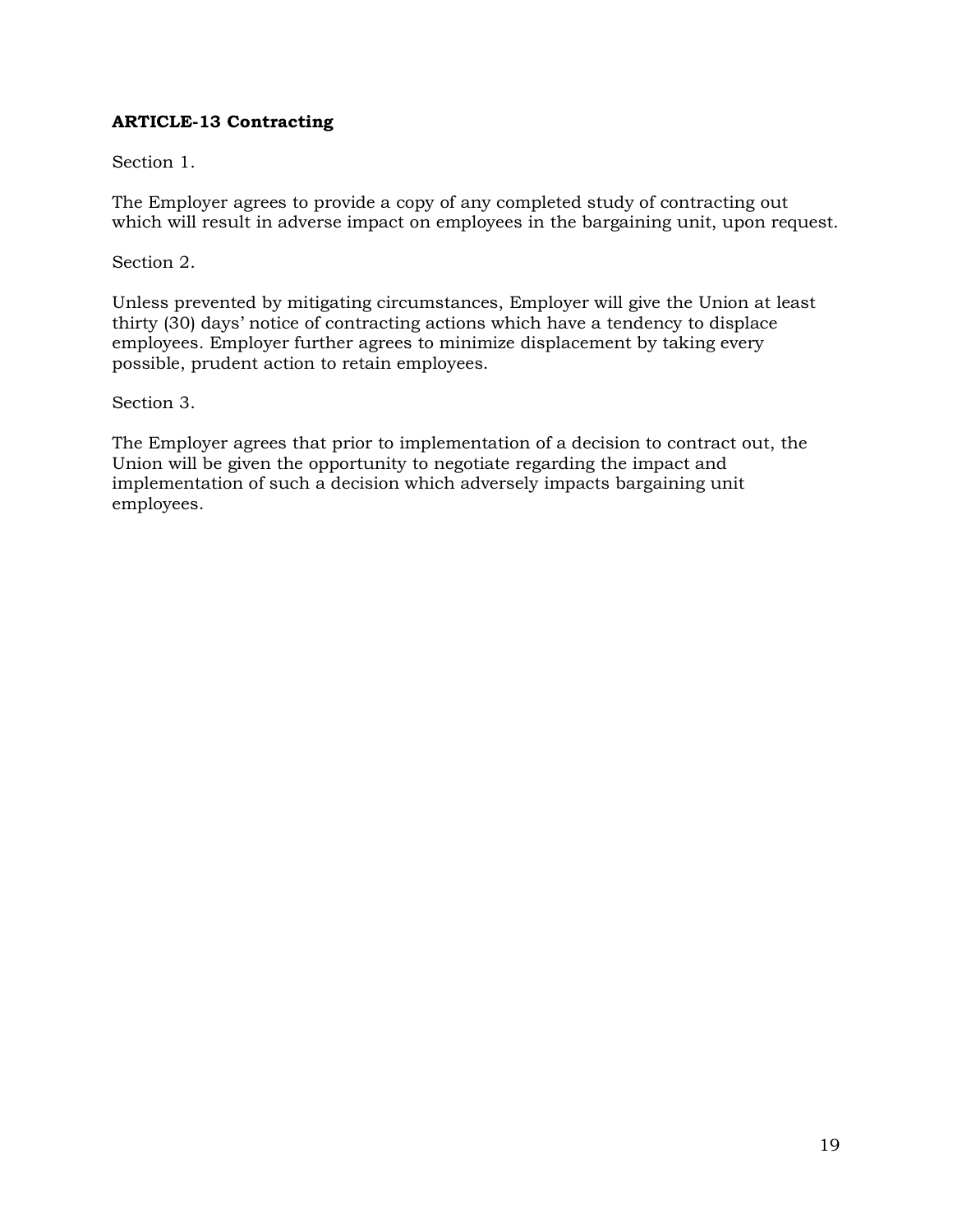**ARTICLE-13 Contracting**

Section 1.

The Employer agrees to provide a copy of any completed study of contracting out which will result in adverse impact on employees in the bargaining unit, upon request.

Section 2.

Unless prevented by mitigating circumstances, Employer will give the Union at least thirty (30) days' notice of contracting actions which have a tendency to displace employees. Employer further agrees to minimize displacement by taking every possible, prudent action to retain employees.

Section 3.

The Employer agrees that prior to implementation of a decision to contract out, the Union will be given the opportunity to negotiate regarding the impact and implementation of such a decision which adversely impacts bargaining unit employees.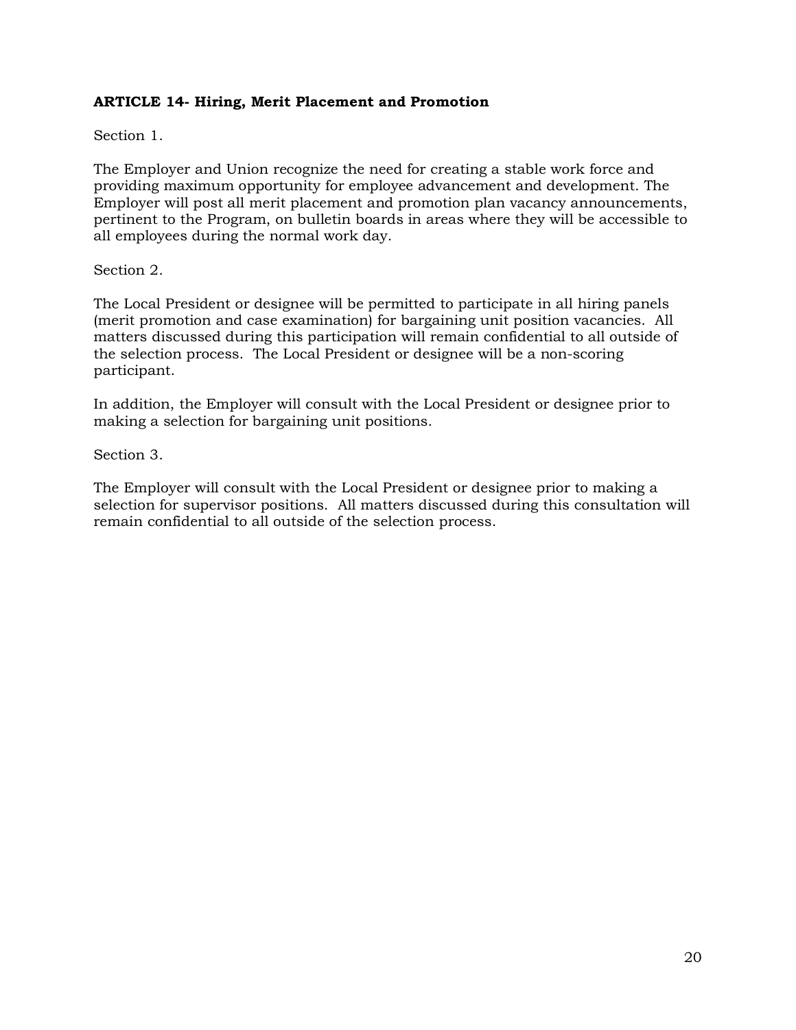## ARTICLE 14- Hiring, Merit Placement and Promotion

Section 1.

The Employer and Union recognize the need for creating a stable work force and providing maximum opportunity for employee advancement and development. The Employer will post all merit placement and promotion plan vacancy announcements, pertinent to the Program, on bulletin boards in areas where they will be accessible to all employees during the normal work day.

Section 2.

The Local President or designee will be permitted to participate in all hiring panels (merit promotion and case examination) for bargaining unit position vacancies. All matters discussed during this participation will remain confidential to all outside of the selection process. The Local President or designee will be a non-scoring participant.

In addition, the Employer will consult with the Local President or designee prior to making a selection for bargaining unit positions.

Section 3.

The Employer will consult with the Local President or designee prior to making a selection for supervisor positions. All matters discussed during this consultation will remain confidential to all outside of the selection process.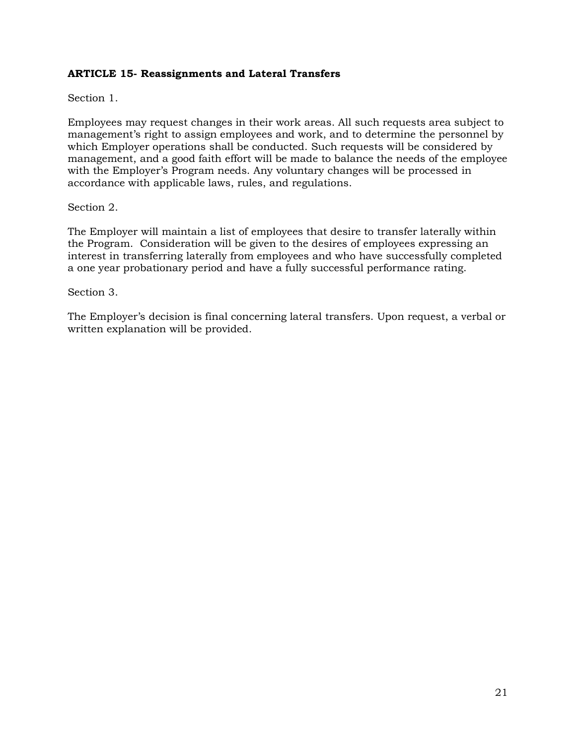**ARTICLE 15- Reassignments and Lateral Transfers**

Section 1.

Employees may request changes in their work areas. All such requests area subject to management's right to assign employees and work, and to determine the personnel by which Employer operations shall be conducted. Such requests will be considered by management, and a good faith effort will be made to balance the needs of the employee with the Employer's Program needs. Any voluntary changes will be processed in accordance with applicable laws, rules, and regulations.

Section 2.

The Employer will maintain a list of employees that desire to transfer laterally within the Program. Consideration will be given to the desires of employees expressing an interest in transferring laterally from employees and who have successfully completed a one year probationary period and have a fully successful performance rating.

Section 3.

The Employer's decision is final concerning lateral transfers. Upon request, a verbal or written explanation will be provided.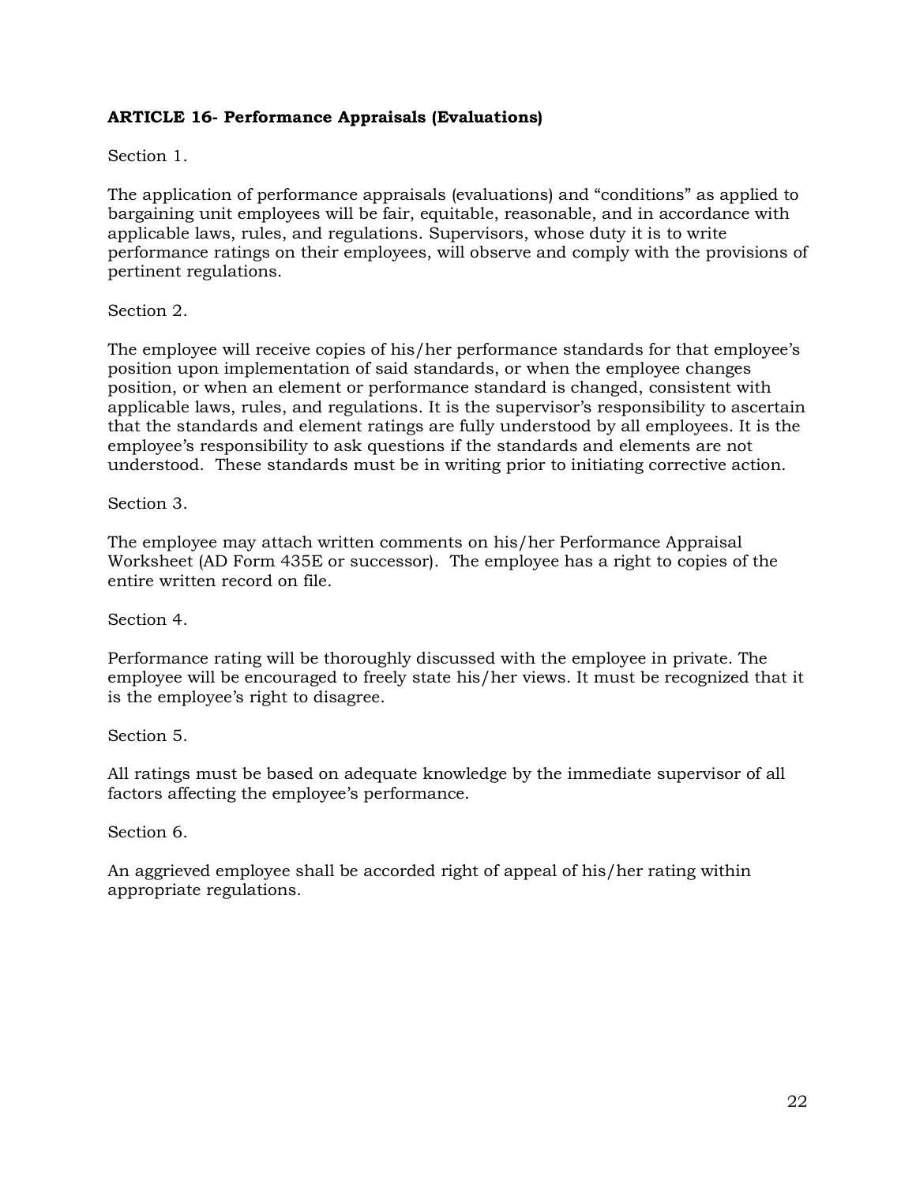**ARTICLE 16- Performance Appraisals (Evaluations)**

Section 1.

The application of performance appraisals (evaluations) and "conditions" as applied to bargaining unit employees will be fair, equitable, reasonable, and in accordance with applicable laws, rules, and regulations. Supervisors, whose duty it is to write performance ratings on their employees, will observe and comply with the provisions of pertinent regulations.

Section 2.

The employee will receive copies of his/her performance standards for that employee's position upon implementation of said standards, or when the employee changes position, or when an element or performance standard is changed, consistent with applicable laws, rules, and regulations. It is the supervisor's responsibility to ascertain that the standards and element ratings are fully understood by all employees. It is the employee's responsibility to ask questions if the standards and elements are not understood. These standards must be in writing prior to initiating corrective action.

Section 3.

The employee may attach written comments on his/her Performance Appraisal Worksheet (AD Form 435E or successor). The employee has a right to copies of the entire written record on file.

Section 4.

Performance rating will be thoroughly discussed with the employee in private. The employee will be encouraged to freely state his/her views. It must be recognized that it is the employee's right to disagree.

Section 5.

All ratings must be based on adequate knowledge by the immediate supervisor of all factors affecting the employee's performance.

Section 6.

An aggrieved employee shall be accorded right of appeal of his/her rating within appropriate regulations.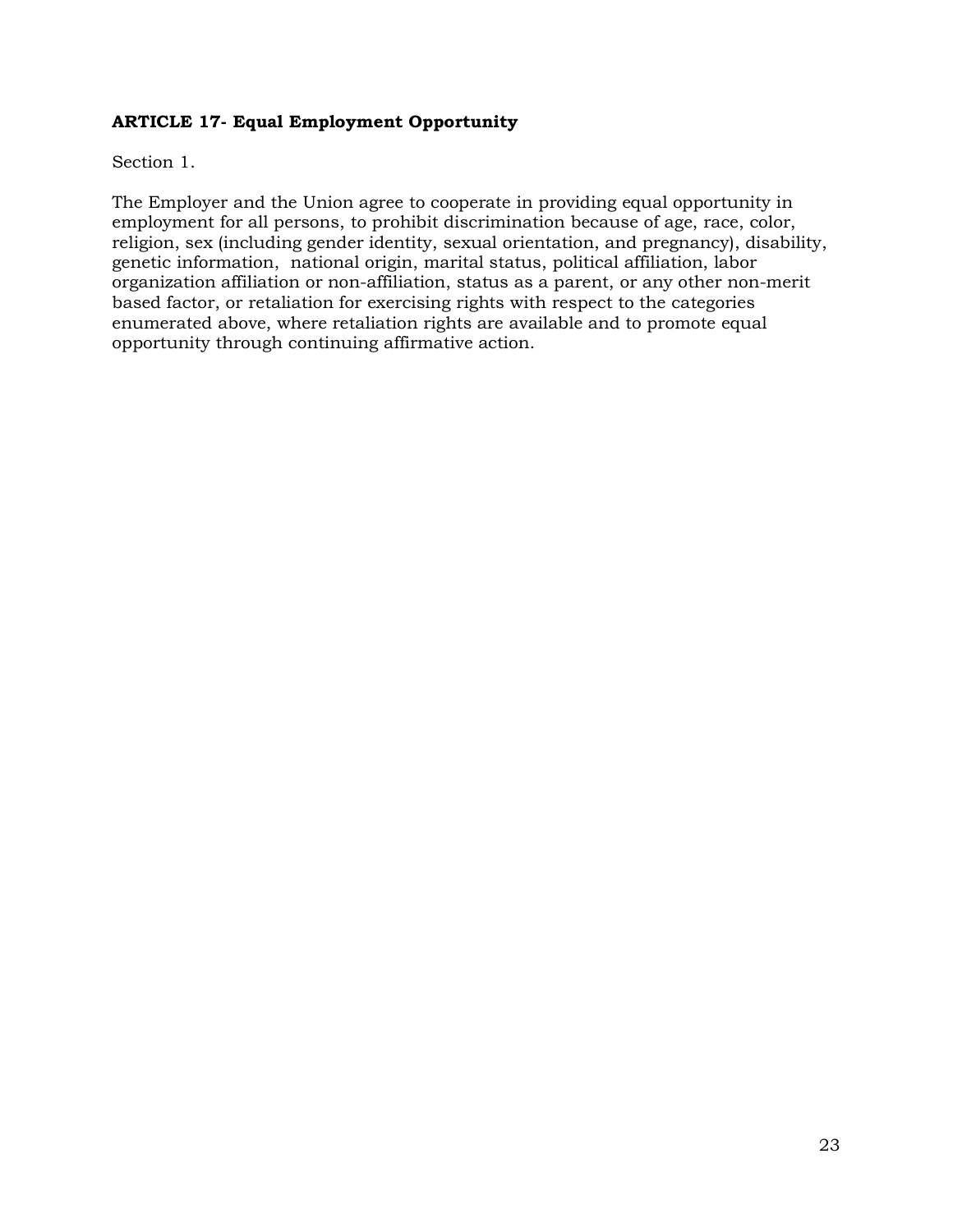**ARTICLE 17- Equal Employment Opportunity**

Section 1.

The Employer and the Union agree to cooperate in providing equal opportunity in employment for all persons, to prohibit discrimination because of age, race, color, religion, sex (including gender identity, sexual orientation, and pregnancy), disability, genetic information, national origin, marital status, political affiliation, labor organization affiliation or non-affiliation, status as a parent, or any other non-merit based factor, or retaliation for exercising rights with respect to the categories enumerated above, where retaliation rights are available and to promote equal opportunity through continuing affirmative action.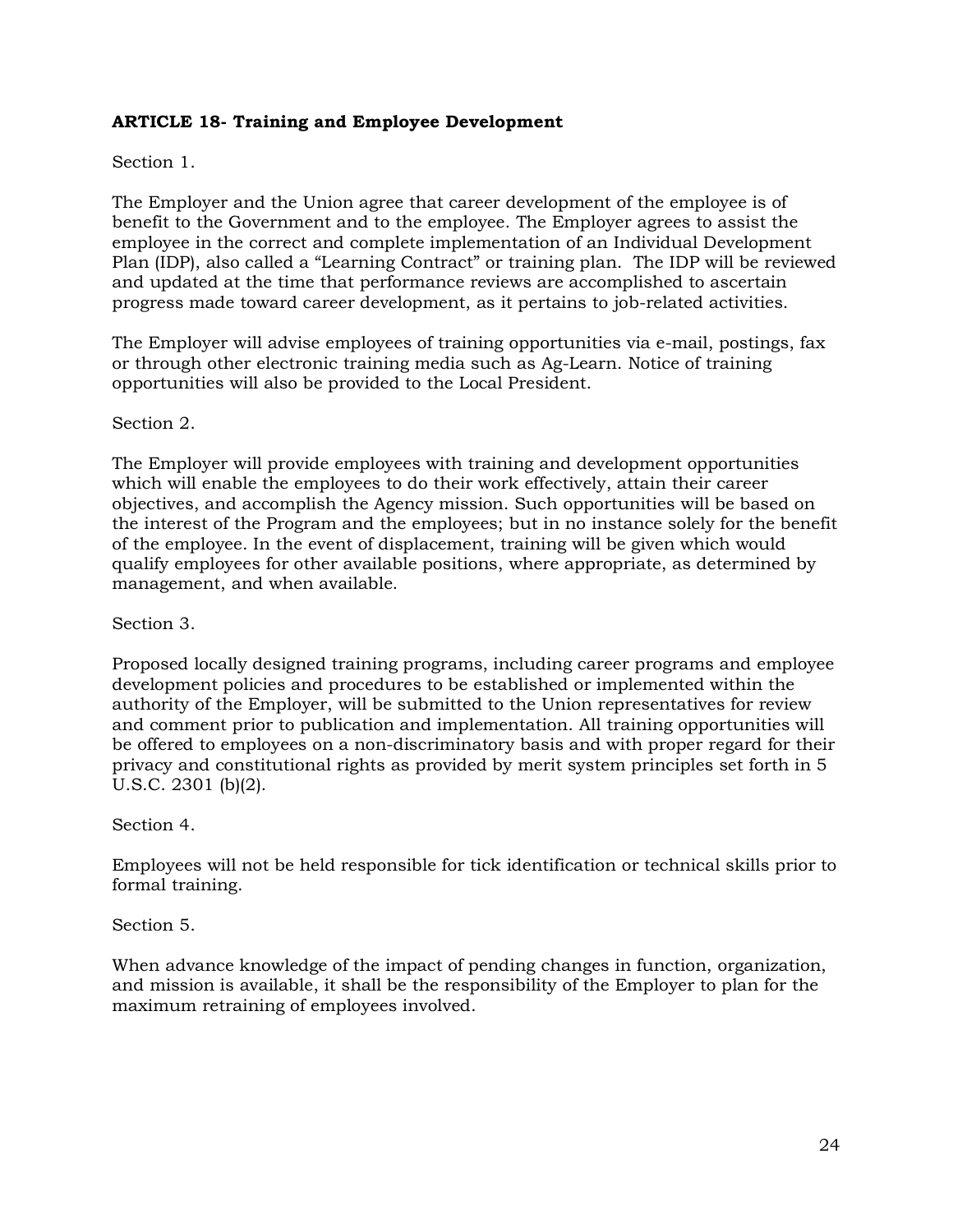**ARTICLE 18- Training and Employee Development**

Section 1.

The Employer and the Union agree that career development of the employee is of benefit to the Government and to the employee. The Employer agrees to assist the employee in the correct and complete implementation of an Individual Development Plan (IDP), also called a “Learning Contract” or training plan. The IDP will be reviewed and updated at the time that performance reviews are accomplished to ascertain progress made toward career development, as it pertains to job-related activities.

The Employer will advise employees of training opportunities via e-mail, postings, fax or through other electronic training media such as Ag-Learn. Notice of training opportunities will also be provided to the Local President.

Section 2.

The Employer will provide employees with training and development opportunities which will enable the employees to do their work effectively, attain their career objectives, and accomplish the Agency mission. Such opportunities will be based on the interest of the Program and the employees; but in no instance solely for the benefit of the employee. In the event of displacement, training will be given which would qualify employees for other available positions, where appropriate, as determined by management, and when available.

Section 3.

Proposed locally designed training programs, including career programs and employee development policies and procedures to be established or implemented within the authority of the Employer, will be submitted to the Union representatives for review and comment prior to publication and implementation. All training opportunities will be offered to employees on a non-discriminatory basis and with proper regard for their privacy and constitutional rights as provided by merit system principles set forth in 5 U.S.C. 2301 (b)(2).

Section 4.

Employees will not be held responsible for tick identification or technical skills prior to formal training.

Section 5.

When advance knowledge of the impact of pending changes in function, organization, and mission is available, it shall be the responsibility of the Employer to plan for the maximum retraining of employees involved.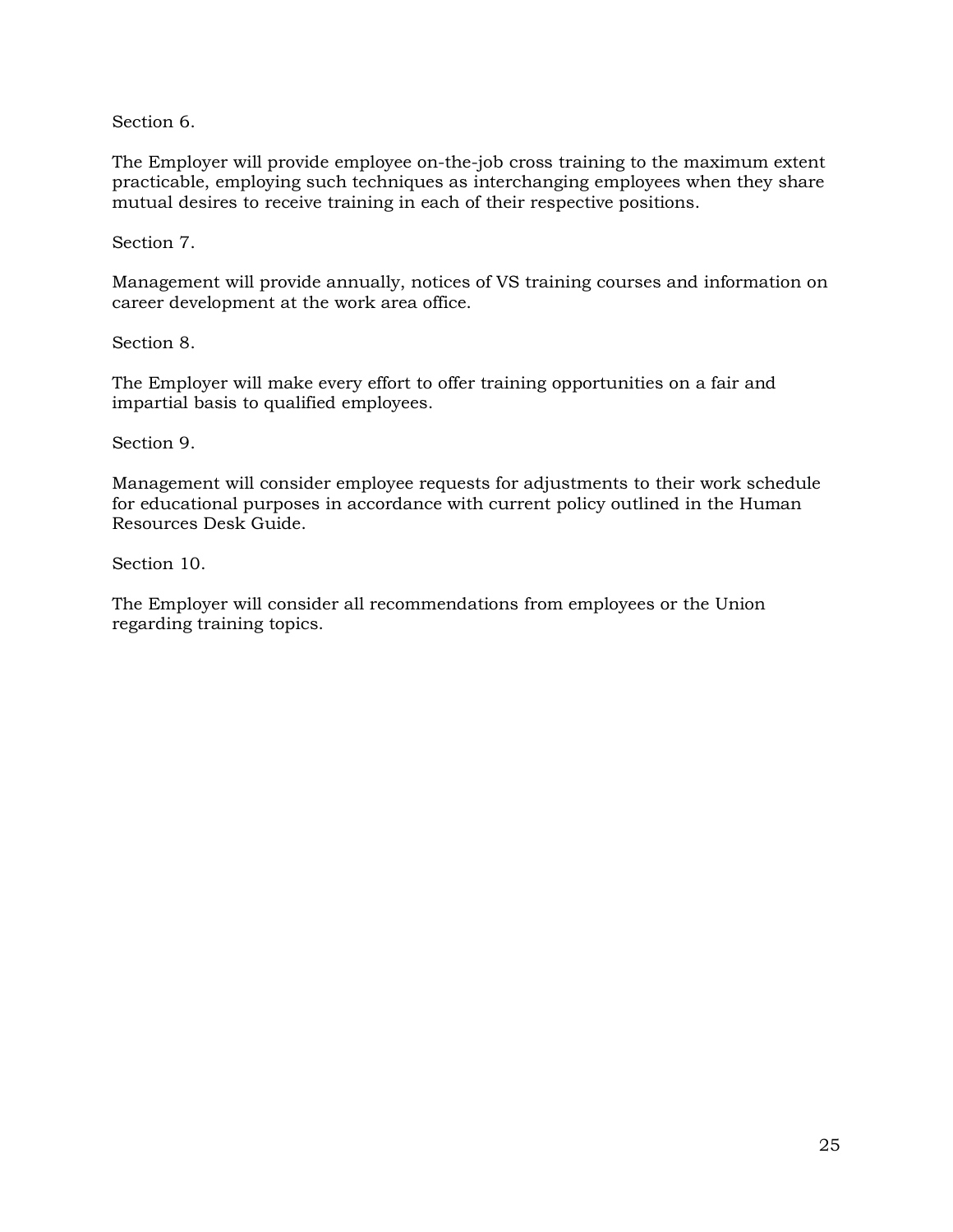Section 6.

The Employer will provide employee on-the-job cross training to the maximum extent practicable, employing such techniques as interchanging employees when they share mutual desires to receive training in each of their respective positions.

Section 7.

Management will provide annually, notices of VS training courses and information on career development at the work area office.

Section 8.

The Employer will make every effort to offer training opportunities on a fair and impartial basis to qualified employees.

Section 9.

Management will consider employee requests for adjustments to their work schedule for educational purposes in accordance with current policy outlined in the Human Resources Desk Guide.

Section 10.

The Employer will consider all recommendations from employees or the Union regarding training topics.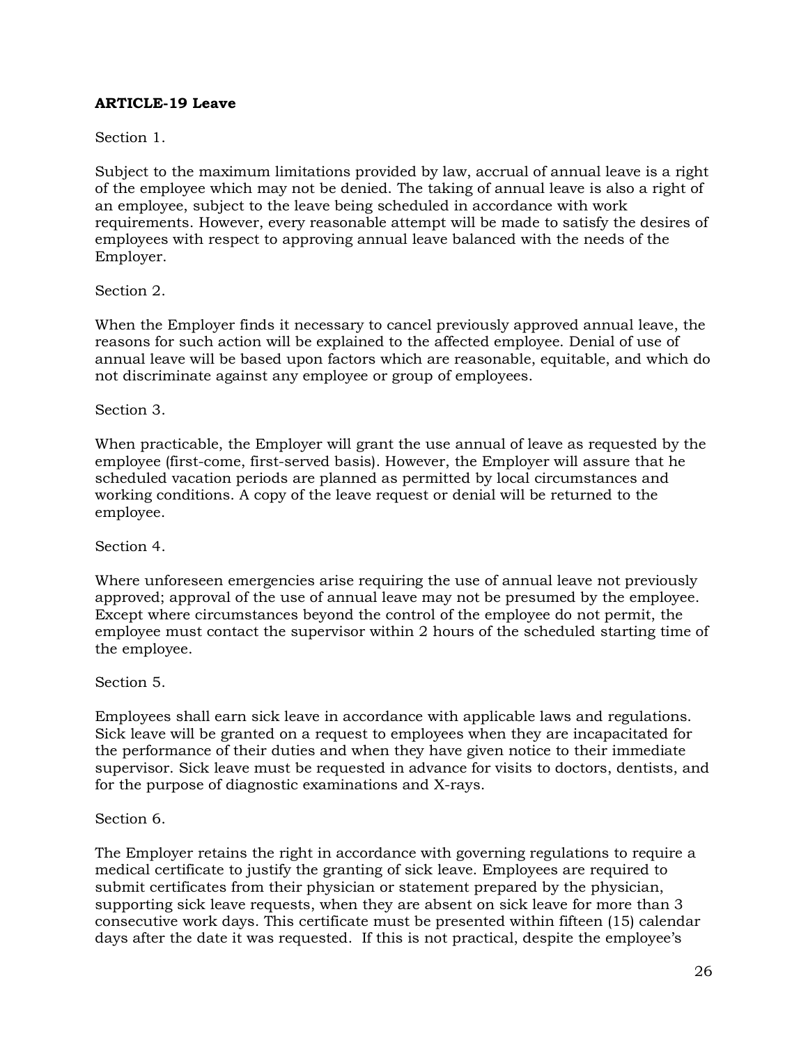**ARTICLE-19 Leave**

Section 1.

Subject to the maximum limitations provided by law, accrual of annual leave is a right of the employee which may not be denied. The taking of annual leave is also a right of an employee, subject to the leave being scheduled in accordance with work requirements. However, every reasonable attempt will be made to satisfy the desires of employees with respect to approving annual leave balanced with the needs of the Employer.

Section 2.

When the Employer finds it necessary to cancel previously approved annual leave, the reasons for such action will be explained to the affected employee. Denial of use of annual leave will be based upon factors which are reasonable, equitable, and which do not discriminate against any employee or group of employees.

Section 3.

When practicable, the Employer will grant the use annual of leave as requested by the employee (first-come, first-served basis). However, the Employer will assure that he scheduled vacation periods are planned as permitted by local circumstances and working conditions. A copy of the leave request or denial will be returned to the employee.

Section 4.

Where unforeseen emergencies arise requiring the use of annual leave not previously approved; approval of the use of annual leave may not be presumed by the employee. Except where circumstances beyond the control of the employee do not permit, the employee must contact the supervisor within 2 hours of the scheduled starting time of the employee.

Section 5.

Employees shall earn sick leave in accordance with applicable laws and regulations. Sick leave will be granted on a request to employees when they are incapacitated for the performance of their duties and when they have given notice to their immediate supervisor. Sick leave must be requested in advance for visits to doctors, dentists, and for the purpose of diagnostic examinations and X-rays.

Section 6.

The Employer retains the right in accordance with governing regulations to require a medical certificate to justify the granting of sick leave. Employees are required to submit certificates from their physician or statement prepared by the physician, supporting sick leave requests, when they are absent on sick leave for more than 3 consecutive work days. This certificate must be presented within fifteen (15) calendar days after the date it was requested. If this is not practical, despite the employee's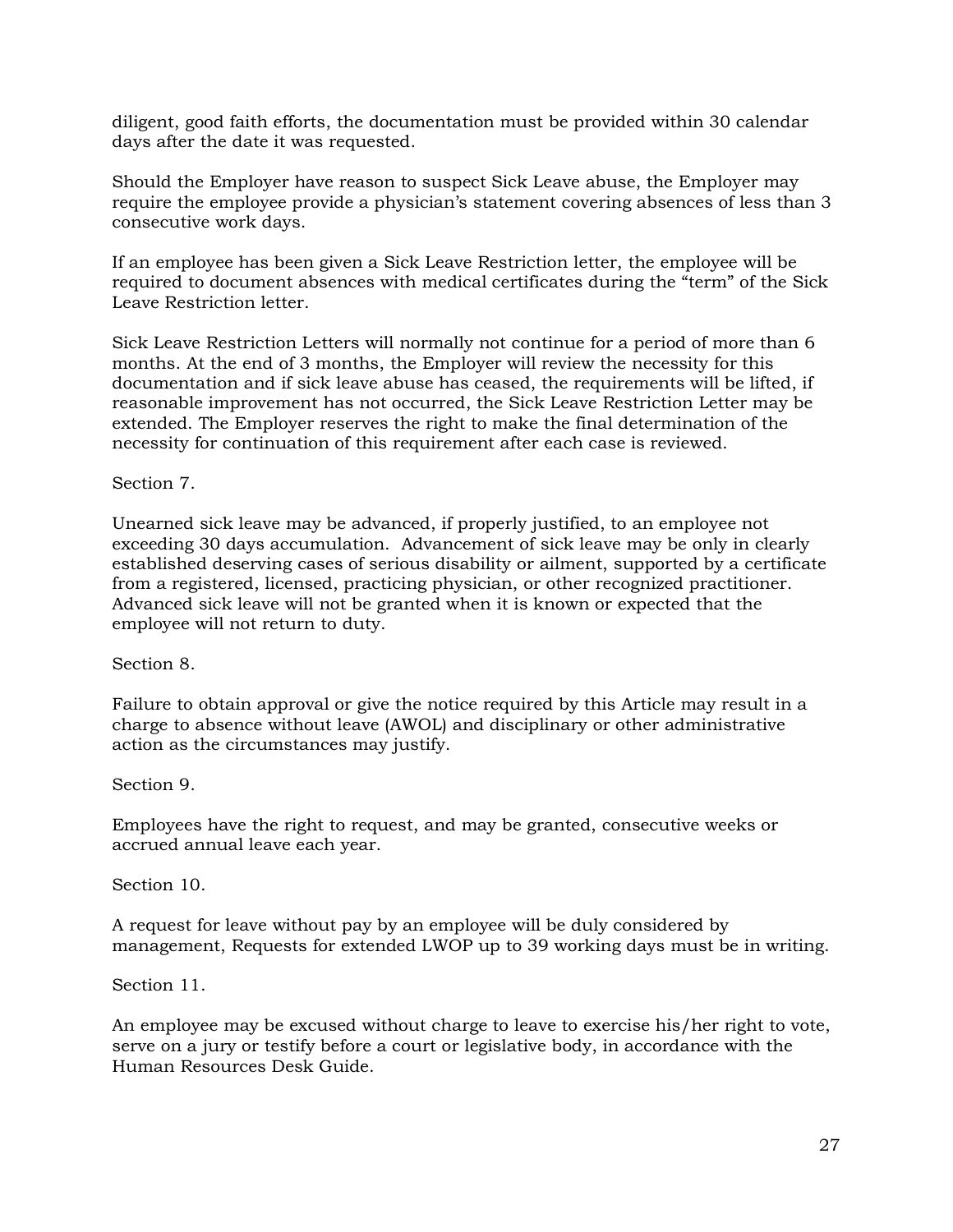diligent, good faith efforts, the documentation must be provided within 30 calendar days after the date it was requested.

Should the Employer have reason to suspect Sick Leave abuse, the Employer may require the employee provide a physician's statement covering absences of less than 3 consecutive work days.

If an employee has been given a Sick Leave Restriction letter, the employee will be required to document absences with medical certificates during the "term" of the Sick Leave Restriction letter.

Sick Leave Restriction Letters will normally not continue for a period of more than 6 months. At the end of 3 months, the Employer will review the necessity for this documentation and if sick leave abuse has ceased, the requirements will be lifted, if reasonable improvement has not occurred, the Sick Leave Restriction Letter may be extended. The Employer reserves the right to make the final determination of the necessity for continuation of this requirement after each case is reviewed.

Section 7.

Unearned sick leave may be advanced, if properly justified, to an employee not exceeding 30 days accumulation. Advancement of sick leave may be only in clearly established deserving cases of serious disability or ailment, supported by a certificate from a registered, licensed, practicing physician, or other recognized practitioner. Advanced sick leave will not be granted when it is known or expected that the employee will not return to duty.

Section 8.

Failure to obtain approval or give the notice required by this Article may result in a charge to absence without leave (AWOL) and disciplinary or other administrative action as the circumstances may justify.

Section 9.

Employees have the right to request, and may be granted, consecutive weeks or accrued annual leave each year.

Section 10.

A request for leave without pay by an employee will be duly considered by management, Requests for extended LWOP up to 39 working days must be in writing.

Section 11.

An employee may be excused without charge to leave to exercise his/her right to vote, serve on a jury or testify before a court or legislative body, in accordance with the Human Resources Desk Guide.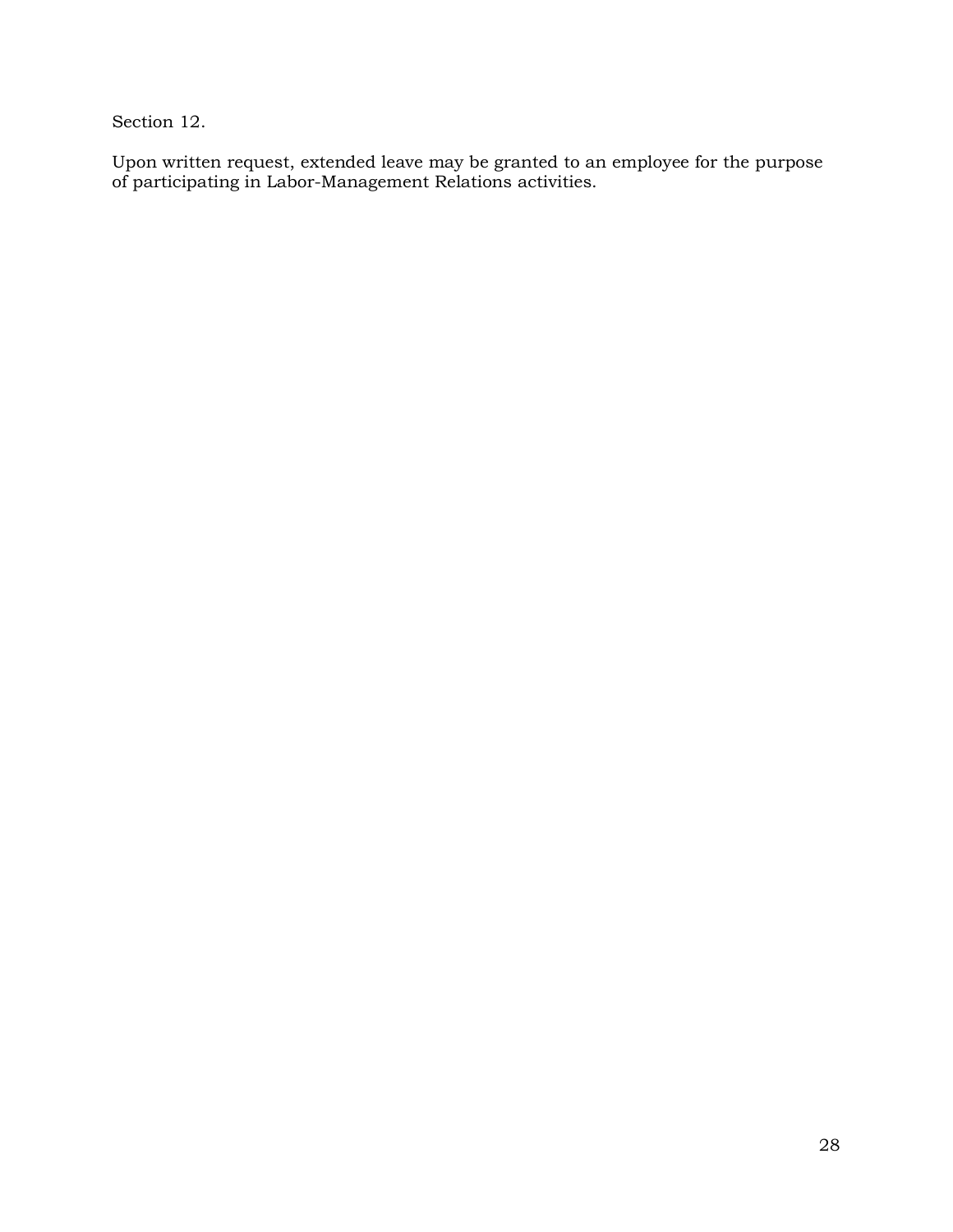Section 12.

Upon written request, extended leave may be granted to an employee for the purpose of participating in Labor-Management Relations activities.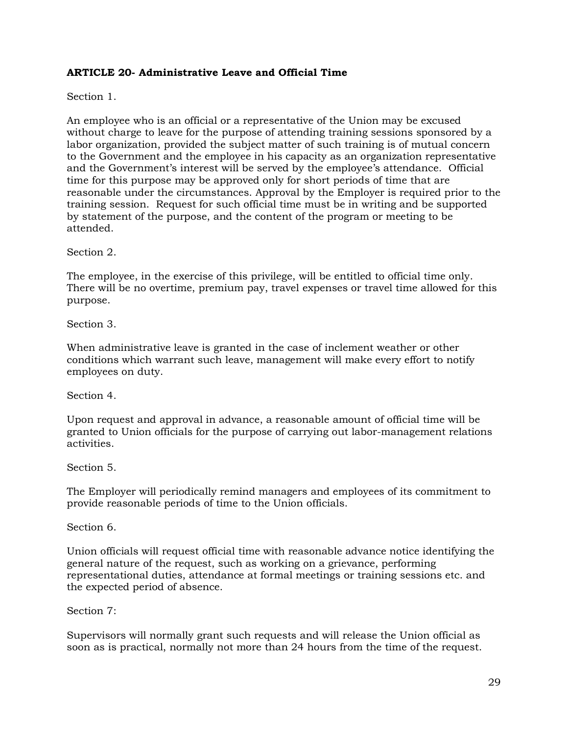**ARTICLE 20- Administrative Leave and Official Time**

Section 1.

An employee who is an official or a representative of the Union may be excused without charge to leave for the purpose of attending training sessions sponsored by a labor organization, provided the subject matter of such training is of mutual concern to the Government and the employee in his capacity as an organization representative and the Government's interest will be served by the employee's attendance. Official time for this purpose may be approved only for short periods of time that are reasonable under the circumstances. Approval by the Employer is required prior to the training session. Request for such official time must be in writing and be supported by statement of the purpose, and the content of the program or meeting to be attended.

Section 2.

The employee, in the exercise of this privilege, will be entitled to official time only. There will be no overtime, premium pay, travel expenses or travel time allowed for this purpose.

Section 3.

When administrative leave is granted in the case of inclement weather or other conditions which warrant such leave, management will make every effort to notify employees on duty.

Section 4.

Upon request and approval in advance, a reasonable amount of official time will be granted to Union officials for the purpose of carrying out labor-management relations activities.

Section 5.

The Employer will periodically remind managers and employees of its commitment to provide reasonable periods of time to the Union officials.

Section 6.

Union officials will request official time with reasonable advance notice identifying the general nature of the request, such as working on a grievance, performing representational duties, attendance at formal meetings or training sessions etc. and the expected period of absence.

Section 7:

Supervisors will normally grant such requests and will release the Union official as soon as is practical, normally not more than 24 hours from the time of the request.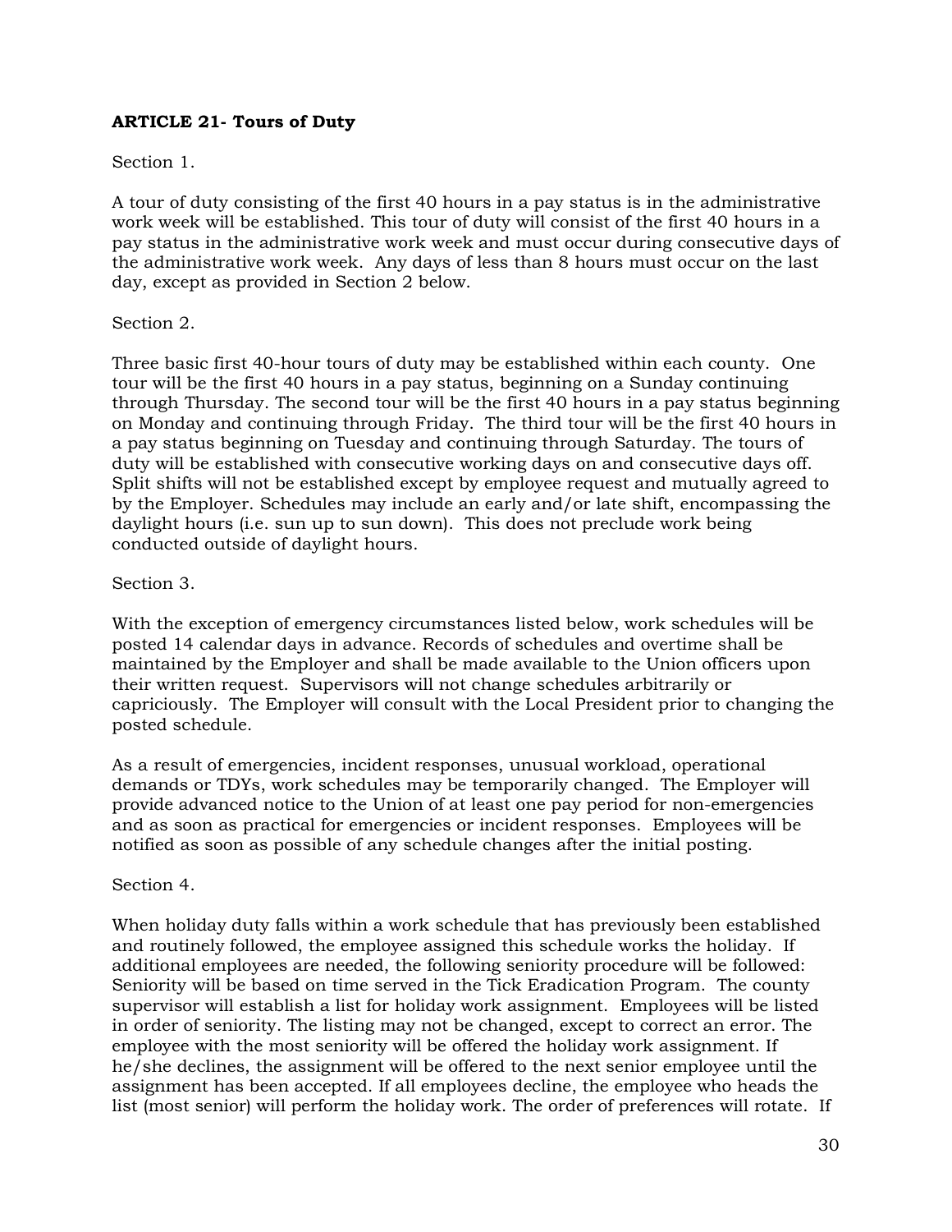**ARTICLE 21- Tours of Duty**

Section 1.

A tour of duty consisting of the first 40 hours in a pay status is in the administrative work week will be established. This tour of duty will consist of the first 40 hours in a pay status in the administrative work week and must occur during consecutive days of the administrative work week. Any days of less than 8 hours must occur on the last day, except as provided in Section 2 below.

Section 2.

Three basic first 40-hour tours of duty may be established within each county. One tour will be the first 40 hours in a pay status, beginning on a Sunday continuing through Thursday. The second tour will be the first 40 hours in a pay status beginning on Monday and continuing through Friday. The third tour will be the first 40 hours in a pay status beginning on Tuesday and continuing through Saturday. The tours of duty will be established with consecutive working days on and consecutive days off. Split shifts will not be established except by employee request and mutually agreed to by the Employer. Schedules may include an early and/or late shift, encompassing the daylight hours (i.e. sun up to sun down). This does not preclude work being conducted outside of daylight hours.

Section 3.

With the exception of emergency circumstances listed below, work schedules will be posted 14 calendar days in advance. Records of schedules and overtime shall be maintained by the Employer and shall be made available to the Union officers upon their written request. Supervisors will not change schedules arbitrarily or capriciously. The Employer will consult with the Local President prior to changing the posted schedule.

As a result of emergencies, incident responses, unusual workload, operational demands or TDYs, work schedules may be temporarily changed. The Employer will provide advanced notice to the Union of at least one pay period for non-emergencies and as soon as practical for emergencies or incident responses. Employees will be notified as soon as possible of any schedule changes after the initial posting.

Section 4.

When holiday duty falls within a work schedule that has previously been established and routinely followed, the employee assigned this schedule works the holiday. If additional employees are needed, the following seniority procedure will be followed: Seniority will be based on time served in the Tick Eradication Program. The county supervisor will establish a list for holiday work assignment. Employees will be listed in order of seniority. The listing may not be changed, except to correct an error. The employee with the most seniority will be offered the holiday work assignment. If he/she declines, the assignment will be offered to the next senior employee until the assignment has been accepted. If all employees decline, the employee who heads the list (most senior) will perform the holiday work. The order of preferences will rotate. If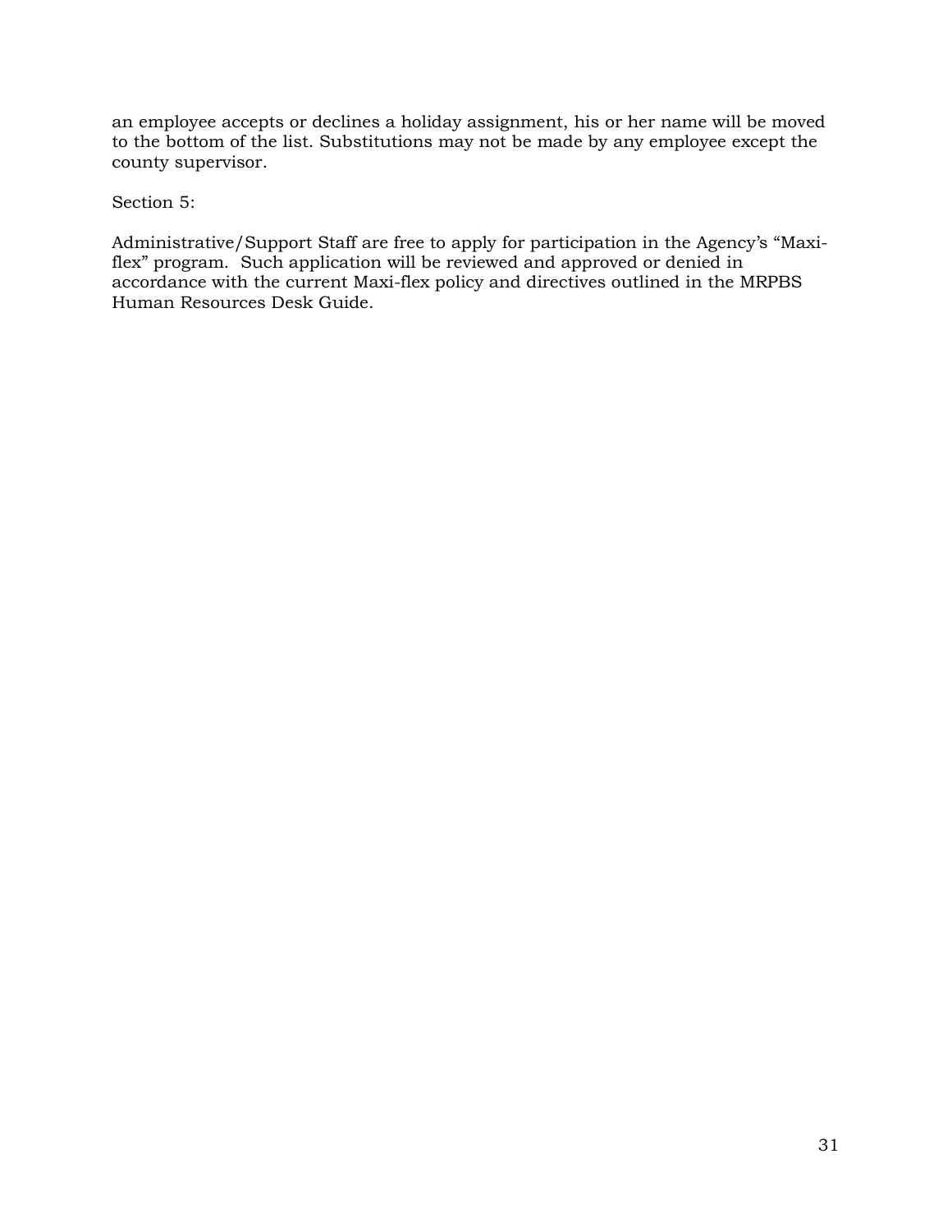an employee accepts or declines a holiday assignment, his or her name will be moved to the bottom of the list. Substitutions may not be made by any employee except the county supervisor.

Section 5:

Administrative/Support Staff are free to apply for participation in the Agency's "Maxi-flex" program. Such application will be reviewed and approved or denied in accordance with the current Maxi-flex policy and directives outlined in the MRPBS Human Resources Desk Guide.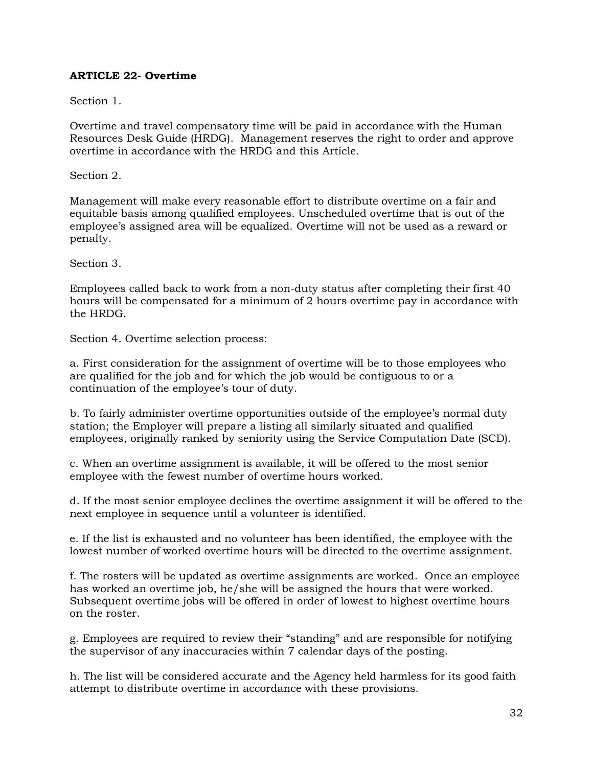**ARTICLE 22- Overtime**

Section 1.

Overtime and travel compensatory time will be paid in accordance with the Human Resources Desk Guide (HRDG). Management reserves the right to order and approve overtime in accordance with the HRDG and this Article.

Section 2.

Management will make every reasonable effort to distribute overtime on a fair and equitable basis among qualified employees. Unscheduled overtime that is out of the employee's assigned area will be equalized. Overtime will not be used as a reward or penalty.

Section 3.

Employees called back to work from a non-duty status after completing their first 40 hours will be compensated for a minimum of 2 hours overtime pay in accordance with the HRDG.

Section 4. Overtime selection process:

a. First consideration for the assignment of overtime will be to those employees who are qualified for the job and for which the job would be contiguous to or a continuation of the employee's tour of duty.

b. To fairly administer overtime opportunities outside of the employee's normal duty station; the Employer will prepare a listing all similarly situated and qualified employees, originally ranked by seniority using the Service Computation Date (SCD).

c. When an overtime assignment is available, it will be offered to the most senior employee with the fewest number of overtime hours worked.

d. If the most senior employee declines the overtime assignment it will be offered to the next employee in sequence until a volunteer is identified.

e. If the list is exhausted and no volunteer has been identified, the employee with the lowest number of worked overtime hours will be directed to the overtime assignment.

f. The rosters will be updated as overtime assignments are worked. Once an employee has worked an overtime job, he/she will be assigned the hours that were worked. Subsequent overtime jobs will be offered in order of lowest to highest overtime hours on the roster.

g. Employees are required to review their "standing" and are responsible for notifying the supervisor of any inaccuracies within 7 calendar days of the posting.

h. The list will be considered accurate and the Agency held harmless for its good faith attempt to distribute overtime in accordance with these provisions.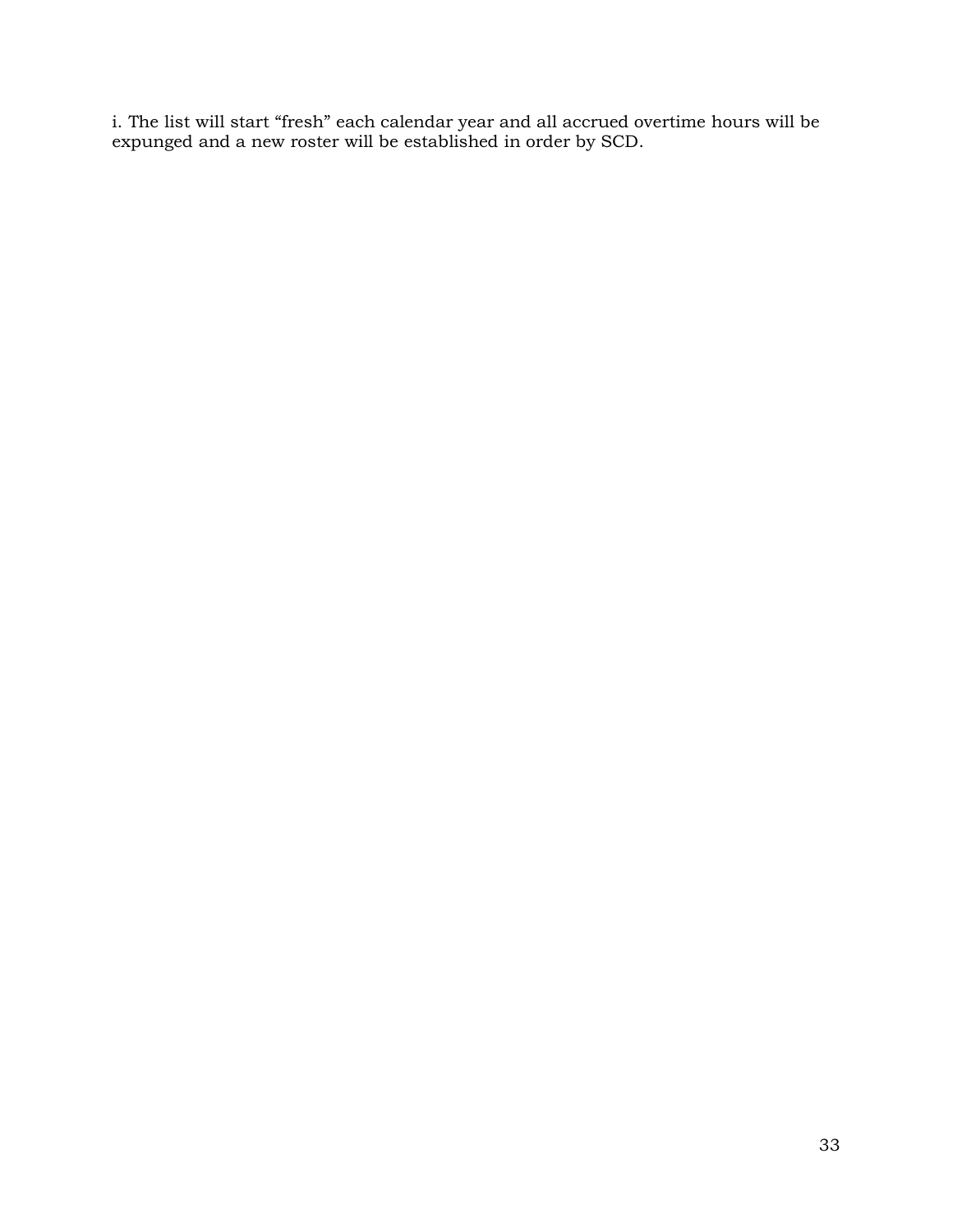i. The list will start “fresh” each calendar year and all accrued overtime hours will be expunged and a new roster will be established in order by SCD.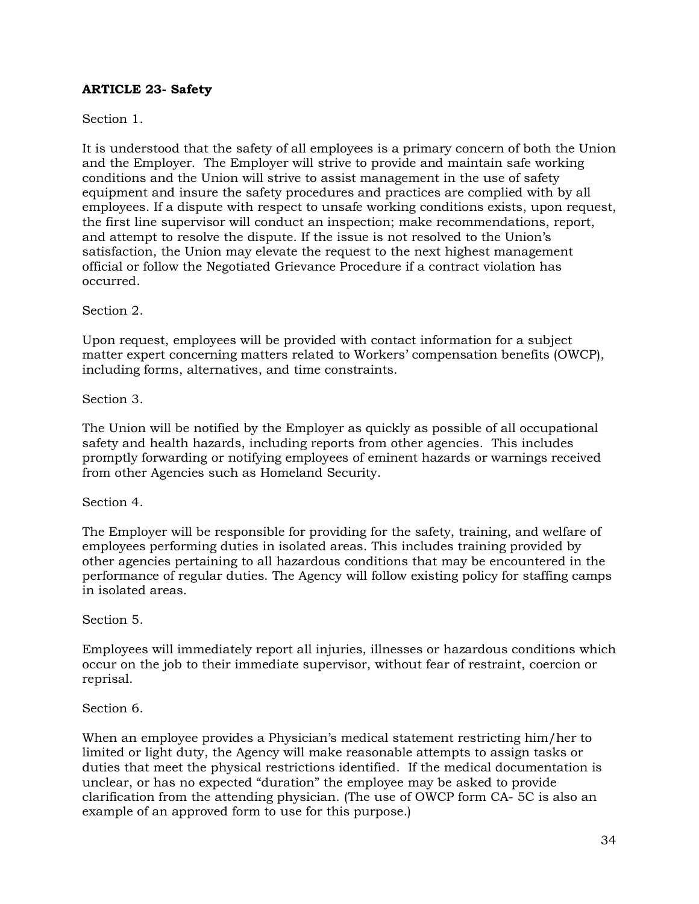**ARTICLE 23- Safety**

Section 1.

It is understood that the safety of all employees is a primary concern of both the Union and the Employer. The Employer will strive to provide and maintain safe working conditions and the Union will strive to assist management in the use of safety equipment and insure the safety procedures and practices are complied with by all employees. If a dispute with respect to unsafe working conditions exists, upon request, the first line supervisor will conduct an inspection; make recommendations, report, and attempt to resolve the dispute. If the issue is not resolved to the Union's satisfaction, the Union may elevate the request to the next highest management official or follow the Negotiated Grievance Procedure if a contract violation has occurred.

Section 2.

Upon request, employees will be provided with contact information for a subject matter expert concerning matters related to Workers' compensation benefits (OWCP), including forms, alternatives, and time constraints.

Section 3.

The Union will be notified by the Employer as quickly as possible of all occupational safety and health hazards, including reports from other agencies. This includes promptly forwarding or notifying employees of eminent hazards or warnings received from other Agencies such as Homeland Security.

Section 4.

The Employer will be responsible for providing for the safety, training, and welfare of employees performing duties in isolated areas. This includes training provided by other agencies pertaining to all hazardous conditions that may be encountered in the performance of regular duties. The Agency will follow existing policy for staffing camps in isolated areas.

Section 5.

Employees will immediately report all injuries, illnesses or hazardous conditions which occur on the job to their immediate supervisor, without fear of restraint, coercion or reprisal.

Section 6.

When an employee provides a Physician's medical statement restricting him/her to limited or light duty, the Agency will make reasonable attempts to assign tasks or duties that meet the physical restrictions identified. If the medical documentation is unclear, or has no expected "duration" the employee may be asked to provide clarification from the attending physician. (The use of OWCP form CA- 5C is also an example of an approved form to use for this purpose.)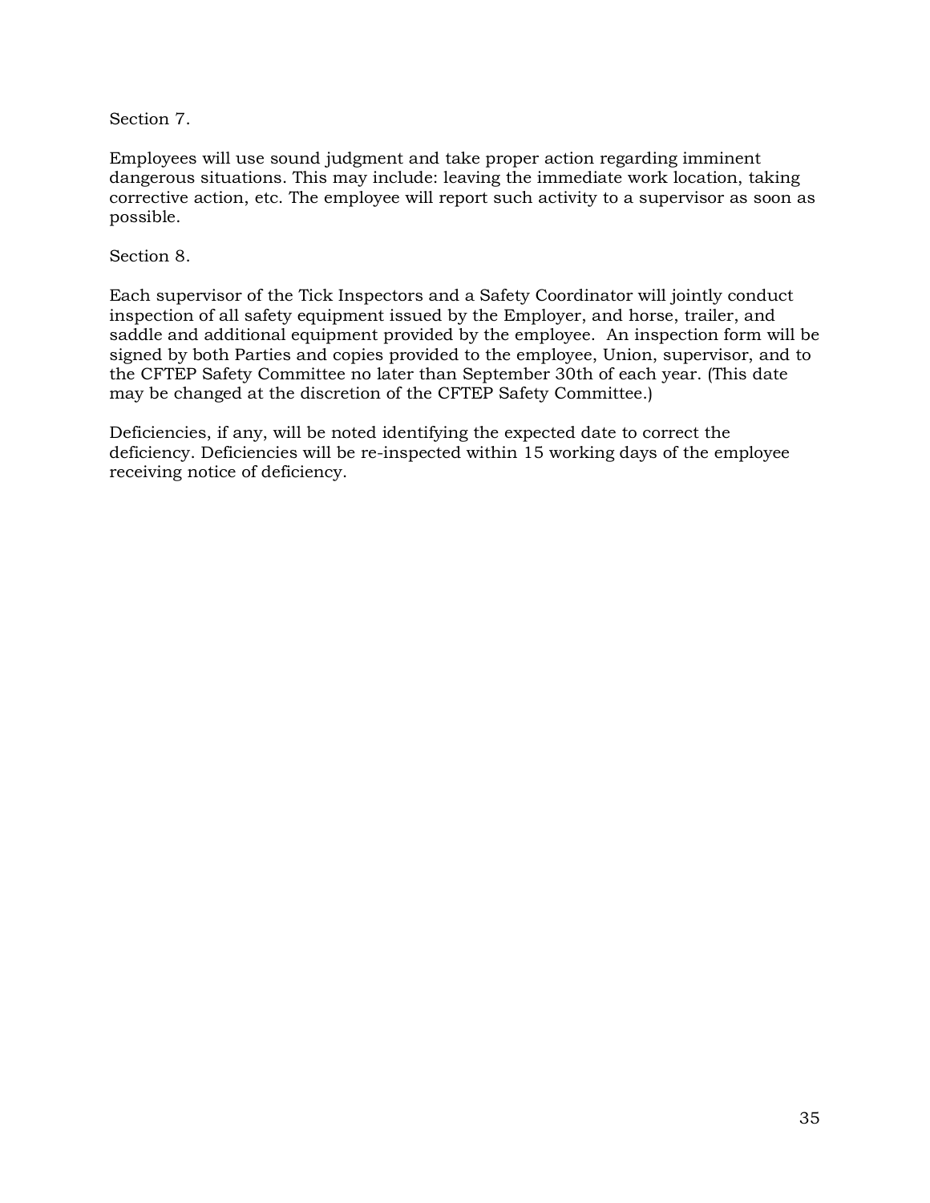Section 7.

Employees will use sound judgment and take proper action regarding imminent dangerous situations. This may include: leaving the immediate work location, taking corrective action, etc. The employee will report such activity to a supervisor as soon as possible.

Section 8.

Each supervisor of the Tick Inspectors and a Safety Coordinator will jointly conduct inspection of all safety equipment issued by the Employer, and horse, trailer, and saddle and additional equipment provided by the employee. An inspection form will be signed by both Parties and copies provided to the employee, Union, supervisor, and to the CFTEP Safety Committee no later than September 30th of each year. (This date may be changed at the discretion of the CFTEP Safety Committee.)

Deficiencies, if any, will be noted identifying the expected date to correct the deficiency. Deficiencies will be re-inspected within 15 working days of the employee receiving notice of deficiency.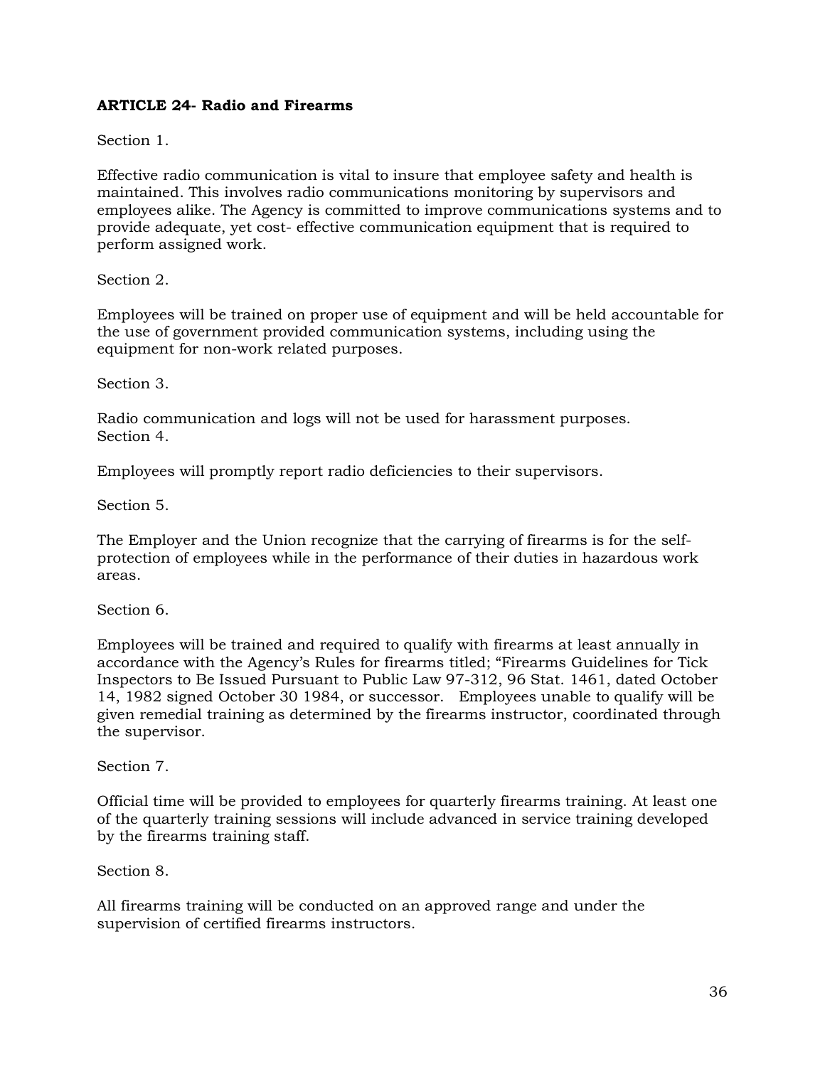**ARTICLE 24- Radio and Firearms**

Section 1.

Effective radio communication is vital to insure that employee safety and health is maintained. This involves radio communications monitoring by supervisors and employees alike. The Agency is committed to improve communications systems and to provide adequate, yet cost- effective communication equipment that is required to perform assigned work.

Section 2.

Employees will be trained on proper use of equipment and will be held accountable for the use of government provided communication systems, including using the equipment for non-work related purposes.

Section 3.

Radio communication and logs will not be used for harassment purposes.
Section 4.

Employees will promptly report radio deficiencies to their supervisors.

Section 5.

The Employer and the Union recognize that the carrying of firearms is for the self-protection of employees while in the performance of their duties in hazardous work areas.

Section 6.

Employees will be trained and required to qualify with firearms at least annually in accordance with the Agency's Rules for firearms titled; "Firearms Guidelines for Tick Inspectors to Be Issued Pursuant to Public Law 97-312, 96 Stat. 1461, dated October 14, 1982 signed October 30 1984, or successor. Employees unable to qualify will be given remedial training as determined by the firearms instructor, coordinated through the supervisor.

Section 7.

Official time will be provided to employees for quarterly firearms training. At least one of the quarterly training sessions will include advanced in service training developed by the firearms training staff.

Section 8.

All firearms training will be conducted on an approved range and under the supervision of certified firearms instructors.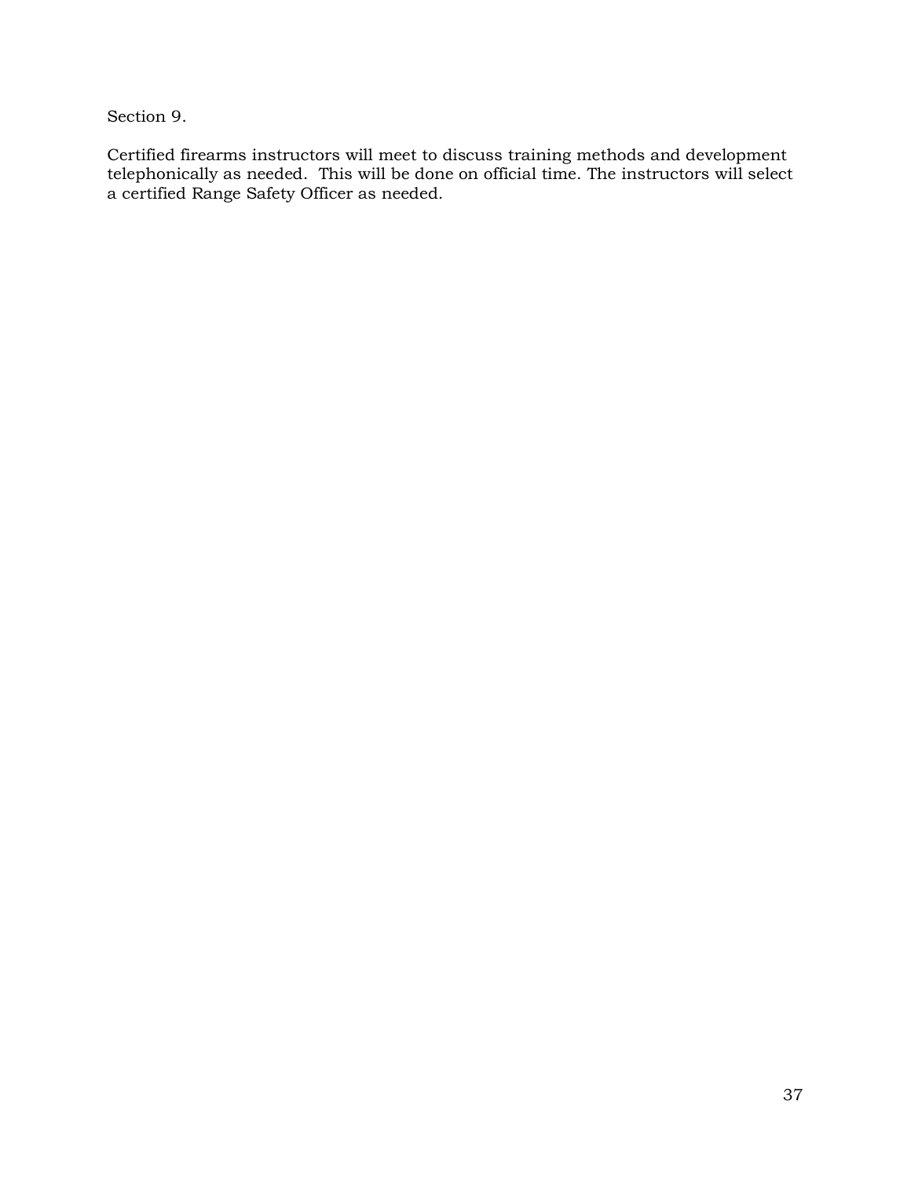Section 9.

Certified firearms instructors will meet to discuss training methods and development telephonically as needed. This will be done on official time. The instructors will select a certified Range Safety Officer as needed.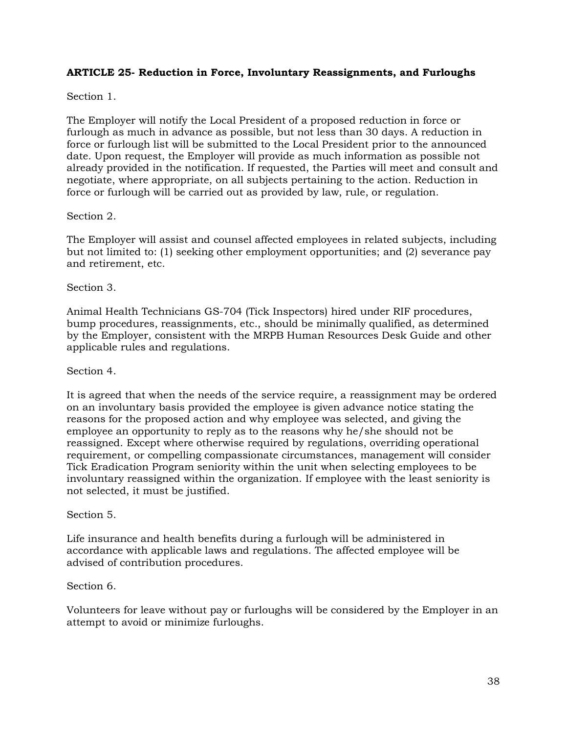**ARTICLE 25- Reduction in Force, Involuntary Reassignments, and Furloughs**

Section 1.

The Employer will notify the Local President of a proposed reduction in force or furlough as much in advance as possible, but not less than 30 days. A reduction in force or furlough list will be submitted to the Local President prior to the announced date. Upon request, the Employer will provide as much information as possible not already provided in the notification. If requested, the Parties will meet and consult and negotiate, where appropriate, on all subjects pertaining to the action. Reduction in force or furlough will be carried out as provided by law, rule, or regulation.

Section 2.

The Employer will assist and counsel affected employees in related subjects, including but not limited to: (1) seeking other employment opportunities; and (2) severance pay and retirement, etc.

Section 3.

Animal Health Technicians GS-704 (Tick Inspectors) hired under RIF procedures, bump procedures, reassignments, etc., should be minimally qualified, as determined by the Employer, consistent with the MRPB Human Resources Desk Guide and other applicable rules and regulations.

Section 4.

It is agreed that when the needs of the service require, a reassignment may be ordered on an involuntary basis provided the employee is given advance notice stating the reasons for the proposed action and why employee was selected, and giving the employee an opportunity to reply as to the reasons why he/she should not be reassigned. Except where otherwise required by regulations, overriding operational requirement, or compelling compassionate circumstances, management will consider Tick Eradication Program seniority within the unit when selecting employees to be involuntary reassigned within the organization. If employee with the least seniority is not selected, it must be justified.

Section 5.

Life insurance and health benefits during a furlough will be administered in accordance with applicable laws and regulations. The affected employee will be advised of contribution procedures.

Section 6.

Volunteers for leave without pay or furloughs will be considered by the Employer in an attempt to avoid or minimize furloughs.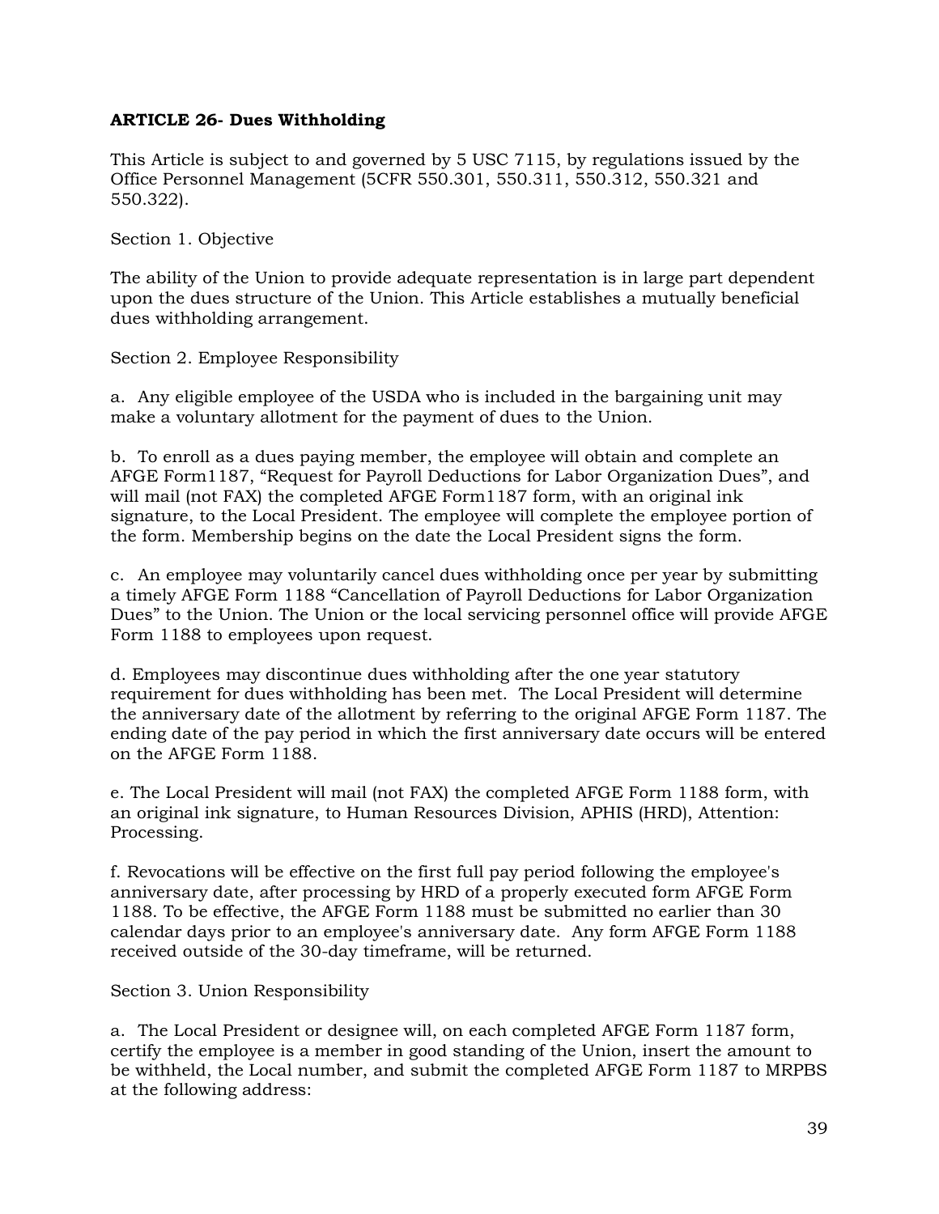**ARTICLE 26- Dues Withholding**

This Article is subject to and governed by 5 USC 7115, by regulations issued by the Office Personnel Management (5CFR 550.301, 550.311, 550.312, 550.321 and 550.322).

Section 1. Objective

The ability of the Union to provide adequate representation is in large part dependent upon the dues structure of the Union. This Article establishes a mutually beneficial dues withholding arrangement.

Section 2. Employee Responsibility

a. Any eligible employee of the USDA who is included in the bargaining unit may make a voluntary allotment for the payment of dues to the Union.

b. To enroll as a dues paying member, the employee will obtain and complete an AFGE Form1187, "Request for Payroll Deductions for Labor Organization Dues", and will mail (not FAX) the completed AFGE Form1187 form, with an original ink signature, to the Local President. The employee will complete the employee portion of the form. Membership begins on the date the Local President signs the form.

c. An employee may voluntarily cancel dues withholding once per year by submitting a timely AFGE Form 1188 "Cancellation of Payroll Deductions for Labor Organization Dues" to the Union. The Union or the local servicing personnel office will provide AFGE Form 1188 to employees upon request.

d. Employees may discontinue dues withholding after the one year statutory requirement for dues withholding has been met. The Local President will determine the anniversary date of the allotment by referring to the original AFGE Form 1187. The ending date of the pay period in which the first anniversary date occurs will be entered on the AFGE Form 1188.

e. The Local President will mail (not FAX) the completed AFGE Form 1188 form, with an original ink signature, to Human Resources Division, APHIS (HRD), Attention: Processing.

f. Revocations will be effective on the first full pay period following the employee's anniversary date, after processing by HRD of a properly executed form AFGE Form 1188. To be effective, the AFGE Form 1188 must be submitted no earlier than 30 calendar days prior to an employee's anniversary date. Any form AFGE Form 1188 received outside of the 30-day timeframe, will be returned.

Section 3. Union Responsibility

a. The Local President or designee will, on each completed AFGE Form 1187 form, certify the employee is a member in good standing of the Union, insert the amount to be withheld, the Local number, and submit the completed AFGE Form 1187 to MRPBS at the following address: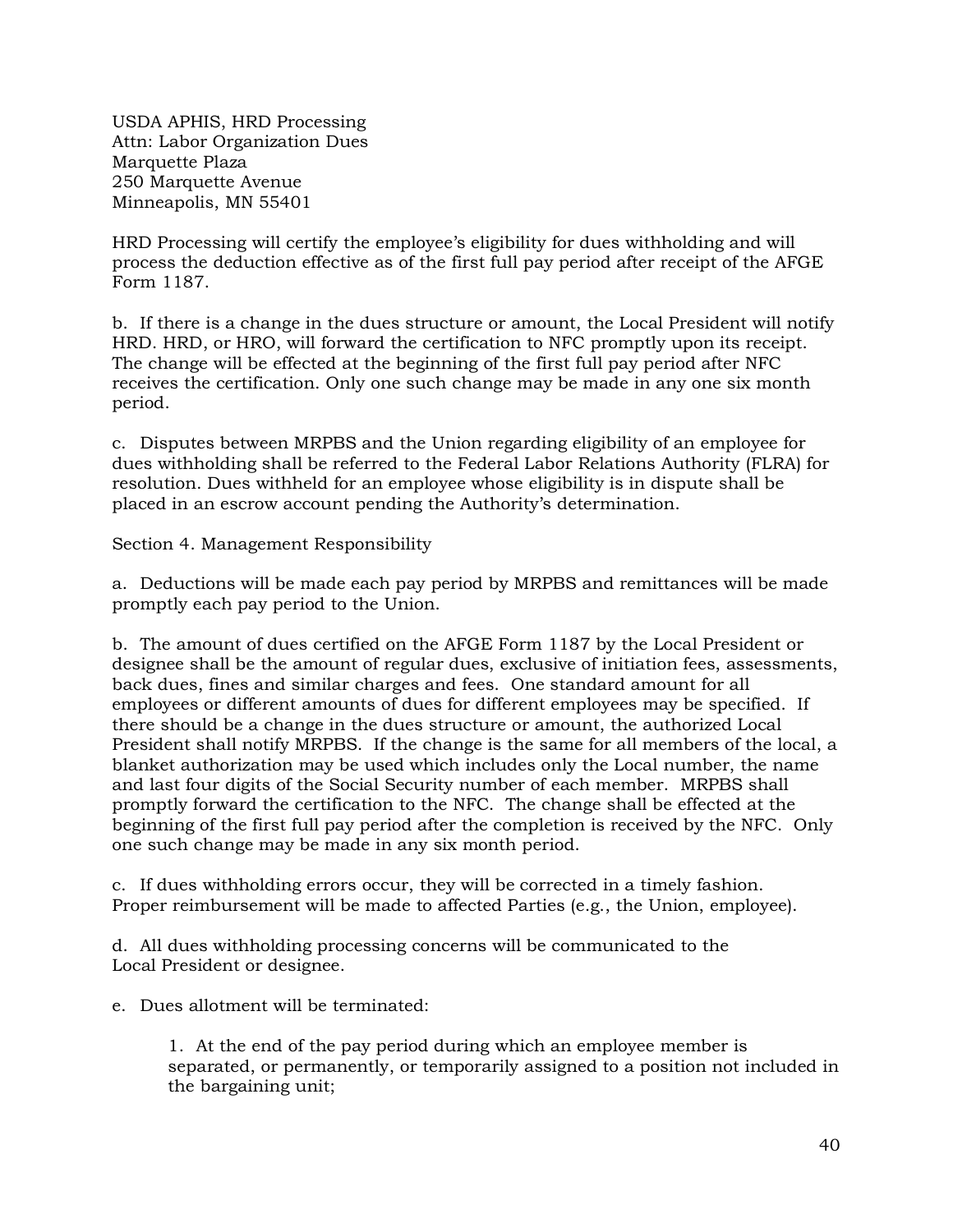USDA APHIS, HRD Processing
Attn: Labor Organization Dues
Marquette Plaza
250 Marquette Avenue
Minneapolis, MN 55401

HRD Processing will certify the employee's eligibility for dues withholding and will process the deduction effective as of the first full pay period after receipt of the AFGE Form 1187.

b. If there is a change in the dues structure or amount, the Local President will notify HRD. HRD, or HRO, will forward the certification to NFC promptly upon its receipt. The change will be effected at the beginning of the first full pay period after NFC receives the certification. Only one such change may be made in any one six month period.

c. Disputes between MRPBS and the Union regarding eligibility of an employee for dues withholding shall be referred to the Federal Labor Relations Authority (FLRA) for resolution. Dues withheld for an employee whose eligibility is in dispute shall be placed in an escrow account pending the Authority's determination.

Section 4. Management Responsibility

a. Deductions will be made each pay period by MRPBS and remittances will be made promptly each pay period to the Union.

b. The amount of dues certified on the AFGE Form 1187 by the Local President or designee shall be the amount of regular dues, exclusive of initiation fees, assessments, back dues, fines and similar charges and fees. One standard amount for all employees or different amounts of dues for different employees may be specified. If there should be a change in the dues structure or amount, the authorized Local President shall notify MRPBS. If the change is the same for all members of the local, a blanket authorization may be used which includes only the Local number, the name and last four digits of the Social Security number of each member. MRPBS shall promptly forward the certification to the NFC. The change shall be effected at the beginning of the first full pay period after the completion is received by the NFC. Only one such change may be made in any six month period.

c. If dues withholding errors occur, they will be corrected in a timely fashion. Proper reimbursement will be made to affected Parties (e.g., the Union, employee).

d. All dues withholding processing concerns will be communicated to the Local President or designee.

e. Dues allotment will be terminated:

1. At the end of the pay period during which an employee member is separated, or permanently, or temporarily assigned to a position not included in the bargaining unit;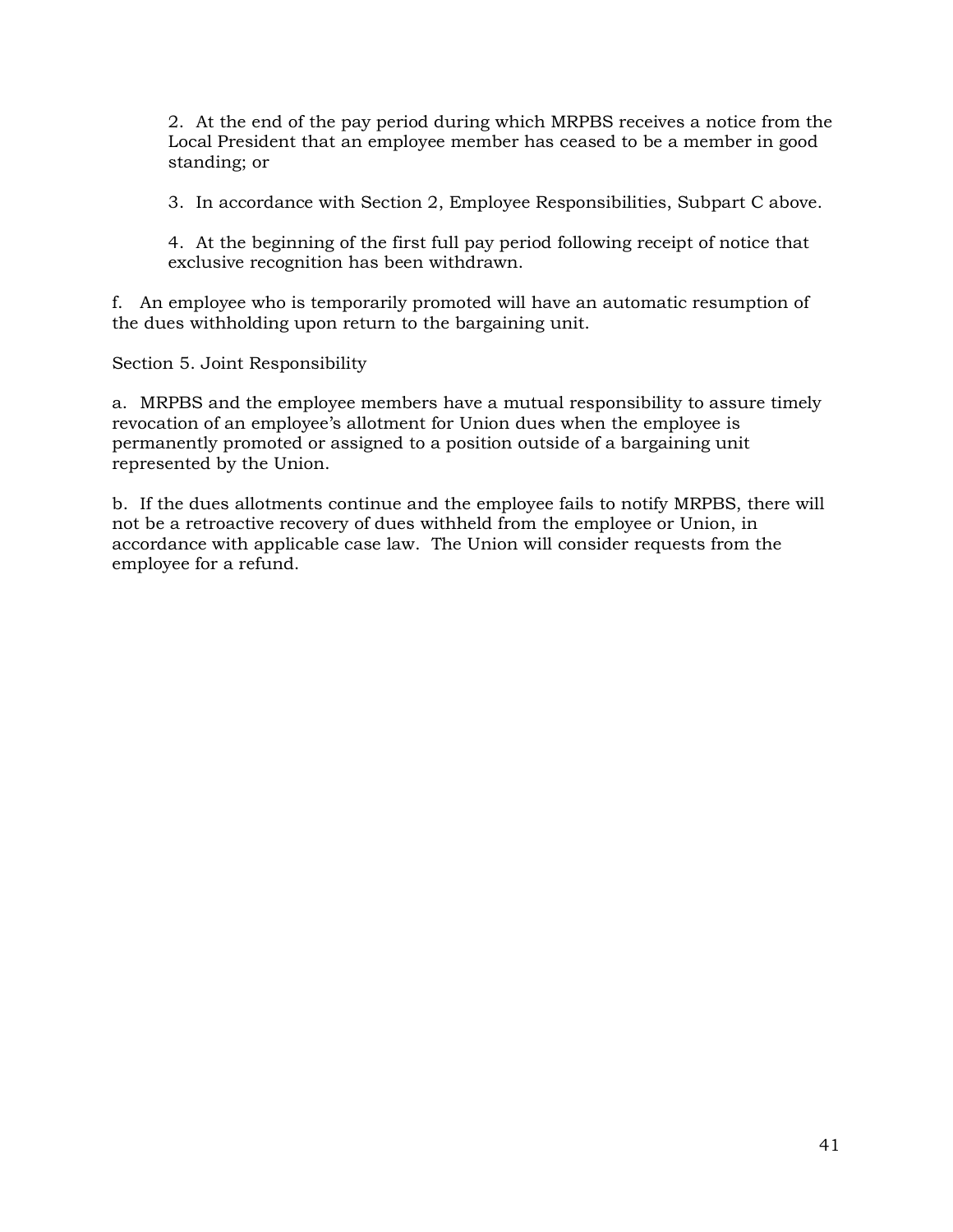2. At the end of the pay period during which MRPBS receives a notice from the Local President that an employee member has ceased to be a member in good standing; or

3. In accordance with Section 2, Employee Responsibilities, Subpart C above.

4. At the beginning of the first full pay period following receipt of notice that exclusive recognition has been withdrawn.

f. An employee who is temporarily promoted will have an automatic resumption of the dues withholding upon return to the bargaining unit.

Section 5. Joint Responsibility

a. MRPBS and the employee members have a mutual responsibility to assure timely revocation of an employee's allotment for Union dues when the employee is permanently promoted or assigned to a position outside of a bargaining unit represented by the Union.

b. If the dues allotments continue and the employee fails to notify MRPBS, there will not be a retroactive recovery of dues withheld from the employee or Union, in accordance with applicable case law. The Union will consider requests from the employee for a refund.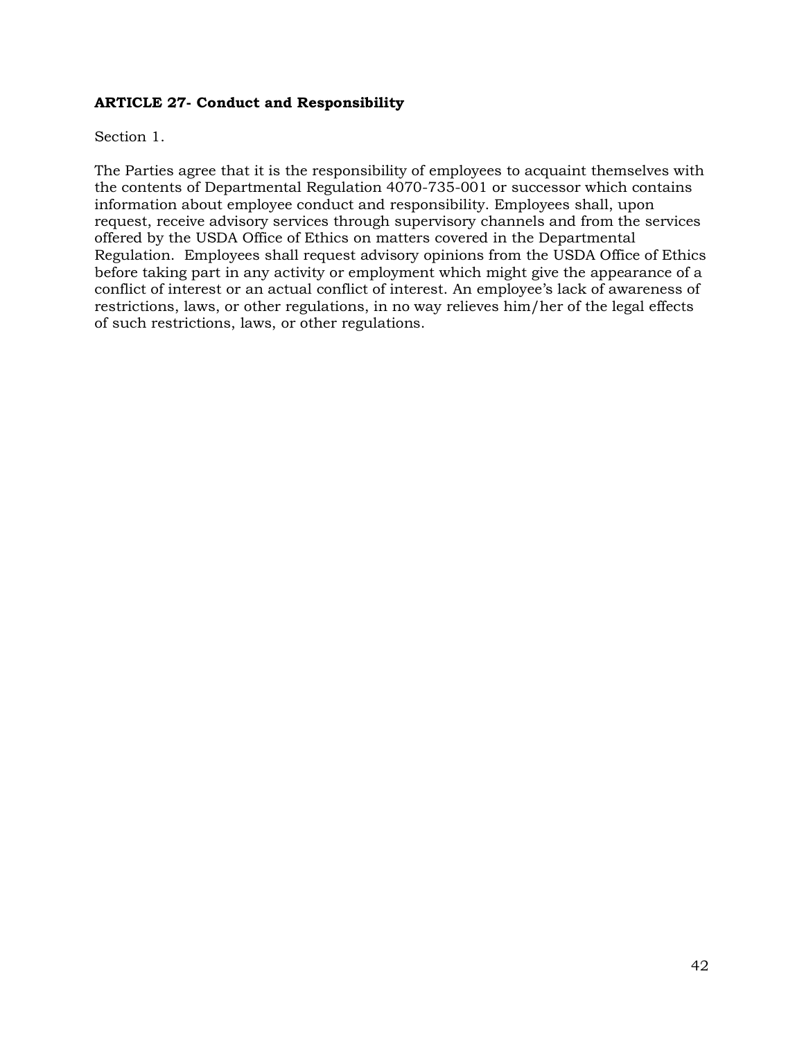**ARTICLE 27- Conduct and Responsibility**

Section 1.

The Parties agree that it is the responsibility of employees to acquaint themselves with the contents of Departmental Regulation 4070-735-001 or successor which contains information about employee conduct and responsibility. Employees shall, upon request, receive advisory services through supervisory channels and from the services offered by the USDA Office of Ethics on matters covered in the Departmental Regulation. Employees shall request advisory opinions from the USDA Office of Ethics before taking part in any activity or employment which might give the appearance of a conflict of interest or an actual conflict of interest. An employee's lack of awareness of restrictions, laws, or other regulations, in no way relieves him/her of the legal effects of such restrictions, laws, or other regulations.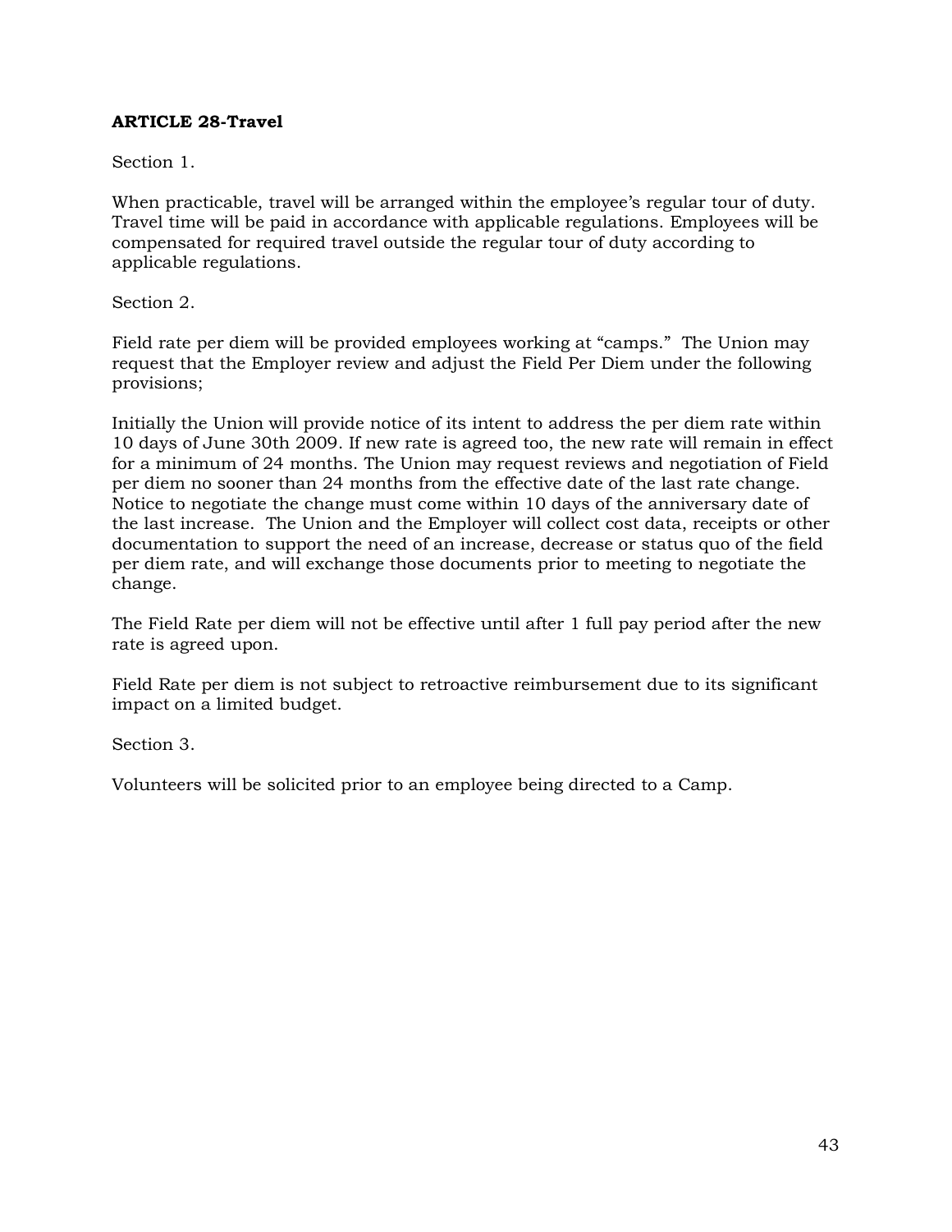**ARTICLE 28-Travel**

Section 1.

When practicable, travel will be arranged within the employee's regular tour of duty. Travel time will be paid in accordance with applicable regulations. Employees will be compensated for required travel outside the regular tour of duty according to applicable regulations.

Section 2.

Field rate per diem will be provided employees working at "camps." The Union may request that the Employer review and adjust the Field Per Diem under the following provisions;

Initially the Union will provide notice of its intent to address the per diem rate within 10 days of June 30th 2009. If new rate is agreed too, the new rate will remain in effect for a minimum of 24 months. The Union may request reviews and negotiation of Field per diem no sooner than 24 months from the effective date of the last rate change. Notice to negotiate the change must come within 10 days of the anniversary date of the last increase. The Union and the Employer will collect cost data, receipts or other documentation to support the need of an increase, decrease or status quo of the field per diem rate, and will exchange those documents prior to meeting to negotiate the change.

The Field Rate per diem will not be effective until after 1 full pay period after the new rate is agreed upon.

Field Rate per diem is not subject to retroactive reimbursement due to its significant impact on a limited budget.

Section 3.

Volunteers will be solicited prior to an employee being directed to a Camp.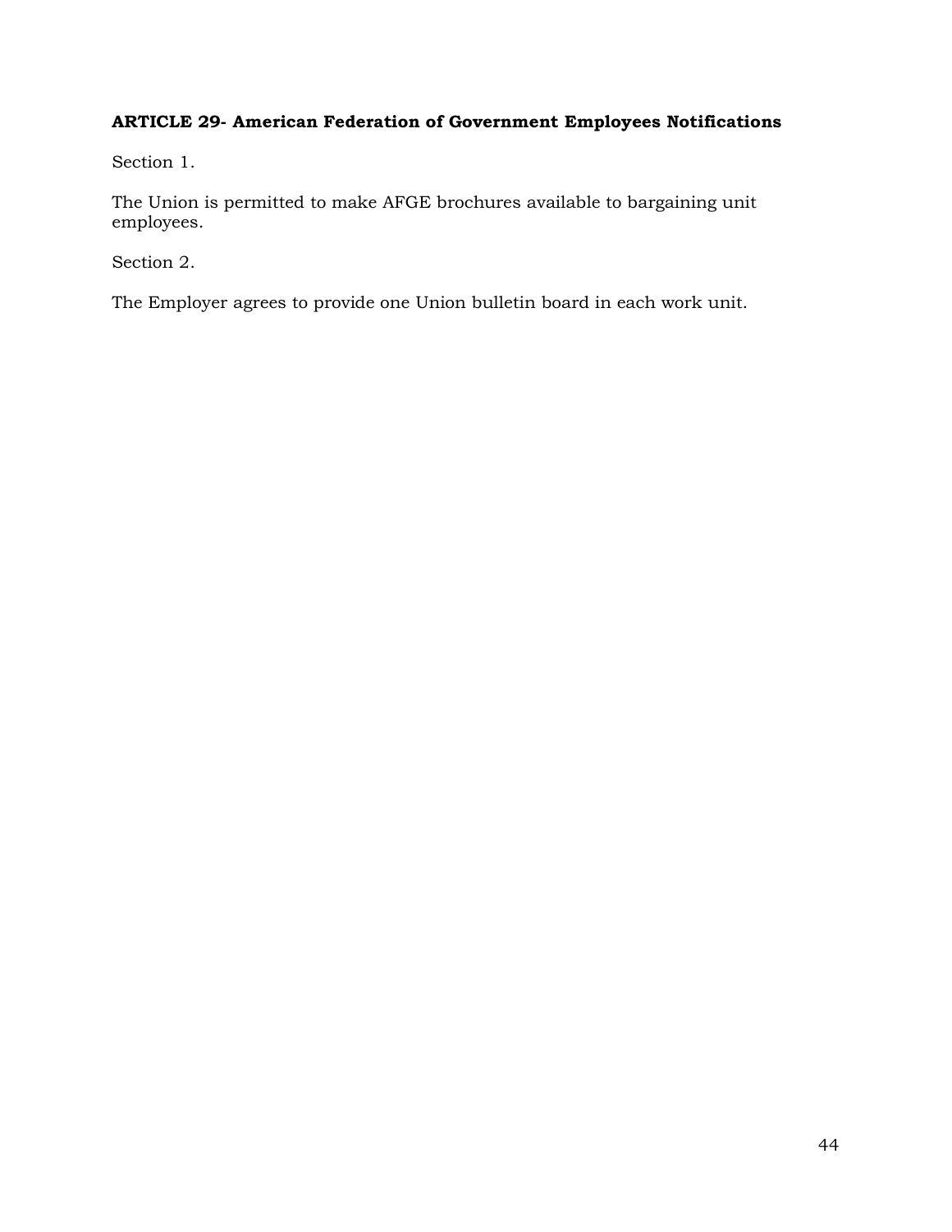## ARTICLE 29- American Federation of Government Employees Notifications

Section 1.

The Union is permitted to make AFGE brochures available to bargaining unit employees.

Section 2.

The Employer agrees to provide one Union bulletin board in each work unit.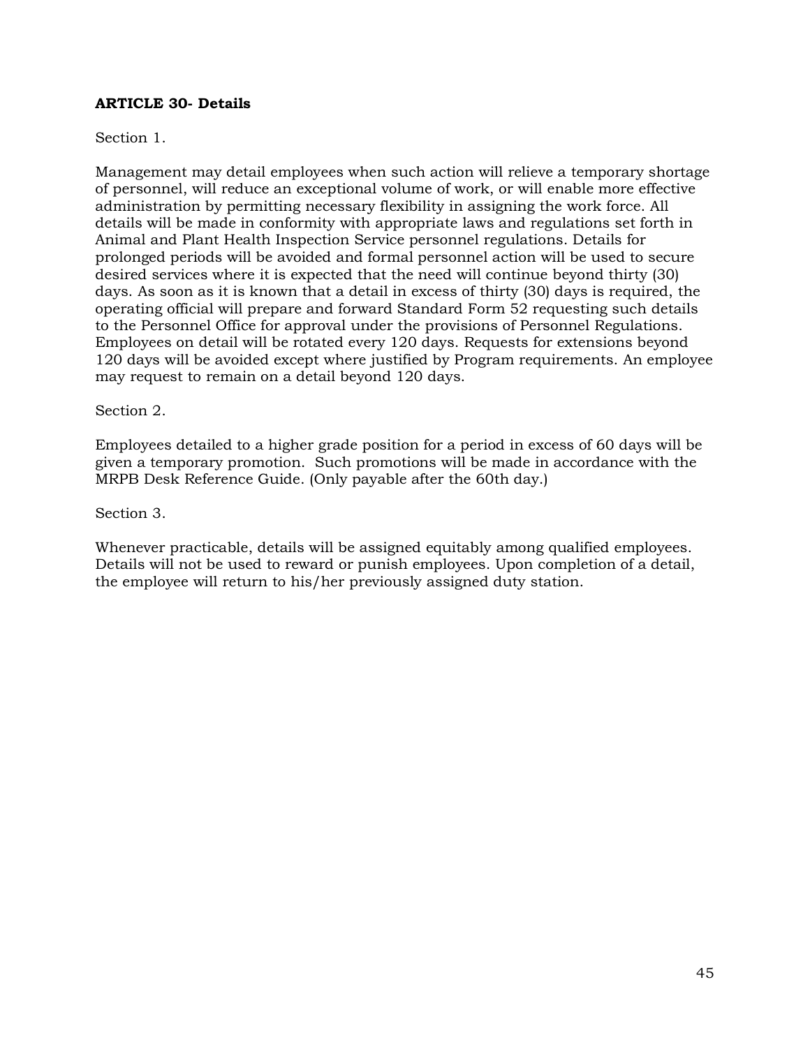**ARTICLE 30- Details**

Section 1.

Management may detail employees when such action will relieve a temporary shortage of personnel, will reduce an exceptional volume of work, or will enable more effective administration by permitting necessary flexibility in assigning the work force. All details will be made in conformity with appropriate laws and regulations set forth in Animal and Plant Health Inspection Service personnel regulations. Details for prolonged periods will be avoided and formal personnel action will be used to secure desired services where it is expected that the need will continue beyond thirty (30) days. As soon as it is known that a detail in excess of thirty (30) days is required, the operating official will prepare and forward Standard Form 52 requesting such details to the Personnel Office for approval under the provisions of Personnel Regulations. Employees on detail will be rotated every 120 days. Requests for extensions beyond 120 days will be avoided except where justified by Program requirements. An employee may request to remain on a detail beyond 120 days.

Section 2.

Employees detailed to a higher grade position for a period in excess of 60 days will be given a temporary promotion. Such promotions will be made in accordance with the MRPB Desk Reference Guide. (Only payable after the 60th day.)

Section 3.

Whenever practicable, details will be assigned equitably among qualified employees. Details will not be used to reward or punish employees. Upon completion of a detail, the employee will return to his/her previously assigned duty station.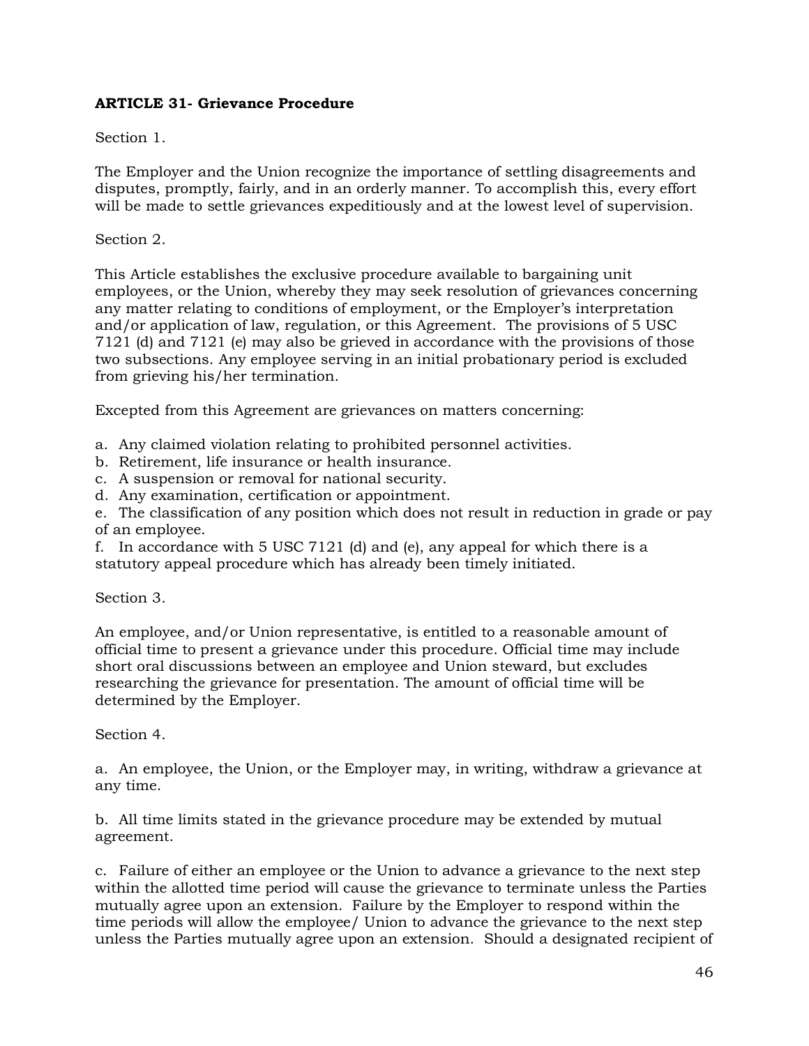**ARTICLE 31- Grievance Procedure**

Section 1.

The Employer and the Union recognize the importance of settling disagreements and disputes, promptly, fairly, and in an orderly manner. To accomplish this, every effort will be made to settle grievances expeditiously and at the lowest level of supervision.

Section 2.

This Article establishes the exclusive procedure available to bargaining unit employees, or the Union, whereby they may seek resolution of grievances concerning any matter relating to conditions of employment, or the Employer's interpretation and/or application of law, regulation, or this Agreement. The provisions of 5 USC 7121 (d) and 7121 (e) may also be grieved in accordance with the provisions of those two subsections. Any employee serving in an initial probationary period is excluded from grieving his/her termination.

Excepted from this Agreement are grievances on matters concerning:

a. Any claimed violation relating to prohibited personnel activities.
b. Retirement, life insurance or health insurance.
c. A suspension or removal for national security.
d. Any examination, certification or appointment.
e. The classification of any position which does not result in reduction in grade or pay of an employee.
f. In accordance with 5 USC 7121 (d) and (e), any appeal for which there is a statutory appeal procedure which has already been timely initiated.

Section 3.

An employee, and/or Union representative, is entitled to a reasonable amount of official time to present a grievance under this procedure. Official time may include short oral discussions between an employee and Union steward, but excludes researching the grievance for presentation. The amount of official time will be determined by the Employer.

Section 4.

a. An employee, the Union, or the Employer may, in writing, withdraw a grievance at any time.

b. All time limits stated in the grievance procedure may be extended by mutual agreement.

c. Failure of either an employee or the Union to advance a grievance to the next step within the allotted time period will cause the grievance to terminate unless the Parties mutually agree upon an extension. Failure by the Employer to respond within the time periods will allow the employee/ Union to advance the grievance to the next step unless the Parties mutually agree upon an extension. Should a designated recipient of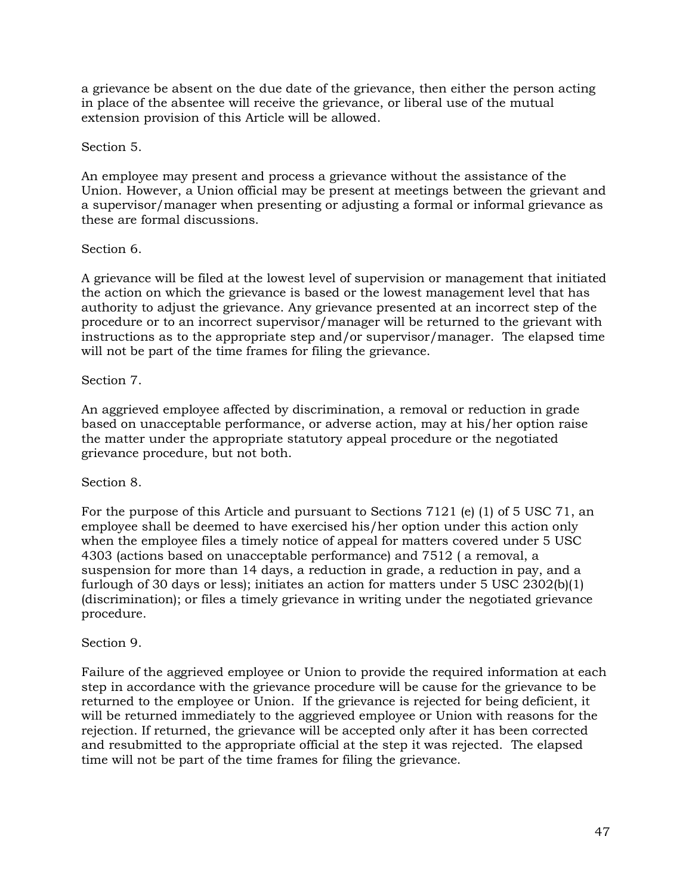a grievance be absent on the due date of the grievance, then either the person acting in place of the absentee will receive the grievance, or liberal use of the mutual extension provision of this Article will be allowed.

Section 5.

An employee may present and process a grievance without the assistance of the Union. However, a Union official may be present at meetings between the grievant and a supervisor/manager when presenting or adjusting a formal or informal grievance as these are formal discussions.

Section 6.

A grievance will be filed at the lowest level of supervision or management that initiated the action on which the grievance is based or the lowest management level that has authority to adjust the grievance. Any grievance presented at an incorrect step of the procedure or to an incorrect supervisor/manager will be returned to the grievant with instructions as to the appropriate step and/or supervisor/manager. The elapsed time will not be part of the time frames for filing the grievance.

Section 7.

An aggrieved employee affected by discrimination, a removal or reduction in grade based on unacceptable performance, or adverse action, may at his/her option raise the matter under the appropriate statutory appeal procedure or the negotiated grievance procedure, but not both.

Section 8.

For the purpose of this Article and pursuant to Sections 7121 (e) (1) of 5 USC 71, an employee shall be deemed to have exercised his/her option under this action only when the employee files a timely notice of appeal for matters covered under 5 USC 4303 (actions based on unacceptable performance) and 7512 ( a removal, a suspension for more than 14 days, a reduction in grade, a reduction in pay, and a furlough of 30 days or less); initiates an action for matters under 5 USC 2302(b)(1) (discrimination); or files a timely grievance in writing under the negotiated grievance procedure.

Section 9.

Failure of the aggrieved employee or Union to provide the required information at each step in accordance with the grievance procedure will be cause for the grievance to be returned to the employee or Union. If the grievance is rejected for being deficient, it will be returned immediately to the aggrieved employee or Union with reasons for the rejection. If returned, the grievance will be accepted only after it has been corrected and resubmitted to the appropriate official at the step it was rejected. The elapsed time will not be part of the time frames for filing the grievance.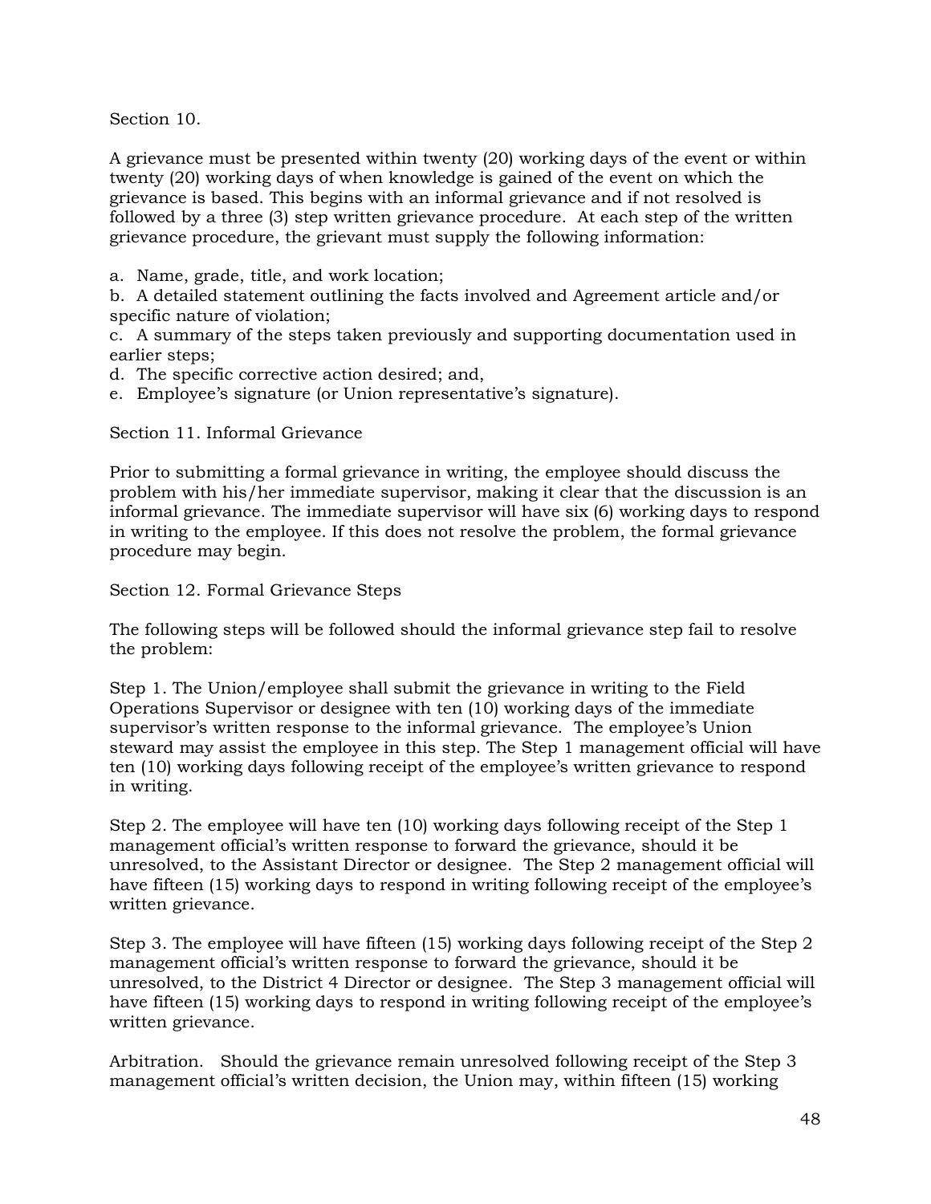Section 10.

A grievance must be presented within twenty (20) working days of the event or within twenty (20) working days of when knowledge is gained of the event on which the grievance is based. This begins with an informal grievance and if not resolved is followed by a three (3) step written grievance procedure. At each step of the written grievance procedure, the grievant must supply the following information:

a. Name, grade, title, and work location;
b. A detailed statement outlining the facts involved and Agreement article and/or specific nature of violation;
c. A summary of the steps taken previously and supporting documentation used in earlier steps;
d. The specific corrective action desired; and,
e. Employee's signature (or Union representative's signature).

Section 11. Informal Grievance

Prior to submitting a formal grievance in writing, the employee should discuss the problem with his/her immediate supervisor, making it clear that the discussion is an informal grievance. The immediate supervisor will have six (6) working days to respond in writing to the employee. If this does not resolve the problem, the formal grievance procedure may begin.

Section 12. Formal Grievance Steps

The following steps will be followed should the informal grievance step fail to resolve the problem:

Step 1. The Union/employee shall submit the grievance in writing to the Field Operations Supervisor or designee with ten (10) working days of the immediate supervisor's written response to the informal grievance. The employee's Union steward may assist the employee in this step. The Step 1 management official will have ten (10) working days following receipt of the employee's written grievance to respond in writing.

Step 2. The employee will have ten (10) working days following receipt of the Step 1 management official's written response to forward the grievance, should it be unresolved, to the Assistant Director or designee. The Step 2 management official will have fifteen (15) working days to respond in writing following receipt of the employee's written grievance.

Step 3. The employee will have fifteen (15) working days following receipt of the Step 2 management official's written response to forward the grievance, should it be unresolved, to the District 4 Director or designee. The Step 3 management official will have fifteen (15) working days to respond in writing following receipt of the employee's written grievance.

Arbitration. Should the grievance remain unresolved following receipt of the Step 3 management official's written decision, the Union may, within fifteen (15) working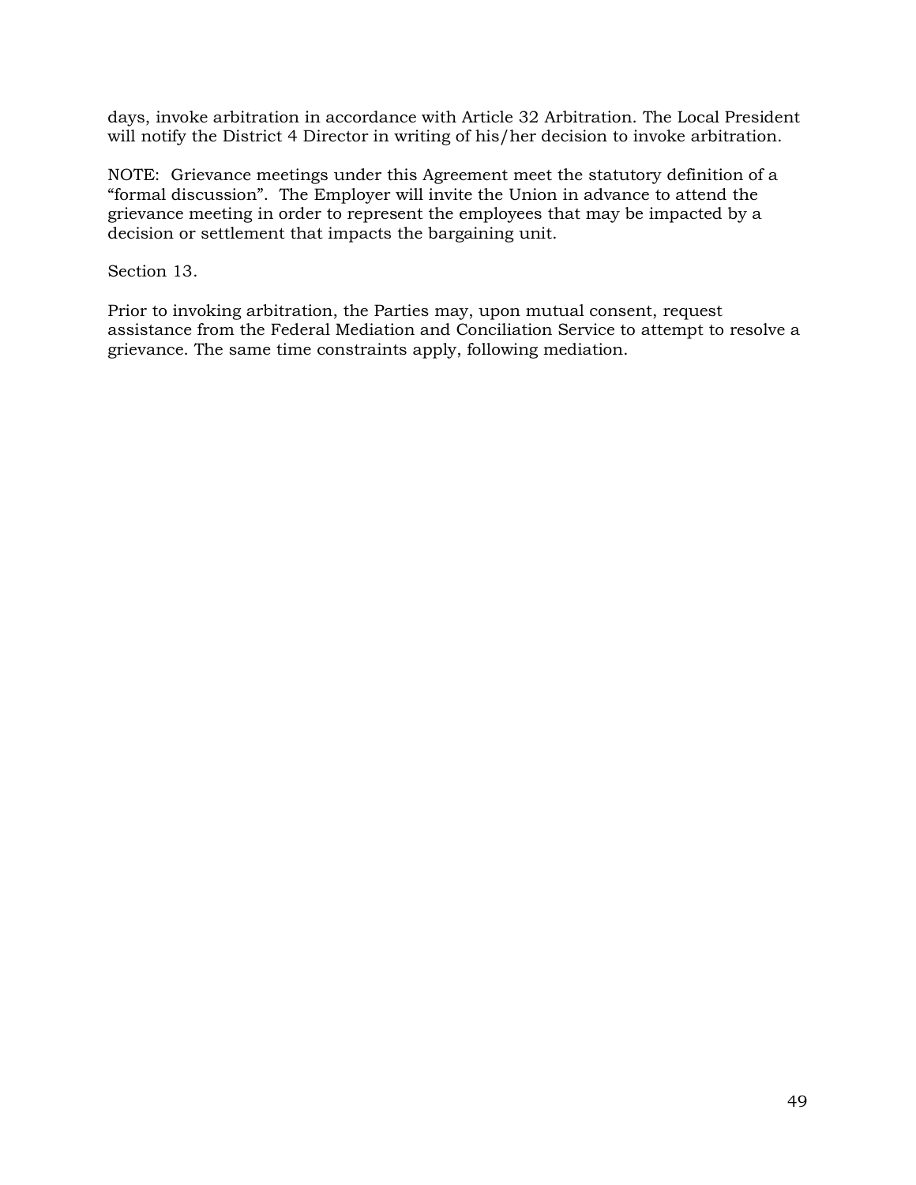days, invoke arbitration in accordance with Article 32 Arbitration. The Local President will notify the District 4 Director in writing of his/her decision to invoke arbitration.

NOTE: Grievance meetings under this Agreement meet the statutory definition of a "formal discussion". The Employer will invite the Union in advance to attend the grievance meeting in order to represent the employees that may be impacted by a decision or settlement that impacts the bargaining unit.

Section 13.

Prior to invoking arbitration, the Parties may, upon mutual consent, request assistance from the Federal Mediation and Conciliation Service to attempt to resolve a grievance. The same time constraints apply, following mediation.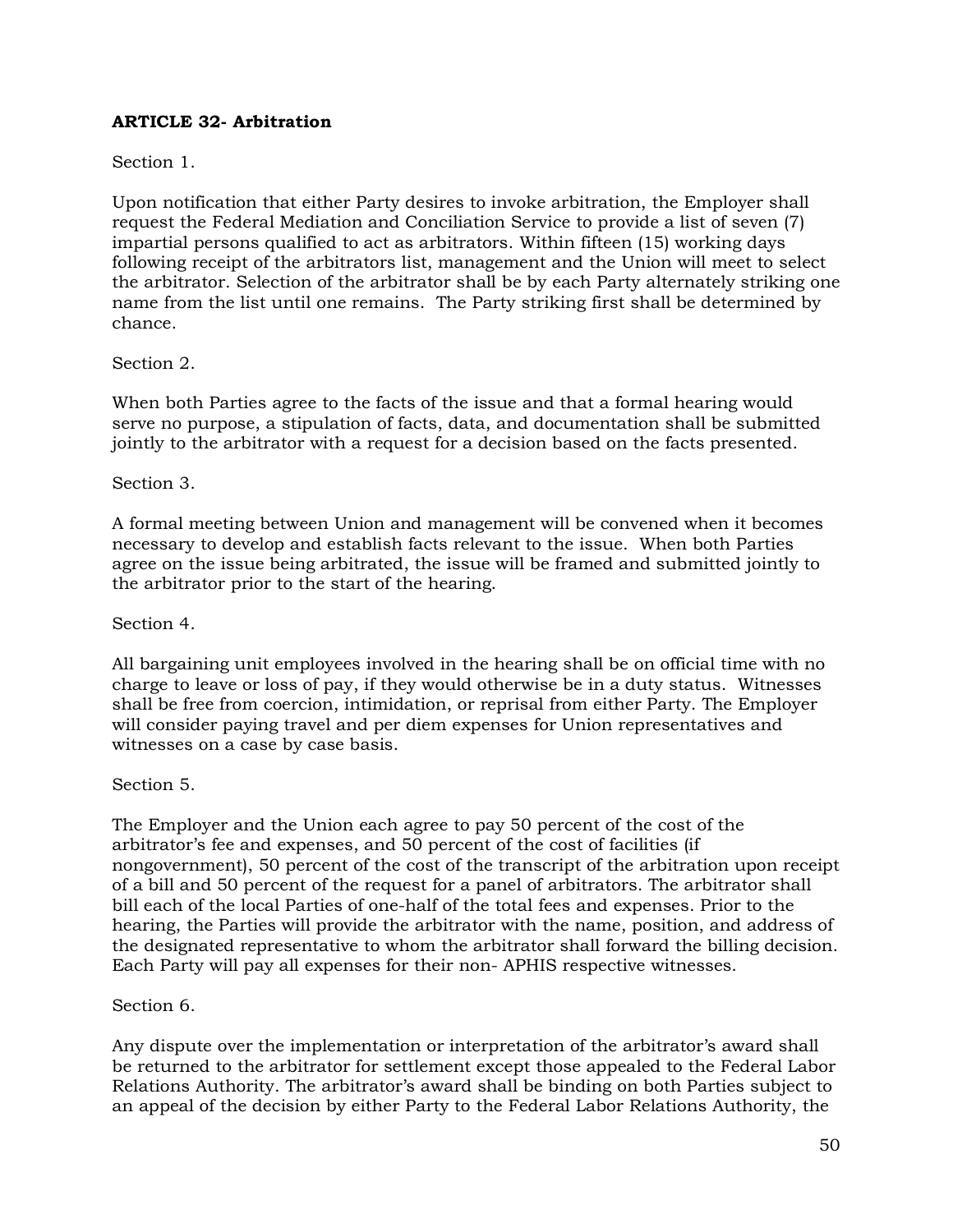**ARTICLE 32- Arbitration**

Section 1.

Upon notification that either Party desires to invoke arbitration, the Employer shall request the Federal Mediation and Conciliation Service to provide a list of seven (7) impartial persons qualified to act as arbitrators. Within fifteen (15) working days following receipt of the arbitrators list, management and the Union will meet to select the arbitrator. Selection of the arbitrator shall be by each Party alternately striking one name from the list until one remains. The Party striking first shall be determined by chance.

Section 2.

When both Parties agree to the facts of the issue and that a formal hearing would serve no purpose, a stipulation of facts, data, and documentation shall be submitted jointly to the arbitrator with a request for a decision based on the facts presented.

Section 3.

A formal meeting between Union and management will be convened when it becomes necessary to develop and establish facts relevant to the issue. When both Parties agree on the issue being arbitrated, the issue will be framed and submitted jointly to the arbitrator prior to the start of the hearing.

Section 4.

All bargaining unit employees involved in the hearing shall be on official time with no charge to leave or loss of pay, if they would otherwise be in a duty status. Witnesses shall be free from coercion, intimidation, or reprisal from either Party. The Employer will consider paying travel and per diem expenses for Union representatives and witnesses on a case by case basis.

Section 5.

The Employer and the Union each agree to pay 50 percent of the cost of the arbitrator's fee and expenses, and 50 percent of the cost of facilities (if nongovernment), 50 percent of the cost of the transcript of the arbitration upon receipt of a bill and 50 percent of the request for a panel of arbitrators. The arbitrator shall bill each of the local Parties of one-half of the total fees and expenses. Prior to the hearing, the Parties will provide the arbitrator with the name, position, and address of the designated representative to whom the arbitrator shall forward the billing decision. Each Party will pay all expenses for their non- APHIS respective witnesses.

Section 6.

Any dispute over the implementation or interpretation of the arbitrator's award shall be returned to the arbitrator for settlement except those appealed to the Federal Labor Relations Authority. The arbitrator's award shall be binding on both Parties subject to an appeal of the decision by either Party to the Federal Labor Relations Authority, the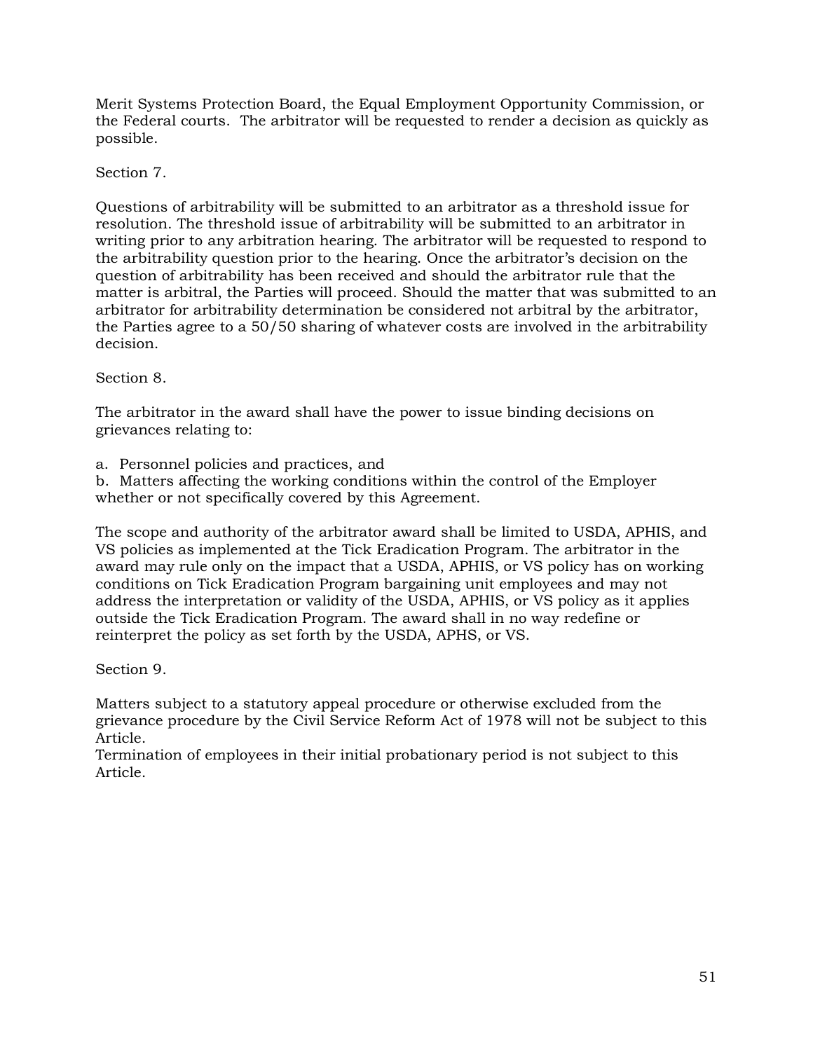Merit Systems Protection Board, the Equal Employment Opportunity Commission, or the Federal courts. The arbitrator will be requested to render a decision as quickly as possible.

Section 7.

Questions of arbitrability will be submitted to an arbitrator as a threshold issue for resolution. The threshold issue of arbitrability will be submitted to an arbitrator in writing prior to any arbitration hearing. The arbitrator will be requested to respond to the arbitrability question prior to the hearing. Once the arbitrator's decision on the question of arbitrability has been received and should the arbitrator rule that the matter is arbitral, the Parties will proceed. Should the matter that was submitted to an arbitrator for arbitrability determination be considered not arbitral by the arbitrator, the Parties agree to a 50/50 sharing of whatever costs are involved in the arbitrability decision.

Section 8.

The arbitrator in the award shall have the power to issue binding decisions on grievances relating to:

a. Personnel policies and practices, and
b. Matters affecting the working conditions within the control of the Employer whether or not specifically covered by this Agreement.

The scope and authority of the arbitrator award shall be limited to USDA, APHIS, and VS policies as implemented at the Tick Eradication Program. The arbitrator in the award may rule only on the impact that a USDA, APHIS, or VS policy has on working conditions on Tick Eradication Program bargaining unit employees and may not address the interpretation or validity of the USDA, APHIS, or VS policy as it applies outside the Tick Eradication Program. The award shall in no way redefine or reinterpret the policy as set forth by the USDA, APHS, or VS.

Section 9.

Matters subject to a statutory appeal procedure or otherwise excluded from the grievance procedure by the Civil Service Reform Act of 1978 will not be subject to this Article.
Termination of employees in their initial probationary period is not subject to this Article.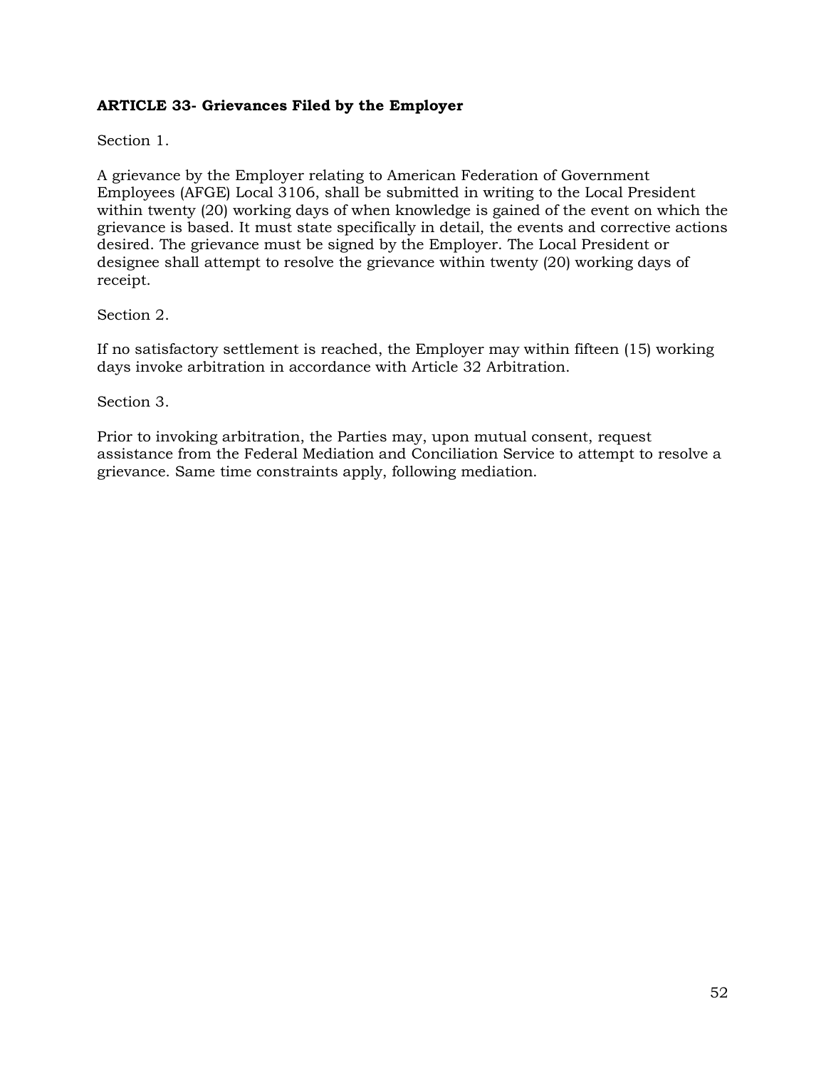**ARTICLE 33- Grievances Filed by the Employer**

Section 1.

A grievance by the Employer relating to American Federation of Government Employees (AFGE) Local 3106, shall be submitted in writing to the Local President within twenty (20) working days of when knowledge is gained of the event on which the grievance is based. It must state specifically in detail, the events and corrective actions desired. The grievance must be signed by the Employer. The Local President or designee shall attempt to resolve the grievance within twenty (20) working days of receipt.

Section 2.

If no satisfactory settlement is reached, the Employer may within fifteen (15) working days invoke arbitration in accordance with Article 32 Arbitration.

Section 3.

Prior to invoking arbitration, the Parties may, upon mutual consent, request assistance from the Federal Mediation and Conciliation Service to attempt to resolve a grievance. Same time constraints apply, following mediation.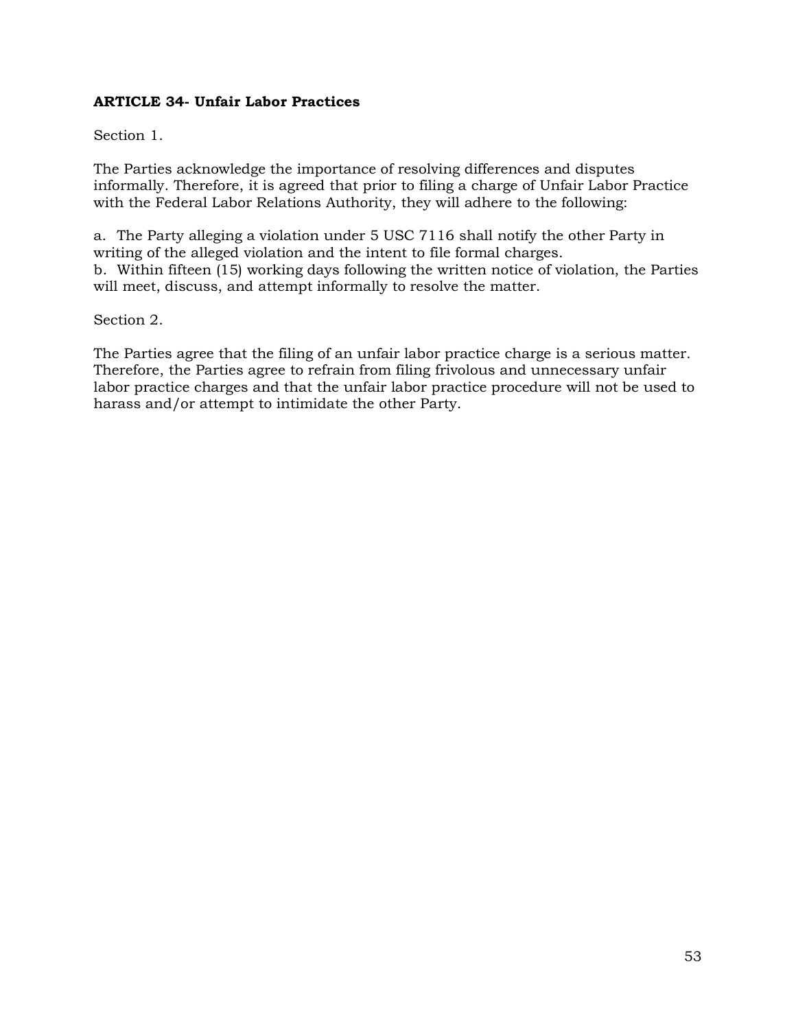## ARTICLE 34- Unfair Labor Practices

Section 1.

The Parties acknowledge the importance of resolving differences and disputes informally. Therefore, it is agreed that prior to filing a charge of Unfair Labor Practice with the Federal Labor Relations Authority, they will adhere to the following:

a. The Party alleging a violation under 5 USC 7116 shall notify the other Party in writing of the alleged violation and the intent to file formal charges.
b. Within fifteen (15) working days following the written notice of violation, the Parties will meet, discuss, and attempt informally to resolve the matter.

Section 2.

The Parties agree that the filing of an unfair labor practice charge is a serious matter. Therefore, the Parties agree to refrain from filing frivolous and unnecessary unfair labor practice charges and that the unfair labor practice procedure will not be used to harass and/or attempt to intimidate the other Party.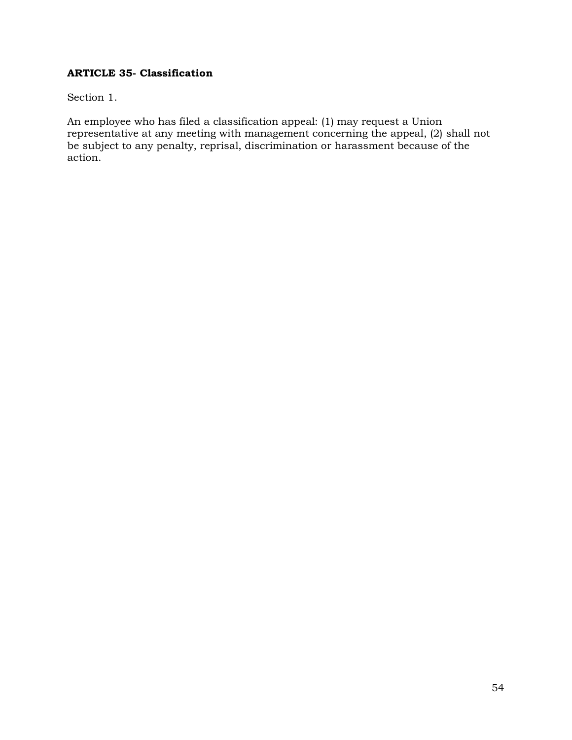## ARTICLE 35- Classification

Section 1.

An employee who has filed a classification appeal: (1) may request a Union representative at any meeting with management concerning the appeal, (2) shall not be subject to any penalty, reprisal, discrimination or harassment because of the action.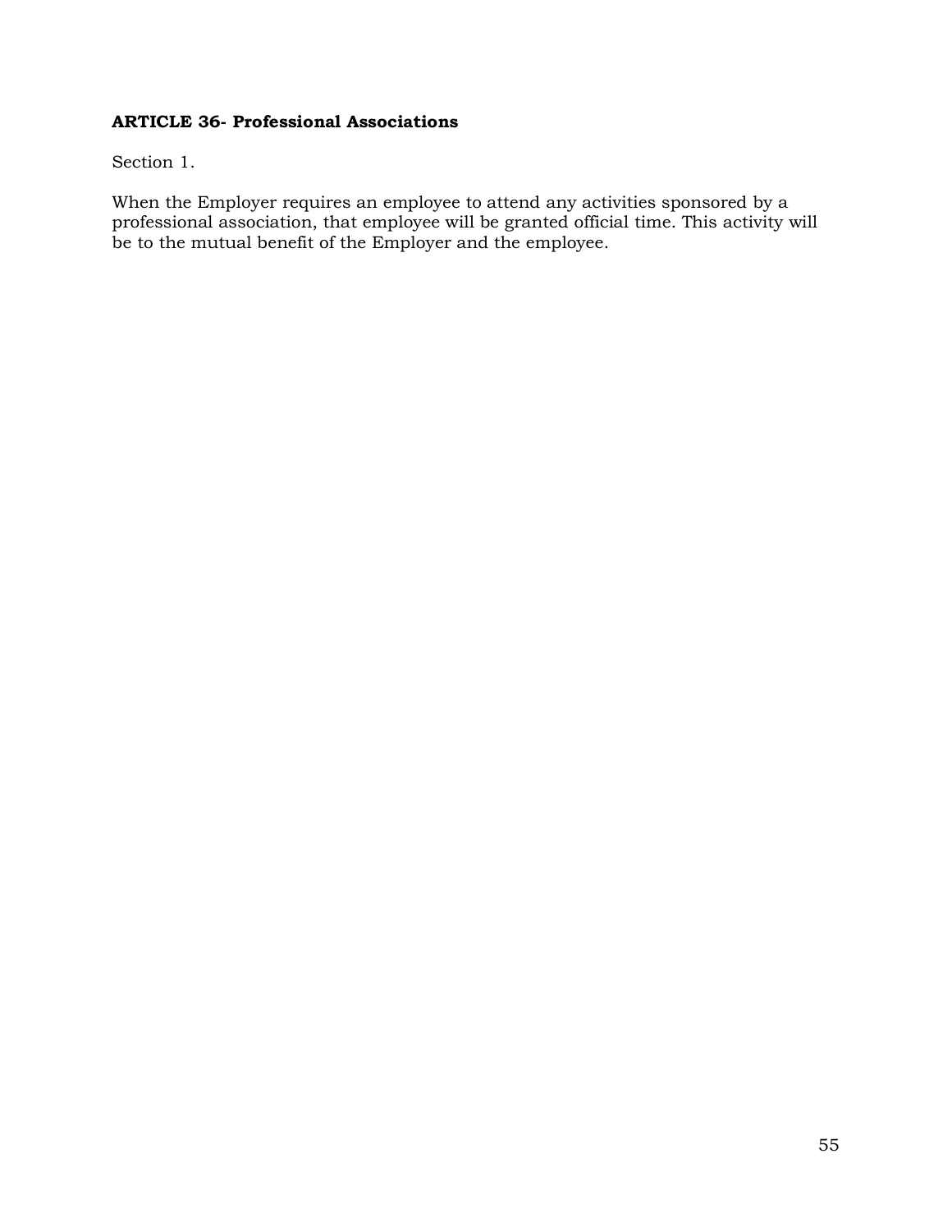## ARTICLE 36- Professional Associations

Section 1.

When the Employer requires an employee to attend any activities sponsored by a professional association, that employee will be granted official time. This activity will be to the mutual benefit of the Employer and the employee.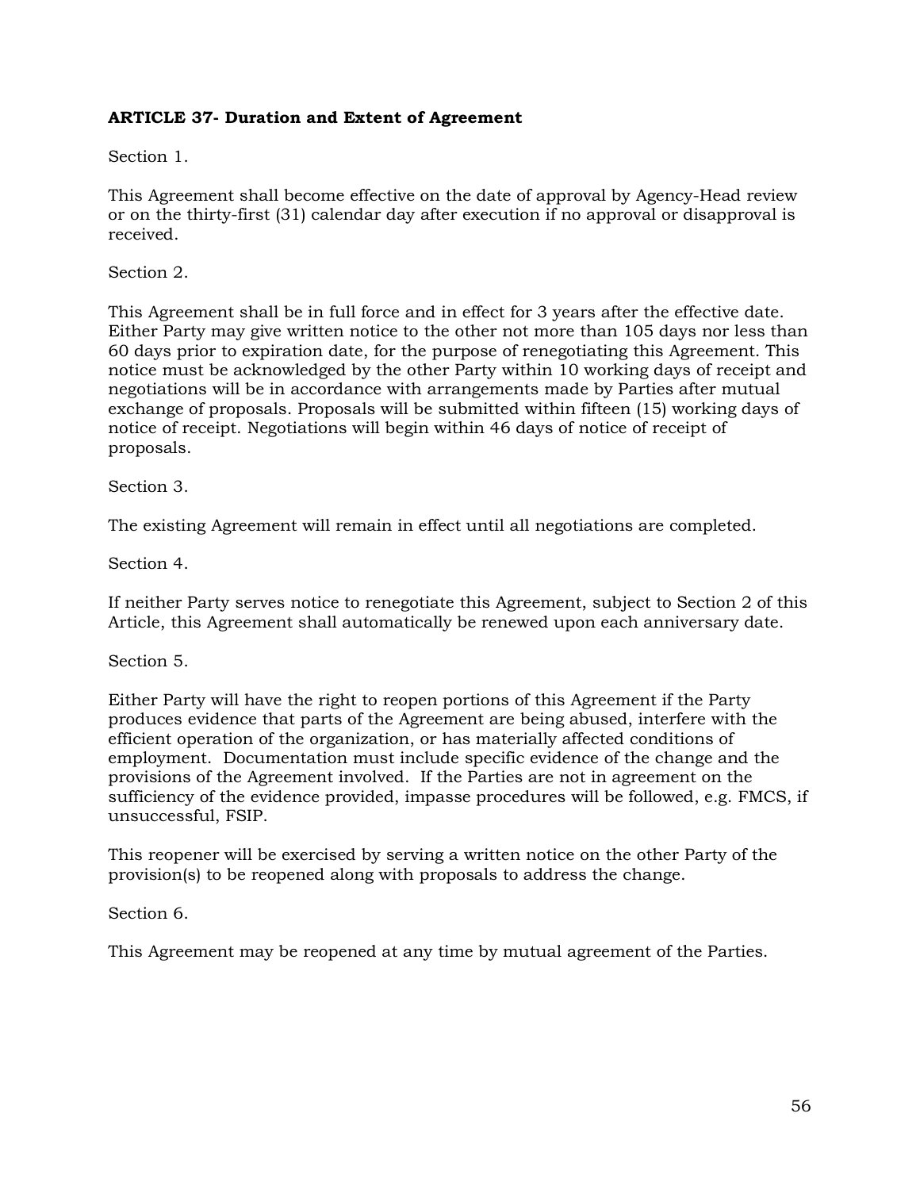### ARTICLE 37- Duration and Extent of Agreement

Section 1.

This Agreement shall become effective on the date of approval by Agency-Head review or on the thirty-first (31) calendar day after execution if no approval or disapproval is received.

Section 2.

This Agreement shall be in full force and in effect for 3 years after the effective date. Either Party may give written notice to the other not more than 105 days nor less than 60 days prior to expiration date, for the purpose of renegotiating this Agreement. This notice must be acknowledged by the other Party within 10 working days of receipt and negotiations will be in accordance with arrangements made by Parties after mutual exchange of proposals. Proposals will be submitted within fifteen (15) working days of notice of receipt. Negotiations will begin within 46 days of notice of receipt of proposals.

Section 3.

The existing Agreement will remain in effect until all negotiations are completed.

Section 4.

If neither Party serves notice to renegotiate this Agreement, subject to Section 2 of this Article, this Agreement shall automatically be renewed upon each anniversary date.

Section 5.

Either Party will have the right to reopen portions of this Agreement if the Party produces evidence that parts of the Agreement are being abused, interfere with the efficient operation of the organization, or has materially affected conditions of employment. Documentation must include specific evidence of the change and the provisions of the Agreement involved. If the Parties are not in agreement on the sufficiency of the evidence provided, impasse procedures will be followed, e.g. FMCS, if unsuccessful, FSIP.

This reopener will be exercised by serving a written notice on the other Party of the provision(s) to be reopened along with proposals to address the change.

Section 6.

This Agreement may be reopened at any time by mutual agreement of the Parties.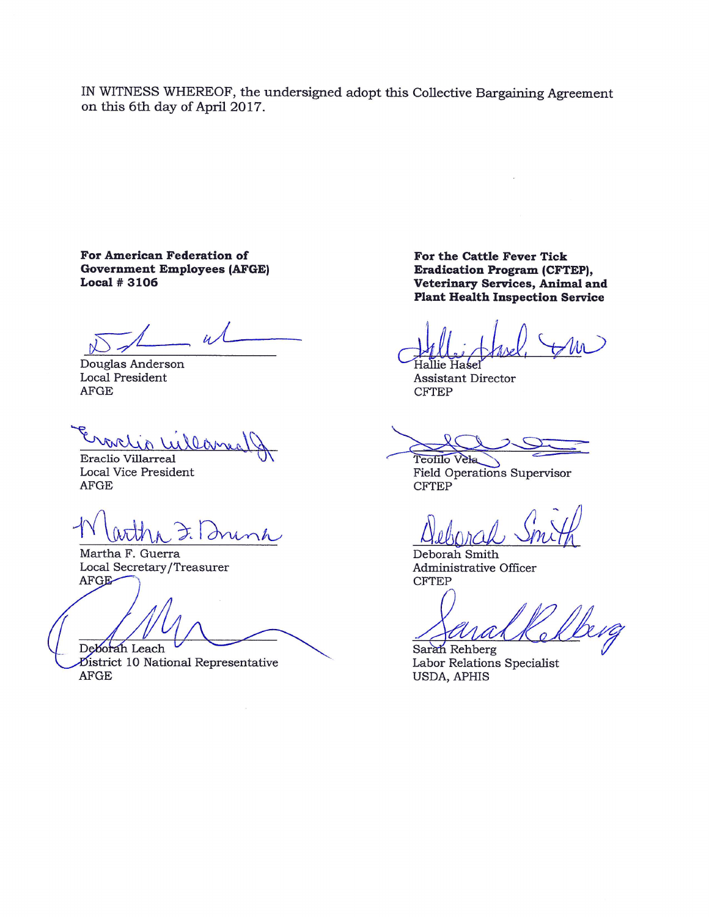IN WITNESS WHEREOF, the undersigned adopt this Collective Bargaining Agreement on this 6th day of April 2017.

**For American Federation of Government Employees (AFGE) Local # 3106**

Douglas Anderson
Local President
AFGE

Eraclio Villarreal
Local Vice President
AFGE

Martha F. Guerra
Local Secretary/Treasurer
AFGE

Deborah Leach
District 10 National Representative
AFGE

**For the Cattle Fever Tick Eradication Program (CFTEP), Veterinary Services, Animal and Plant Health Inspection Service**

Hallie Hasel
Assistant Director
CFTEP

Teofilo Vela
Field Operations Supervisor
CFTEP

Deborah Smith
Administrative Officer
CFTEP

Sarah Rehberg
Labor Relations Specialist
USDA, APHIS